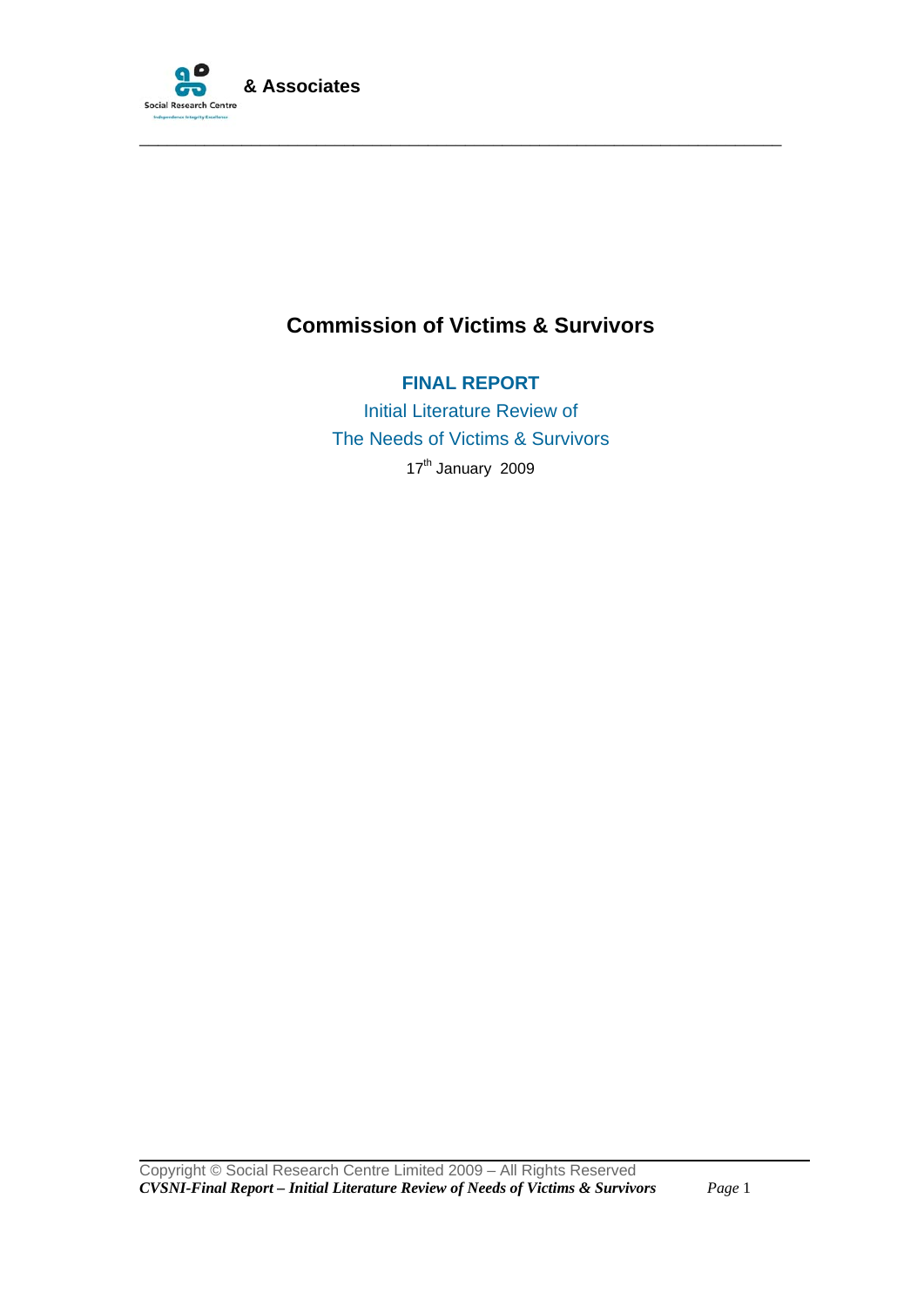Social Research Centre
Independence Integrity Excellence

**& Associates**

# Commission of Victims & Survivors

## FINAL REPORT

Initial Literature Review of
The Needs of Victims & Survivors

17th January 2009

Copyright © Social Research Centre Limited 2009 – All Rights Reserved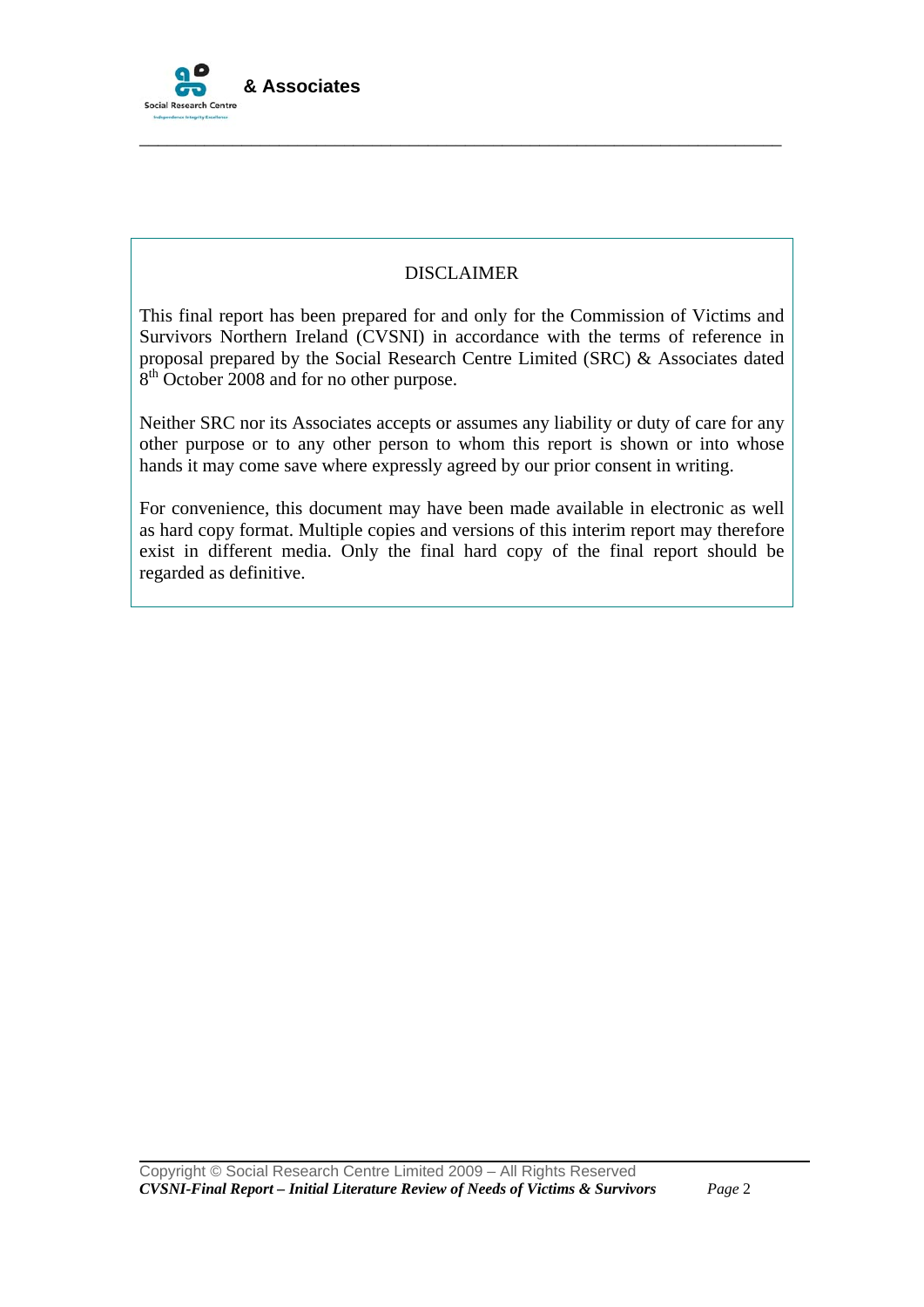## DISCLAIMER

This final report has been prepared for and only for the Commission of Victims and Survivors Northern Ireland (CVSNI) in accordance with the terms of reference in proposal prepared by the Social Research Centre Limited (SRC) & Associates dated 8th October 2008 and for no other purpose.

Neither SRC nor its Associates accepts or assumes any liability or duty of care for any other purpose or to any other person to whom this report is shown or into whose hands it may come save where expressly agreed by our prior consent in writing.

For convenience, this document may have been made available in electronic as well as hard copy format. Multiple copies and versions of this interim report may therefore exist in different media. Only the final hard copy of the final report should be regarded as definitive.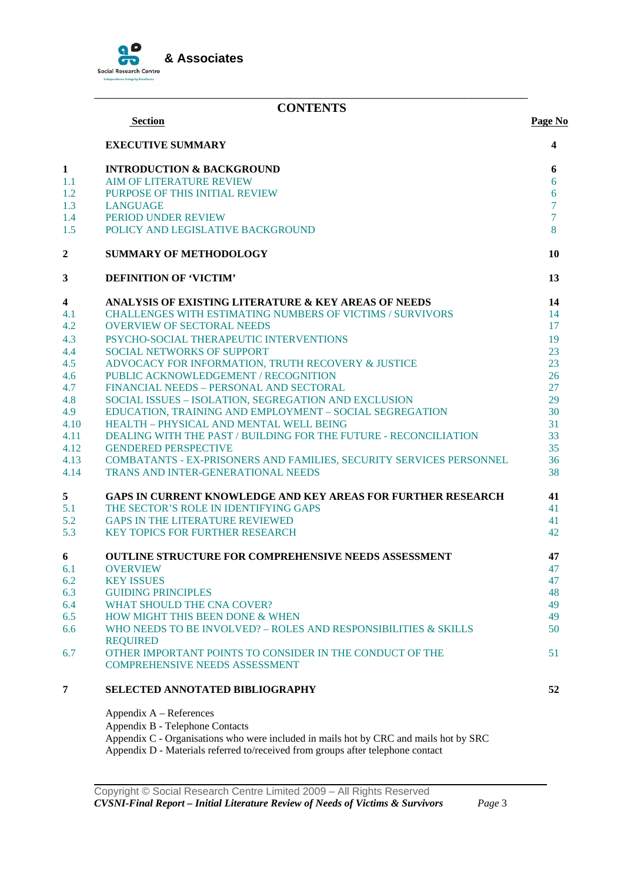# CONTENTS

| | Section | Page No |
|---|---|---|
| | **EXECUTIVE SUMMARY** | **4** |
| **1** | **INTRODUCTION & BACKGROUND** | **6** |
| 1.1 | AIM OF LITERATURE REVIEW | 6 |
| 1.2 | PURPOSE OF THIS INITIAL REVIEW | 6 |
| 1.3 | LANGUAGE | 7 |
| 1.4 | PERIOD UNDER REVIEW | 7 |
| 1.5 | POLICY AND LEGISLATIVE BACKGROUND | 8 |
| **2** | **SUMMARY OF METHODOLOGY** | **10** |
| **3** | **DEFINITION OF 'VICTIM'** | **13** |
| **4** | **ANALYSIS OF EXISTING LITERATURE & KEY AREAS OF NEEDS** | **14** |
| 4.1 | CHALLENGES WITH ESTIMATING NUMBERS OF VICTIMS / SURVIVORS | 14 |
| 4.2 | OVERVIEW OF SECTORAL NEEDS | 17 |
| 4.3 | PSYCHO-SOCIAL THERAPEUTIC INTERVENTIONS | 19 |
| 4.4 | SOCIAL NETWORKS OF SUPPORT | 23 |
| 4.5 | ADVOCACY FOR INFORMATION, TRUTH RECOVERY & JUSTICE | 23 |
| 4.6 | PUBLIC ACKNOWLEDGEMENT / RECOGNITION | 26 |
| 4.7 | FINANCIAL NEEDS – PERSONAL AND SECTORAL | 27 |
| 4.8 | SOCIAL ISSUES – ISOLATION, SEGREGATION AND EXCLUSION | 29 |
| 4.9 | EDUCATION, TRAINING AND EMPLOYMENT – SOCIAL SEGREGATION | 30 |
| 4.10 | HEALTH – PHYSICAL AND MENTAL WELL BEING | 31 |
| 4.11 | DEALING WITH THE PAST / BUILDING FOR THE FUTURE - RECONCILIATION | 33 |
| 4.12 | GENDERED PERSPECTIVE | 35 |
| 4.13 | COMBATANTS - EX-PRISONERS AND FAMILIES, SECURITY SERVICES PERSONNEL | 36 |
| 4.14 | TRANS AND INTER-GENERATIONAL NEEDS | 38 |
| **5** | **GAPS IN CURRENT KNOWLEDGE AND KEY AREAS FOR FURTHER RESEARCH** | **41** |
| 5.1 | THE SECTOR'S ROLE IN IDENTIFYING GAPS | 41 |
| 5.2 | GAPS IN THE LITERATURE REVIEWED | 41 |
| 5.3 | KEY TOPICS FOR FURTHER RESEARCH | 42 |
| **6** | **OUTLINE STRUCTURE FOR COMPREHENSIVE NEEDS ASSESSMENT** | **47** |
| 6.1 | OVERVIEW | 47 |
| 6.2 | KEY ISSUES | 47 |
| 6.3 | GUIDING PRINCIPLES | 48 |
| 6.4 | WHAT SHOULD THE CNA COVER? | 49 |
| 6.5 | HOW MIGHT THIS BEEN DONE & WHEN | 49 |
| 6.6 | WHO NEEDS TO BE INVOLVED? – ROLES AND RESPONSIBILITIES & SKILLS REQUIRED | 50 |
| 6.7 | OTHER IMPORTANT POINTS TO CONSIDER IN THE CONDUCT OF THE COMPREHENSIVE NEEDS ASSESSMENT | 51 |
| **7** | **SELECTED ANNOTATED BIBLIOGRAPHY** | **52** |

Appendix A – References
Appendix B - Telephone Contacts
Appendix C - Organisations who were included in mails hot by CRC and mails hot by SRC
Appendix D - Materials referred to/received from groups after telephone contact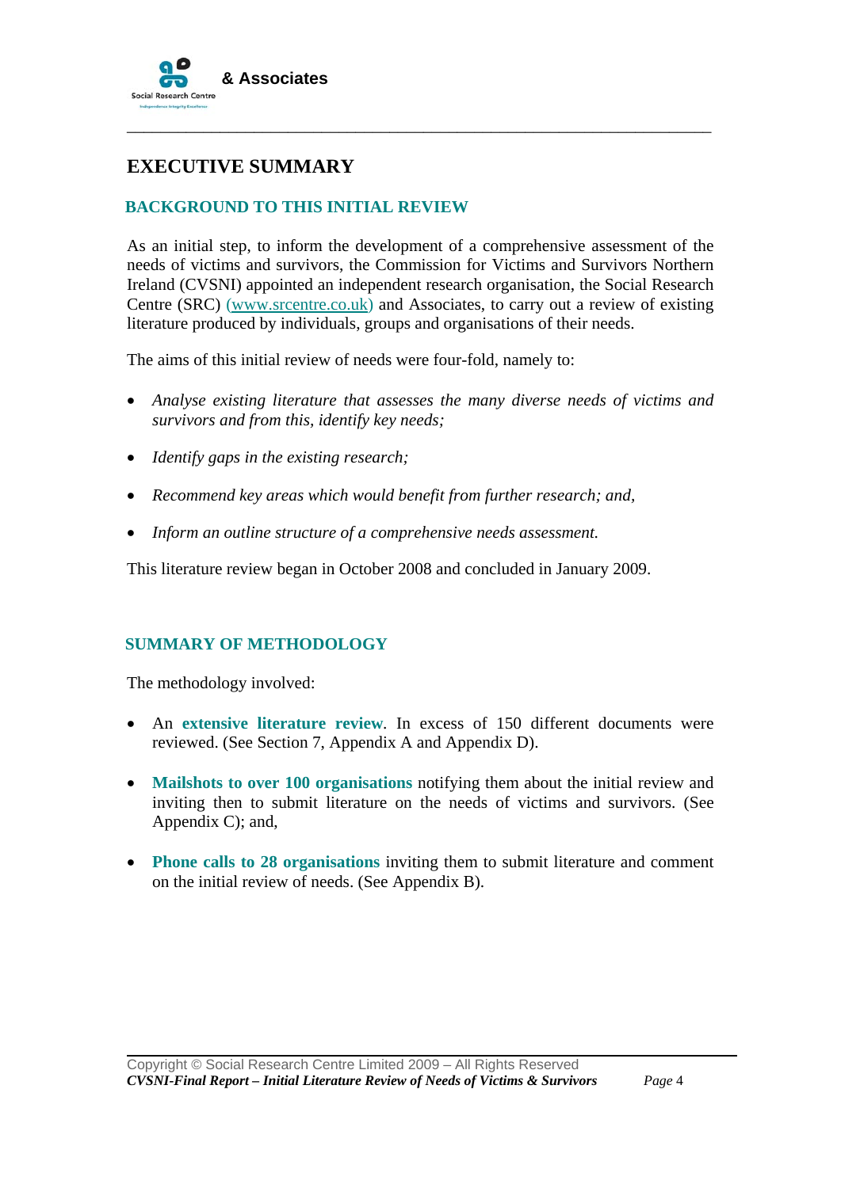# EXECUTIVE SUMMARY

## BACKGROUND TO THIS INITIAL REVIEW

As an initial step, to inform the development of a comprehensive assessment of the needs of victims and survivors, the Commission for Victims and Survivors Northern Ireland (CVSNI) appointed an independent research organisation, the Social Research Centre (SRC) (www.srcentre.co.uk) and Associates, to carry out a review of existing literature produced by individuals, groups and organisations of their needs.

The aims of this initial review of needs were four-fold, namely to:

- *Analyse existing literature that assesses the many diverse needs of victims and survivors and from this, identify key needs;*
- *Identify gaps in the existing research;*
- *Recommend key areas which would benefit from further research; and,*
- *Inform an outline structure of a comprehensive needs assessment.*

This literature review began in October 2008 and concluded in January 2009.

## SUMMARY OF METHODOLOGY

The methodology involved:

- An **extensive literature review**. In excess of 150 different documents were reviewed. (See Section 7, Appendix A and Appendix D).
- **Mailshots to over 100 organisations** notifying them about the initial review and inviting then to submit literature on the needs of victims and survivors. (See Appendix C); and,
- **Phone calls to 28 organisations** inviting them to submit literature and comment on the initial review of needs. (See Appendix B).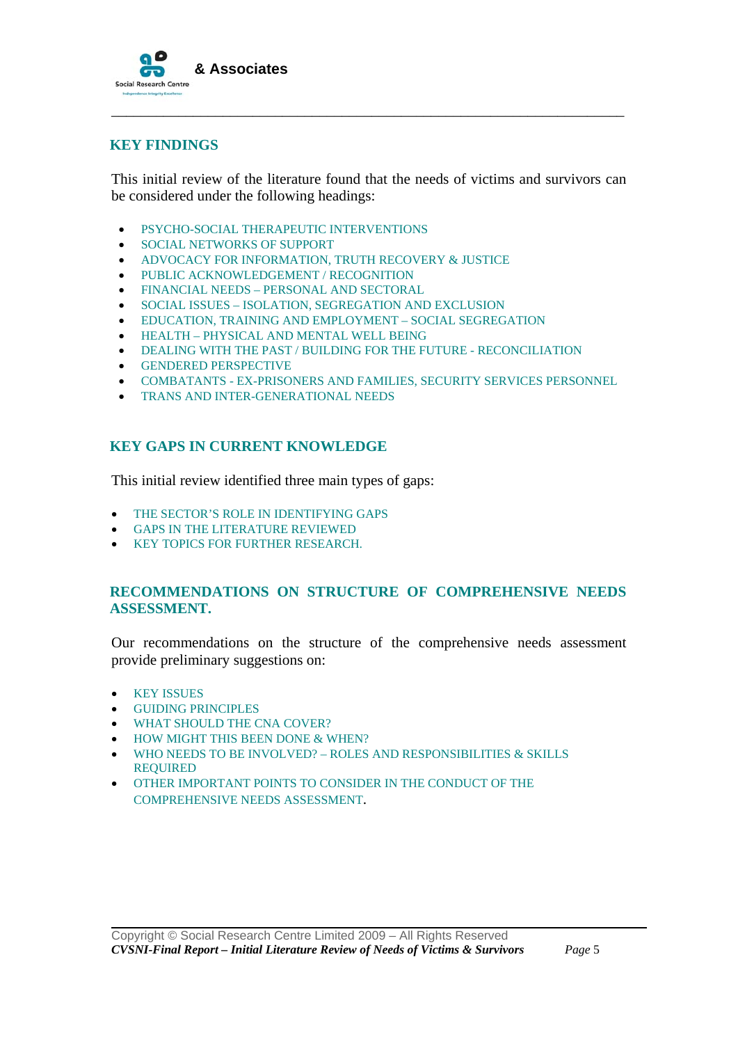## KEY FINDINGS

This initial review of the literature found that the needs of victims and survivors can be considered under the following headings:

- PSYCHO-SOCIAL THERAPEUTIC INTERVENTIONS
- SOCIAL NETWORKS OF SUPPORT
- ADVOCACY FOR INFORMATION, TRUTH RECOVERY & JUSTICE
- PUBLIC ACKNOWLEDGEMENT / RECOGNITION
- FINANCIAL NEEDS – PERSONAL AND SECTORAL
- SOCIAL ISSUES – ISOLATION, SEGREGATION AND EXCLUSION
- EDUCATION, TRAINING AND EMPLOYMENT – SOCIAL SEGREGATION
- HEALTH – PHYSICAL AND MENTAL WELL BEING
- DEALING WITH THE PAST / BUILDING FOR THE FUTURE - RECONCILIATION
- GENDERED PERSPECTIVE
- COMBATANTS - EX-PRISONERS AND FAMILIES, SECURITY SERVICES PERSONNEL
- TRANS AND INTER-GENERATIONAL NEEDS

## KEY GAPS IN CURRENT KNOWLEDGE

This initial review identified three main types of gaps:

- THE SECTOR'S ROLE IN IDENTIFYING GAPS
- GAPS IN THE LITERATURE REVIEWED
- KEY TOPICS FOR FURTHER RESEARCH.

## RECOMMENDATIONS ON STRUCTURE OF COMPREHENSIVE NEEDS ASSESSMENT.

Our recommendations on the structure of the comprehensive needs assessment provide preliminary suggestions on:

- KEY ISSUES
- GUIDING PRINCIPLES
- WHAT SHOULD THE CNA COVER?
- HOW MIGHT THIS BEEN DONE & WHEN?
- WHO NEEDS TO BE INVOLVED? – ROLES AND RESPONSIBILITIES & SKILLS REQUIRED
- OTHER IMPORTANT POINTS TO CONSIDER IN THE CONDUCT OF THE COMPREHENSIVE NEEDS ASSESSMENT.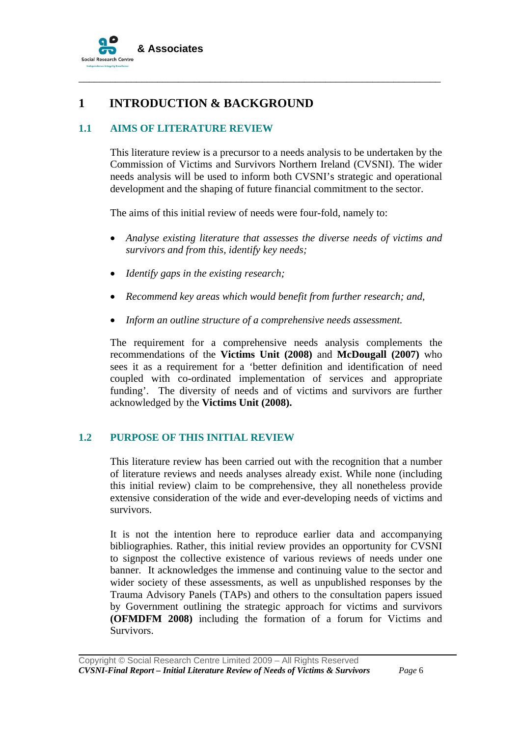# 1 INTRODUCTION & BACKGROUND

## 1.1 AIMS OF LITERATURE REVIEW

This literature review is a precursor to a needs analysis to be undertaken by the Commission of Victims and Survivors Northern Ireland (CVSNI). The wider needs analysis will be used to inform both CVSNI's strategic and operational development and the shaping of future financial commitment to the sector.

The aims of this initial review of needs were four-fold, namely to:

- *Analyse existing literature that assesses the diverse needs of victims and survivors and from this, identify key needs;*
- *Identify gaps in the existing research;*
- *Recommend key areas which would benefit from further research; and,*
- *Inform an outline structure of a comprehensive needs assessment.*

The requirement for a comprehensive needs analysis complements the recommendations of the **Victims Unit (2008)** and **McDougall (2007)** who sees it as a requirement for a 'better definition and identification of need coupled with co-ordinated implementation of services and appropriate funding'. The diversity of needs and of victims and survivors are further acknowledged by the **Victims Unit (2008).**

## 1.2 PURPOSE OF THIS INITIAL REVIEW

This literature review has been carried out with the recognition that a number of literature reviews and needs analyses already exist. While none (including this initial review) claim to be comprehensive, they all nonetheless provide extensive consideration of the wide and ever-developing needs of victims and survivors.

It is not the intention here to reproduce earlier data and accompanying bibliographies. Rather, this initial review provides an opportunity for CVSNI to signpost the collective existence of various reviews of needs under one banner. It acknowledges the immense and continuing value to the sector and wider society of these assessments, as well as unpublished responses by the Trauma Advisory Panels (TAPs) and others to the consultation papers issued by Government outlining the strategic approach for victims and survivors **(OFMDFM 2008)** including the formation of a forum for Victims and Survivors.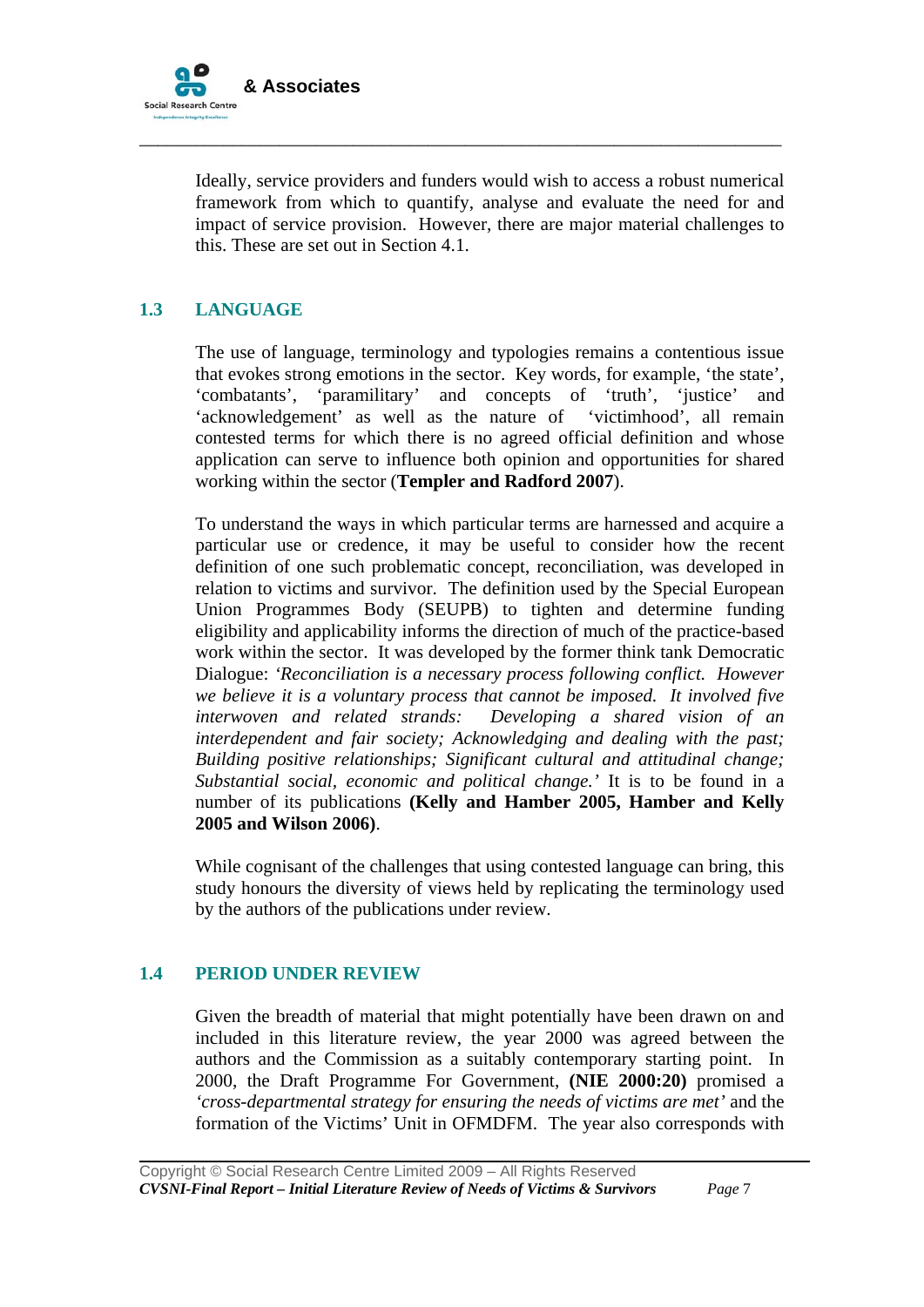Ideally, service providers and funders would wish to access a robust numerical framework from which to quantify, analyse and evaluate the need for and impact of service provision. However, there are major material challenges to this. These are set out in Section 4.1.

## 1.3 LANGUAGE

The use of language, terminology and typologies remains a contentious issue that evokes strong emotions in the sector. Key words, for example, 'the state', 'combatants', 'paramilitary' and concepts of 'truth', 'justice' and 'acknowledgement' as well as the nature of 'victimhood', all remain contested terms for which there is no agreed official definition and whose application can serve to influence both opinion and opportunities for shared working within the sector (**Templer and Radford 2007**).

To understand the ways in which particular terms are harnessed and acquire a particular use or credence, it may be useful to consider how the recent definition of one such problematic concept, reconciliation, was developed in relation to victims and survivor. The definition used by the Special European Union Programmes Body (SEUPB) to tighten and determine funding eligibility and applicability informs the direction of much of the practice-based work within the sector. It was developed by the former think tank Democratic Dialogue: *'Reconciliation is a necessary process following conflict. However we believe it is a voluntary process that cannot be imposed. It involved five interwoven and related strands: Developing a shared vision of an interdependent and fair society; Acknowledging and dealing with the past; Building positive relationships; Significant cultural and attitudinal change; Substantial social, economic and political change.'* It is to be found in a number of its publications **(Kelly and Hamber 2005, Hamber and Kelly 2005 and Wilson 2006)**.

While cognisant of the challenges that using contested language can bring, this study honours the diversity of views held by replicating the terminology used by the authors of the publications under review.

## 1.4 PERIOD UNDER REVIEW

Given the breadth of material that might potentially have been drawn on and included in this literature review, the year 2000 was agreed between the authors and the Commission as a suitably contemporary starting point. In 2000, the Draft Programme For Government, **(NIE 2000:20)** promised a *'cross-departmental strategy for ensuring the needs of victims are met'* and the formation of the Victims' Unit in OFMDFM. The year also corresponds with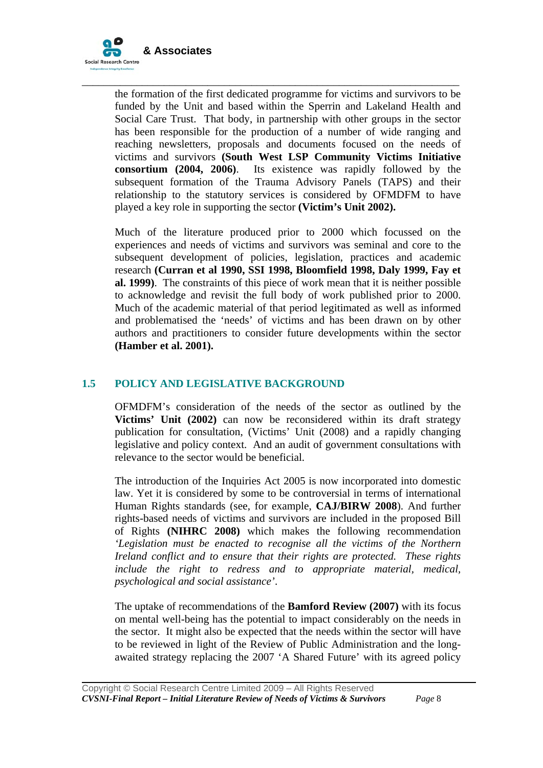the formation of the first dedicated programme for victims and survivors to be funded by the Unit and based within the Sperrin and Lakeland Health and Social Care Trust. That body, in partnership with other groups in the sector has been responsible for the production of a number of wide ranging and reaching newsletters, proposals and documents focused on the needs of victims and survivors **(South West LSP Community Victims Initiative consortium (2004, 2006)**. Its existence was rapidly followed by the subsequent formation of the Trauma Advisory Panels (TAPS) and their relationship to the statutory services is considered by OFMDFM to have played a key role in supporting the sector **(Victim's Unit 2002).**

Much of the literature produced prior to 2000 which focussed on the experiences and needs of victims and survivors was seminal and core to the subsequent development of policies, legislation, practices and academic research **(Curran et al 1990, SSI 1998, Bloomfield 1998, Daly 1999, Fay et al. 1999)**. The constraints of this piece of work mean that it is neither possible to acknowledge and revisit the full body of work published prior to 2000. Much of the academic material of that period legitimated as well as informed and problematised the 'needs' of victims and has been drawn on by other authors and practitioners to consider future developments within the sector **(Hamber et al. 2001).**

## 1.5 POLICY AND LEGISLATIVE BACKGROUND

OFMDFM's consideration of the needs of the sector as outlined by the **Victims' Unit (2002)** can now be reconsidered within its draft strategy publication for consultation, (Victims' Unit (2008) and a rapidly changing legislative and policy context. And an audit of government consultations with relevance to the sector would be beneficial.

The introduction of the Inquiries Act 2005 is now incorporated into domestic law. Yet it is considered by some to be controversial in terms of international Human Rights standards (see, for example, **CAJ/BIRW 2008**). And further rights-based needs of victims and survivors are included in the proposed Bill of Rights **(NIHRC 2008)** which makes the following recommendation *'Legislation must be enacted to recognise all the victims of the Northern Ireland conflict and to ensure that their rights are protected. These rights include the right to redress and to appropriate material, medical, psychological and social assistance'*.

The uptake of recommendations of the **Bamford Review (2007)** with its focus on mental well-being has the potential to impact considerably on the needs in the sector. It might also be expected that the needs within the sector will have to be reviewed in light of the Review of Public Administration and the long-awaited strategy replacing the 2007 'A Shared Future' with its agreed policy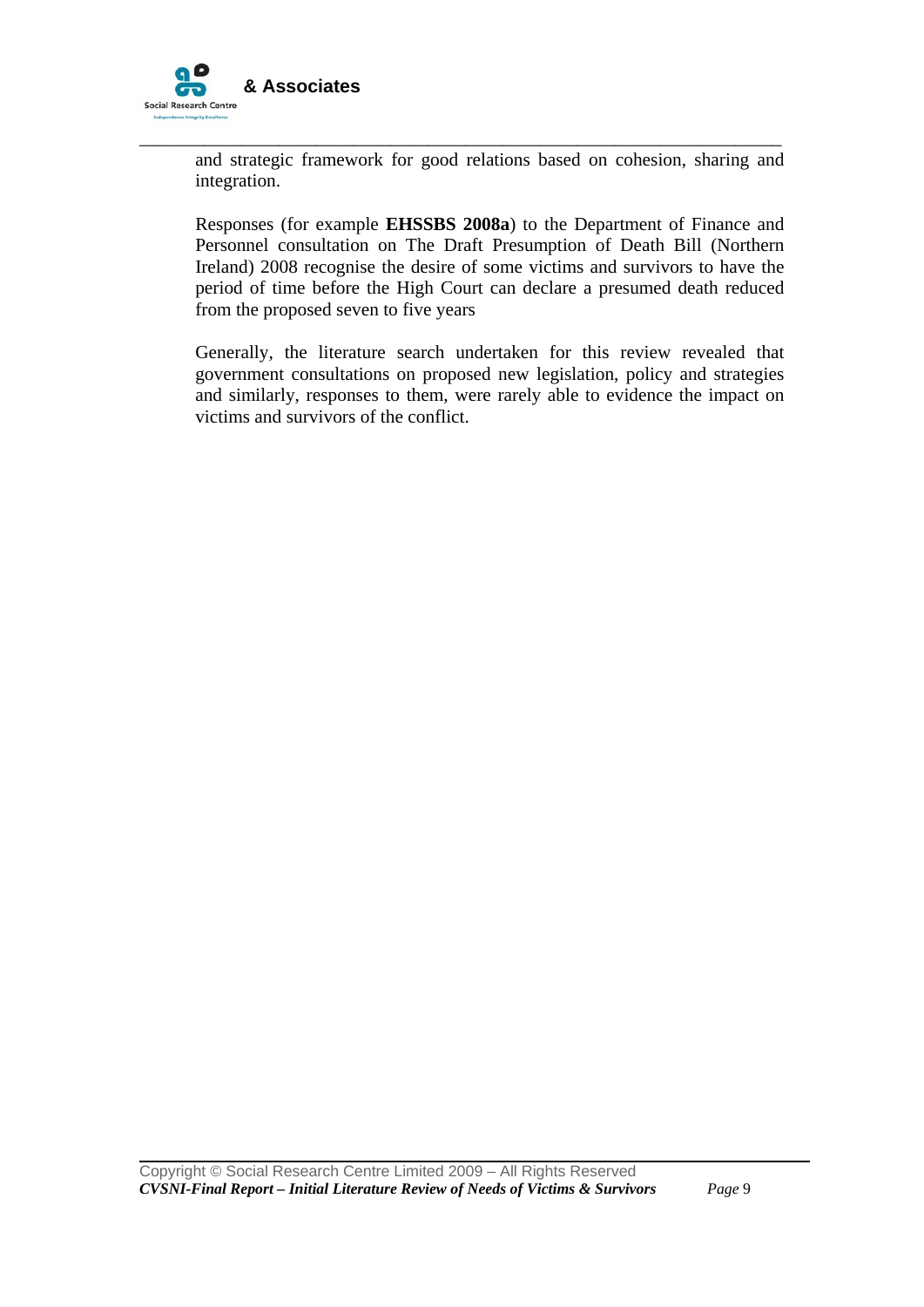and strategic framework for good relations based on cohesion, sharing and integration.

Responses (for example **EHSSBS 2008a**) to the Department of Finance and Personnel consultation on The Draft Presumption of Death Bill (Northern Ireland) 2008 recognise the desire of some victims and survivors to have the period of time before the High Court can declare a presumed death reduced from the proposed seven to five years

Generally, the literature search undertaken for this review revealed that government consultations on proposed new legislation, policy and strategies and similarly, responses to them, were rarely able to evidence the impact on victims and survivors of the conflict.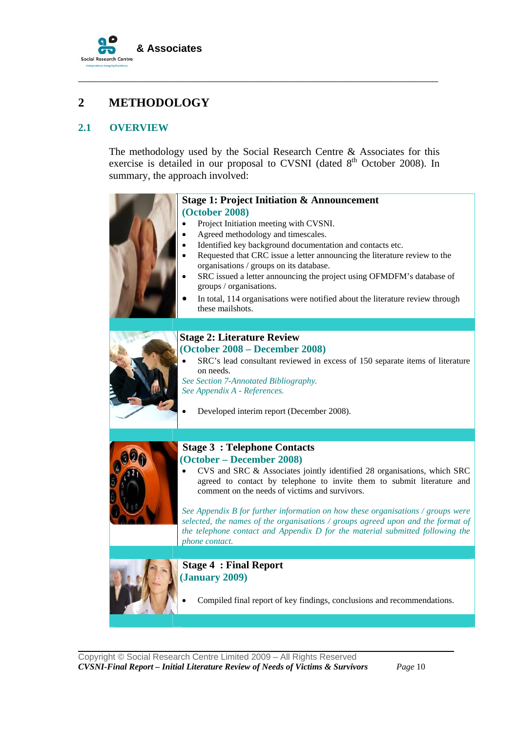# 2 METHODOLOGY

## 2.1 OVERVIEW

The methodology used by the Social Research Centre & Associates for this exercise is detailed in our proposal to CVSNI (dated 8th October 2008). In summary, the approach involved:

**Stage 1: Project Initiation & Announcement**
**(October 2008)**

- Project Initiation meeting with CVSNI.
- Agreed methodology and timescales.
- Identified key background documentation and contacts etc.
- Requested that CRC issue a letter announcing the literature review to the organisations / groups on its database.
- SRC issued a letter announcing the project using OFMDFM's database of groups / organisations.
- In total, 114 organisations were notified about the literature review through these mailshots.

**Stage 2: Literature Review**
**(October 2008 – December 2008)**

- SRC's lead consultant reviewed in excess of 150 separate items of literature on needs.

*See Section 7-Annotated Bibliography.*
*See Appendix A - References.*

- Developed interim report (December 2008).

**Stage 3 : Telephone Contacts**
**(October – December 2008)**

- CVS and SRC & Associates jointly identified 28 organisations, which SRC agreed to contact by telephone to invite them to submit literature and comment on the needs of victims and survivors.

*See Appendix B for further information on how these organisations / groups were selected, the names of the organisations / groups agreed upon and the format of the telephone contact and Appendix D for the material submitted following the phone contact.*

**Stage 4 : Final Report**
**(January 2009)**

- Compiled final report of key findings, conclusions and recommendations.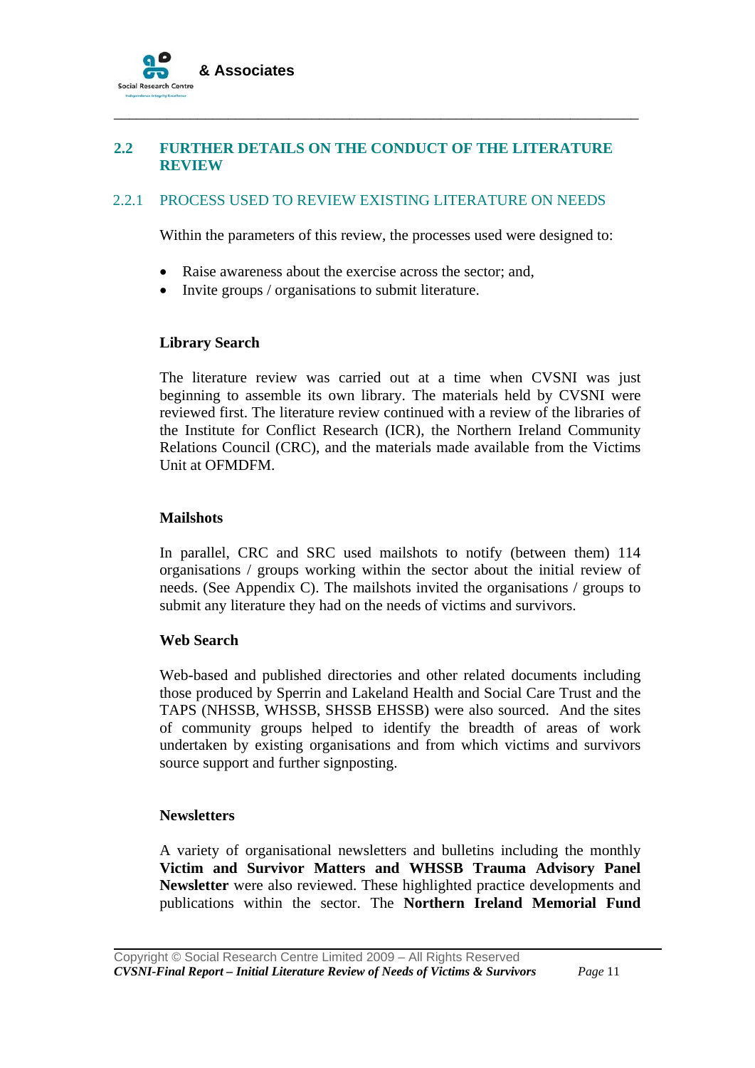## 2.2 FURTHER DETAILS ON THE CONDUCT OF THE LITERATURE REVIEW

### 2.2.1 PROCESS USED TO REVIEW EXISTING LITERATURE ON NEEDS

Within the parameters of this review, the processes used were designed to:

- Raise awareness about the exercise across the sector; and,
- Invite groups / organisations to submit literature.

**Library Search**

The literature review was carried out at a time when CVSNI was just beginning to assemble its own library. The materials held by CVSNI were reviewed first. The literature review continued with a review of the libraries of the Institute for Conflict Research (ICR), the Northern Ireland Community Relations Council (CRC), and the materials made available from the Victims Unit at OFMDFM.

**Mailshots**

In parallel, CRC and SRC used mailshots to notify (between them) 114 organisations / groups working within the sector about the initial review of needs. (See Appendix C). The mailshots invited the organisations / groups to submit any literature they had on the needs of victims and survivors.

**Web Search**

Web-based and published directories and other related documents including those produced by Sperrin and Lakeland Health and Social Care Trust and the TAPS (NHSSB, WHSSB, SHSSB EHSSB) were also sourced. And the sites of community groups helped to identify the breadth of areas of work undertaken by existing organisations and from which victims and survivors source support and further signposting.

**Newsletters**

A variety of organisational newsletters and bulletins including the monthly **Victim and Survivor Matters and WHSSB Trauma Advisory Panel Newsletter** were also reviewed. These highlighted practice developments and publications within the sector. The **Northern Ireland Memorial Fund**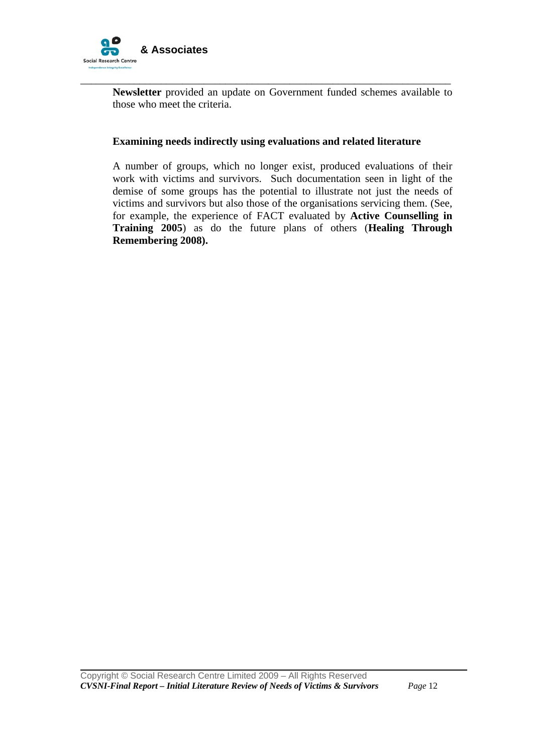**Newsletter** provided an update on Government funded schemes available to those who meet the criteria.

**Examining needs indirectly using evaluations and related literature**

A number of groups, which no longer exist, produced evaluations of their work with victims and survivors. Such documentation seen in light of the demise of some groups has the potential to illustrate not just the needs of victims and survivors but also those of the organisations servicing them. (See, for example, the experience of FACT evaluated by **Active Counselling in Training 2005**) as do the future plans of others (**Healing Through Remembering 2008).**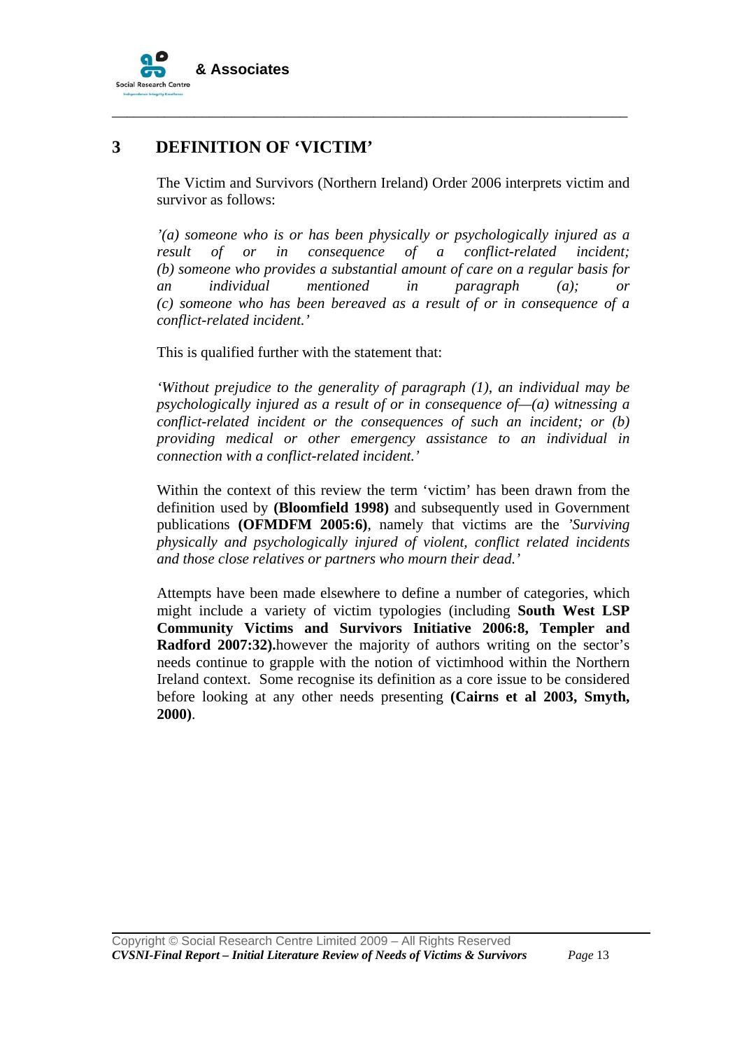# 3 DEFINITION OF 'VICTIM'

The Victim and Survivors (Northern Ireland) Order 2006 interprets victim and survivor as follows:

*'(a) someone who is or has been physically or psychologically injured as a result of or in consequence of a conflict-related incident; (b) someone who provides a substantial amount of care on a regular basis for an individual mentioned in paragraph (a); or (c) someone who has been bereaved as a result of or in consequence of a conflict-related incident.'*

This is qualified further with the statement that:

*'Without prejudice to the generality of paragraph (1), an individual may be psychologically injured as a result of or in consequence of—(a) witnessing a conflict-related incident or the consequences of such an incident; or (b) providing medical or other emergency assistance to an individual in connection with a conflict-related incident.'*

Within the context of this review the term 'victim' has been drawn from the definition used by **(Bloomfield 1998)** and subsequently used in Government publications **(OFMDFM 2005:6)**, namely that victims are the *'Surviving physically and psychologically injured of violent, conflict related incidents and those close relatives or partners who mourn their dead.'*

Attempts have been made elsewhere to define a number of categories, which might include a variety of victim typologies (including **South West LSP Community Victims and Survivors Initiative 2006:8, Templer and Radford 2007:32).**however the majority of authors writing on the sector's needs continue to grapple with the notion of victimhood within the Northern Ireland context. Some recognise its definition as a core issue to be considered before looking at any other needs presenting **(Cairns et al 2003, Smyth, 2000)**.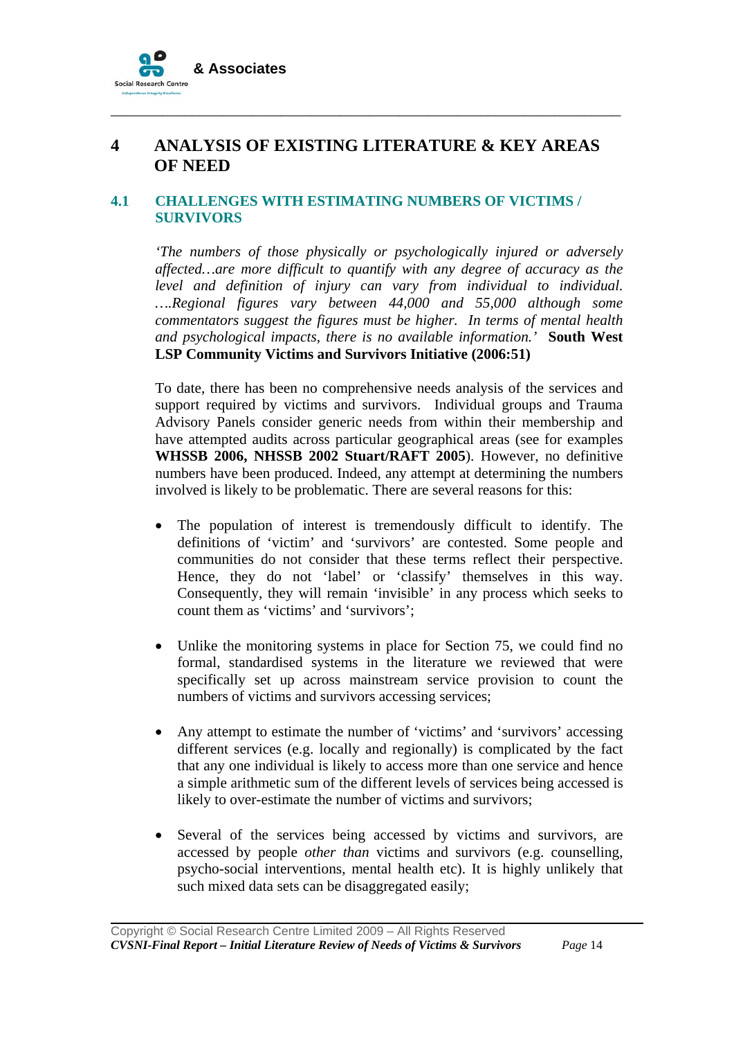# 4 ANALYSIS OF EXISTING LITERATURE & KEY AREAS OF NEED

## 4.1 CHALLENGES WITH ESTIMATING NUMBERS OF VICTIMS / SURVIVORS

*'The numbers of those physically or psychologically injured or adversely affected…are more difficult to quantify with any degree of accuracy as the level and definition of injury can vary from individual to individual. ….Regional figures vary between 44,000 and 55,000 although some commentators suggest the figures must be higher. In terms of mental health and psychological impacts, there is no available information.'* **South West LSP Community Victims and Survivors Initiative (2006:51)**

To date, there has been no comprehensive needs analysis of the services and support required by victims and survivors. Individual groups and Trauma Advisory Panels consider generic needs from within their membership and have attempted audits across particular geographical areas (see for examples **WHSSB 2006, NHSSB 2002 Stuart/RAFT 2005**). However, no definitive numbers have been produced. Indeed, any attempt at determining the numbers involved is likely to be problematic. There are several reasons for this:

- The population of interest is tremendously difficult to identify. The definitions of 'victim' and 'survivors' are contested. Some people and communities do not consider that these terms reflect their perspective. Hence, they do not 'label' or 'classify' themselves in this way. Consequently, they will remain 'invisible' in any process which seeks to count them as 'victims' and 'survivors';

- Unlike the monitoring systems in place for Section 75, we could find no formal, standardised systems in the literature we reviewed that were specifically set up across mainstream service provision to count the numbers of victims and survivors accessing services;

- Any attempt to estimate the number of 'victims' and 'survivors' accessing different services (e.g. locally and regionally) is complicated by the fact that any one individual is likely to access more than one service and hence a simple arithmetic sum of the different levels of services being accessed is likely to over-estimate the number of victims and survivors;

- Several of the services being accessed by victims and survivors, are accessed by people *other than* victims and survivors (e.g. counselling, psycho-social interventions, mental health etc). It is highly unlikely that such mixed data sets can be disaggregated easily;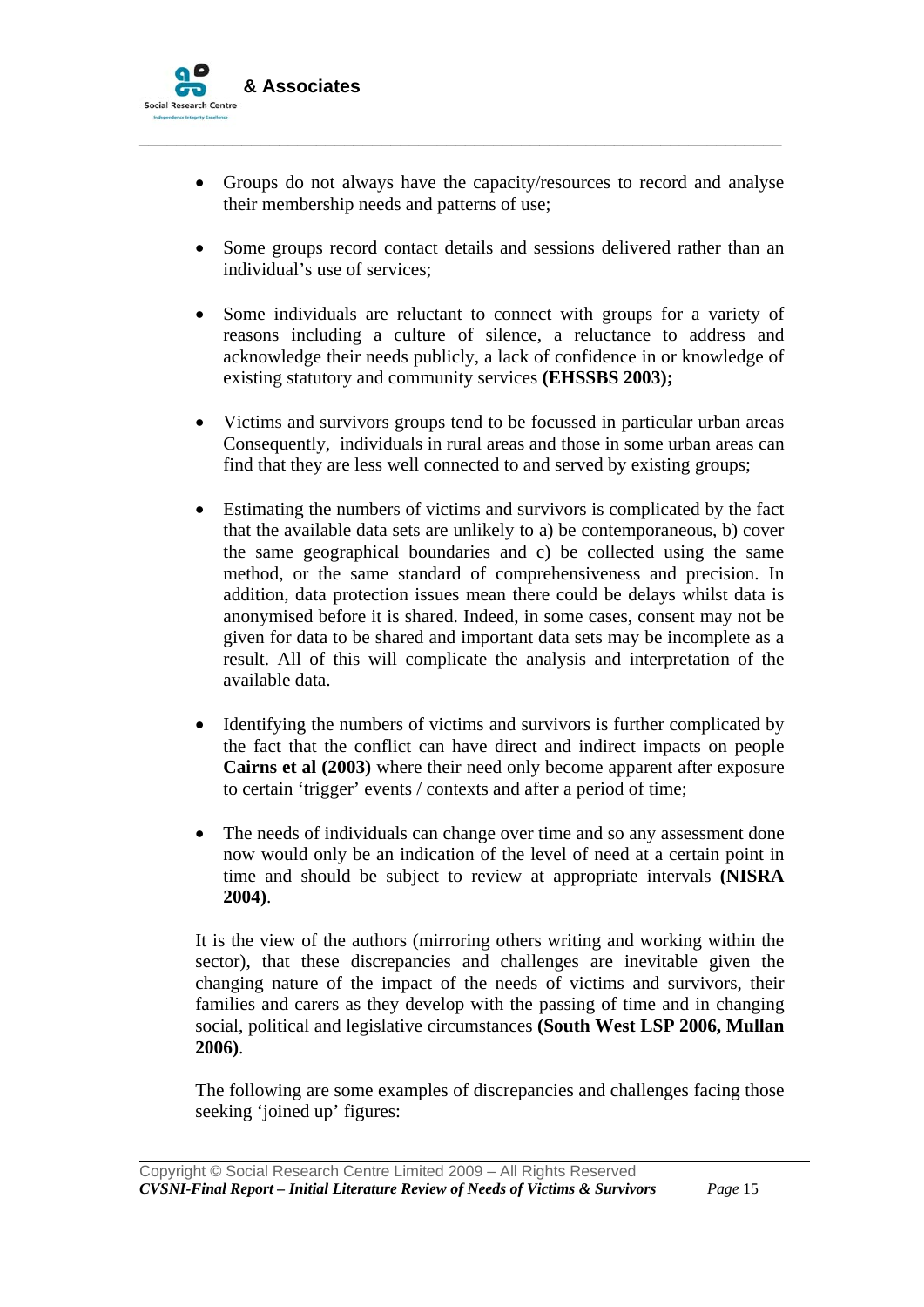- Groups do not always have the capacity/resources to record and analyse their membership needs and patterns of use;

- Some groups record contact details and sessions delivered rather than an individual's use of services;

- Some individuals are reluctant to connect with groups for a variety of reasons including a culture of silence, a reluctance to address and acknowledge their needs publicly, a lack of confidence in or knowledge of existing statutory and community services **(EHSSBS 2003);**

- Victims and survivors groups tend to be focussed in particular urban areas Consequently, individuals in rural areas and those in some urban areas can find that they are less well connected to and served by existing groups;

- Estimating the numbers of victims and survivors is complicated by the fact that the available data sets are unlikely to a) be contemporaneous, b) cover the same geographical boundaries and c) be collected using the same method, or the same standard of comprehensiveness and precision. In addition, data protection issues mean there could be delays whilst data is anonymised before it is shared. Indeed, in some cases, consent may not be given for data to be shared and important data sets may be incomplete as a result. All of this will complicate the analysis and interpretation of the available data.

- Identifying the numbers of victims and survivors is further complicated by the fact that the conflict can have direct and indirect impacts on people **Cairns et al (2003)** where their need only become apparent after exposure to certain 'trigger' events / contexts and after a period of time;

- The needs of individuals can change over time and so any assessment done now would only be an indication of the level of need at a certain point in time and should be subject to review at appropriate intervals **(NISRA 2004)**.

It is the view of the authors (mirroring others writing and working within the sector), that these discrepancies and challenges are inevitable given the changing nature of the impact of the needs of victims and survivors, their families and carers as they develop with the passing of time and in changing social, political and legislative circumstances **(South West LSP 2006, Mullan 2006)**.

The following are some examples of discrepancies and challenges facing those seeking 'joined up' figures: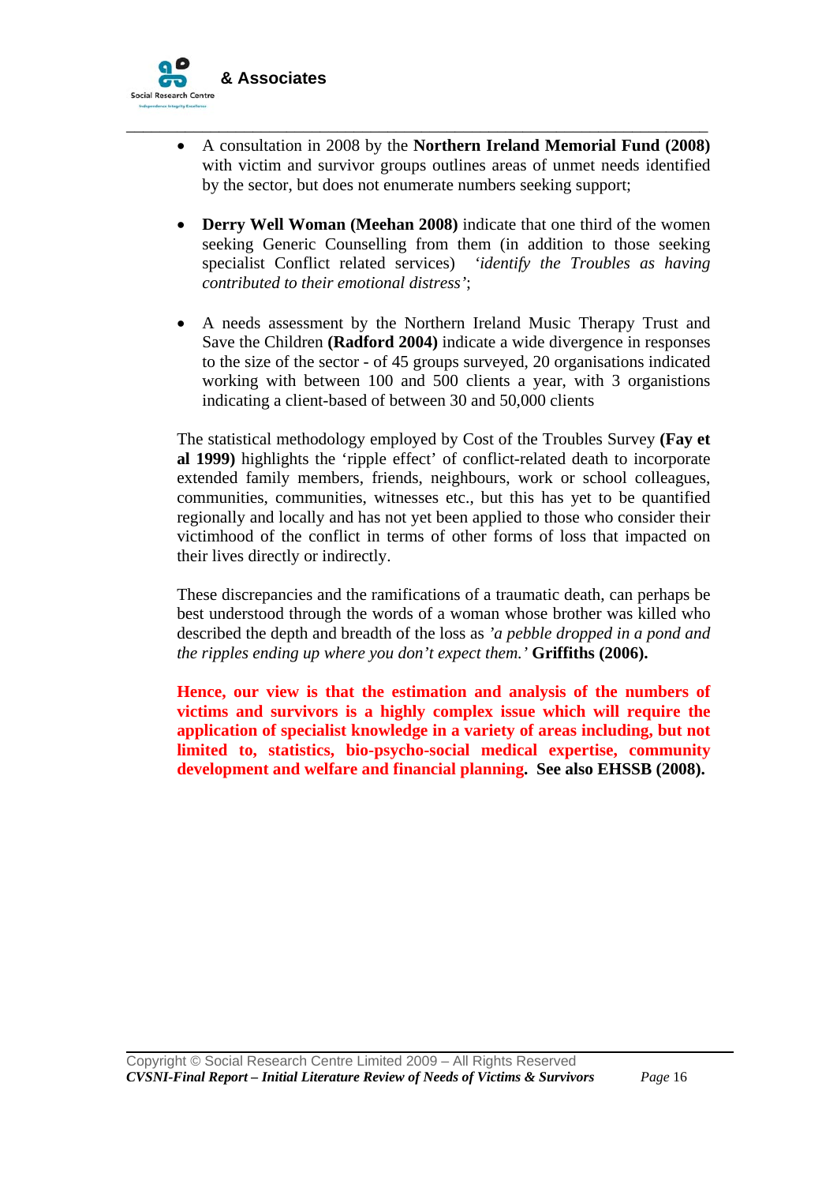- A consultation in 2008 by the **Northern Ireland Memorial Fund (2008)** with victim and survivor groups outlines areas of unmet needs identified by the sector, but does not enumerate numbers seeking support;

- **Derry Well Woman (Meehan 2008)** indicate that one third of the women seeking Generic Counselling from them (in addition to those seeking specialist Conflict related services) *'identify the Troubles as having contributed to their emotional distress'*;

- A needs assessment by the Northern Ireland Music Therapy Trust and Save the Children **(Radford 2004)** indicate a wide divergence in responses to the size of the sector - of 45 groups surveyed, 20 organisations indicated working with between 100 and 500 clients a year, with 3 organistions indicating a client-based of between 30 and 50,000 clients

The statistical methodology employed by Cost of the Troubles Survey **(Fay et al 1999)** highlights the 'ripple effect' of conflict-related death to incorporate extended family members, friends, neighbours, work or school colleagues, communities, communities, witnesses etc., but this has yet to be quantified regionally and locally and has not yet been applied to those who consider their victimhood of the conflict in terms of other forms of loss that impacted on their lives directly or indirectly.

These discrepancies and the ramifications of a traumatic death, can perhaps be best understood through the words of a woman whose brother was killed who described the depth and breadth of the loss as *'a pebble dropped in a pond and the ripples ending up where you don't expect them.'* **Griffiths (2006).**

**Hence, our view is that the estimation and analysis of the numbers of victims and survivors is a highly complex issue which will require the application of specialist knowledge in a variety of areas including, but not limited to, statistics, bio-psycho-social medical expertise, community development and welfare and financial planning. See also EHSSB (2008).**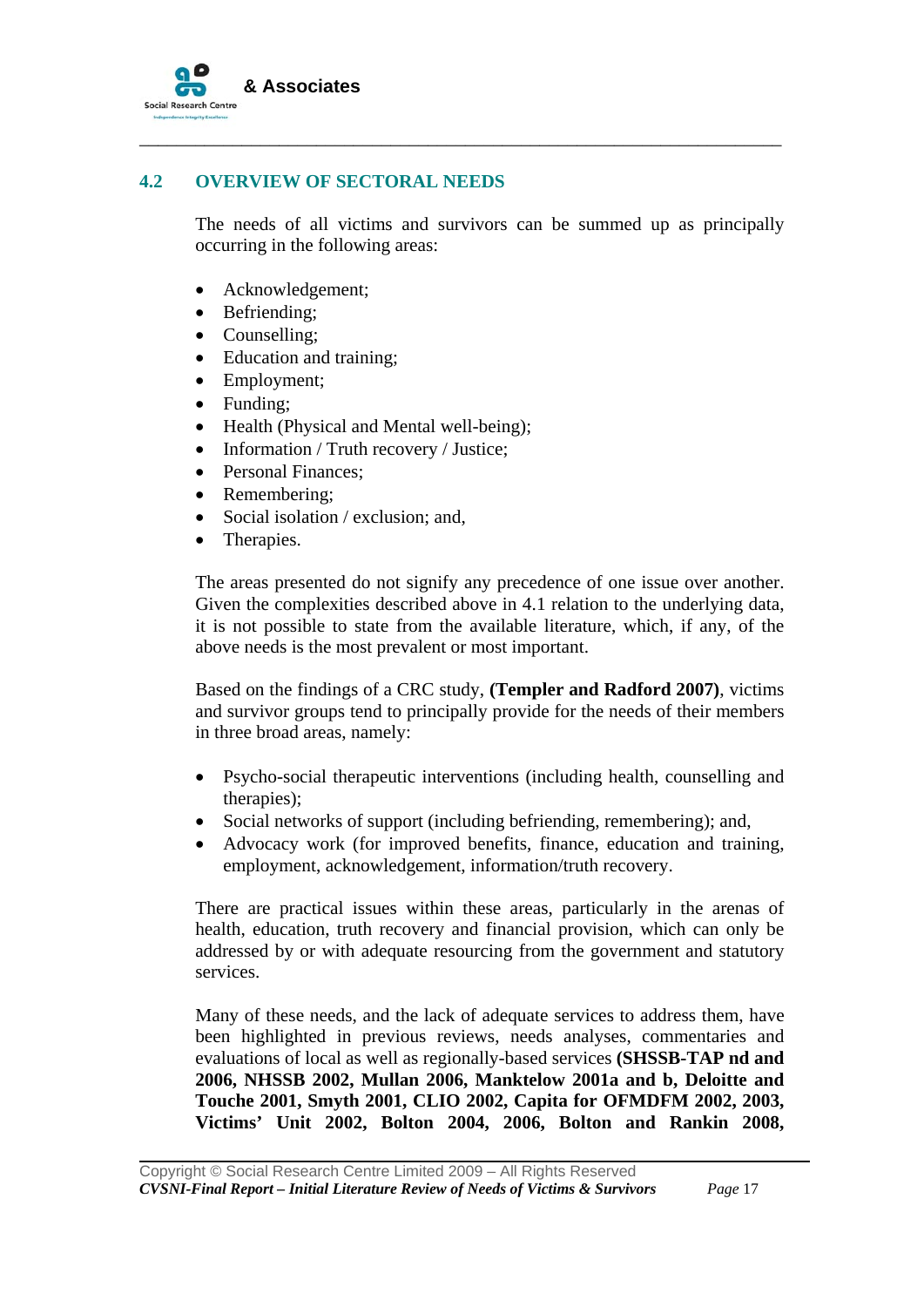## 4.2 OVERVIEW OF SECTORAL NEEDS

The needs of all victims and survivors can be summed up as principally occurring in the following areas:

- Acknowledgement;
- Befriending;
- Counselling;
- Education and training;
- Employment;
- Funding;
- Health (Physical and Mental well-being);
- Information / Truth recovery / Justice;
- Personal Finances;
- Remembering;
- Social isolation / exclusion; and,
- Therapies.

The areas presented do not signify any precedence of one issue over another. Given the complexities described above in 4.1 relation to the underlying data, it is not possible to state from the available literature, which, if any, of the above needs is the most prevalent or most important.

Based on the findings of a CRC study, **(Templer and Radford 2007)**, victims and survivor groups tend to principally provide for the needs of their members in three broad areas, namely:

- Psycho-social therapeutic interventions (including health, counselling and therapies);
- Social networks of support (including befriending, remembering); and,
- Advocacy work (for improved benefits, finance, education and training, employment, acknowledgement, information/truth recovery.

There are practical issues within these areas, particularly in the arenas of health, education, truth recovery and financial provision, which can only be addressed by or with adequate resourcing from the government and statutory services.

Many of these needs, and the lack of adequate services to address them, have been highlighted in previous reviews, needs analyses, commentaries and evaluations of local as well as regionally-based services **(SHSSB-TAP nd and 2006, NHSSB 2002, Mullan 2006, Manktelow 2001a and b, Deloitte and Touche 2001, Smyth 2001, CLIO 2002, Capita for OFMDFM 2002, 2003, Victims' Unit 2002, Bolton 2004, 2006, Bolton and Rankin 2008,**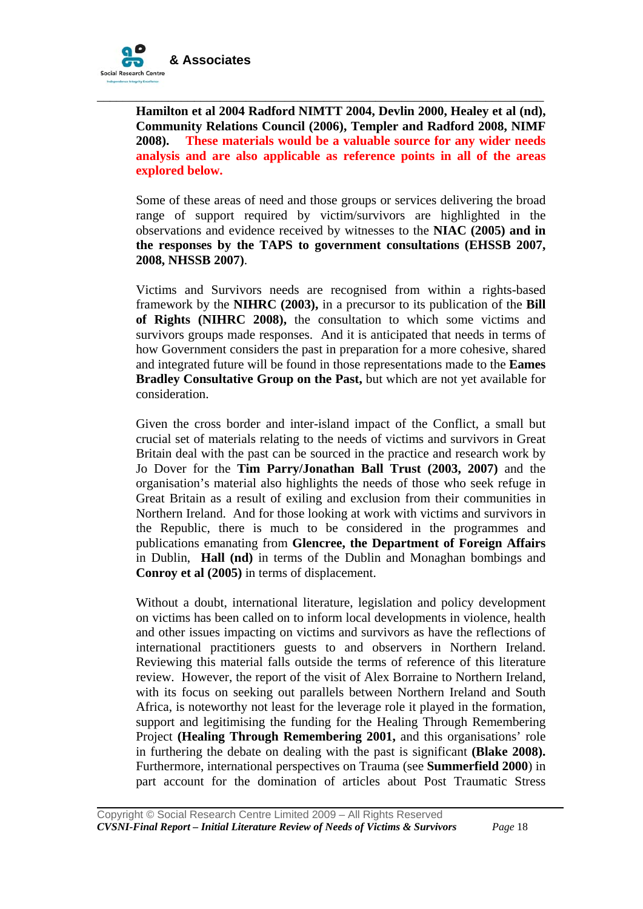**Hamilton et al 2004 Radford NIMTT 2004, Devlin 2000, Healey et al (nd), Community Relations Council (2006), Templer and Radford 2008, NIMF 2008). These materials would be a valuable source for any wider needs analysis and are also applicable as reference points in all of the areas explored below.**

Some of these areas of need and those groups or services delivering the broad range of support required by victim/survivors are highlighted in the observations and evidence received by witnesses to the **NIAC (2005) and in the responses by the TAPS to government consultations (EHSSB 2007, 2008, NHSSB 2007)**.

Victims and Survivors needs are recognised from within a rights-based framework by the **NIHRC (2003),** in a precursor to its publication of the **Bill of Rights (NIHRC 2008),** the consultation to which some victims and survivors groups made responses. And it is anticipated that needs in terms of how Government considers the past in preparation for a more cohesive, shared and integrated future will be found in those representations made to the **Eames Bradley Consultative Group on the Past,** but which are not yet available for consideration.

Given the cross border and inter-island impact of the Conflict, a small but crucial set of materials relating to the needs of victims and survivors in Great Britain deal with the past can be sourced in the practice and research work by Jo Dover for the **Tim Parry/Jonathan Ball Trust (2003, 2007)** and the organisation's material also highlights the needs of those who seek refuge in Great Britain as a result of exiling and exclusion from their communities in Northern Ireland. And for those looking at work with victims and survivors in the Republic, there is much to be considered in the programmes and publications emanating from **Glencree, the Department of Foreign Affairs** in Dublin, **Hall (nd)** in terms of the Dublin and Monaghan bombings and **Conroy et al (2005)** in terms of displacement.

Without a doubt, international literature, legislation and policy development on victims has been called on to inform local developments in violence, health and other issues impacting on victims and survivors as have the reflections of international practitioners guests to and observers in Northern Ireland. Reviewing this material falls outside the terms of reference of this literature review. However, the report of the visit of Alex Borraine to Northern Ireland, with its focus on seeking out parallels between Northern Ireland and South Africa, is noteworthy not least for the leverage role it played in the formation, support and legitimising the funding for the Healing Through Remembering Project **(Healing Through Remembering 2001,** and this organisations' role in furthering the debate on dealing with the past is significant **(Blake 2008).** Furthermore, international perspectives on Trauma (see **Summerfield 2000**) in part account for the domination of articles about Post Traumatic Stress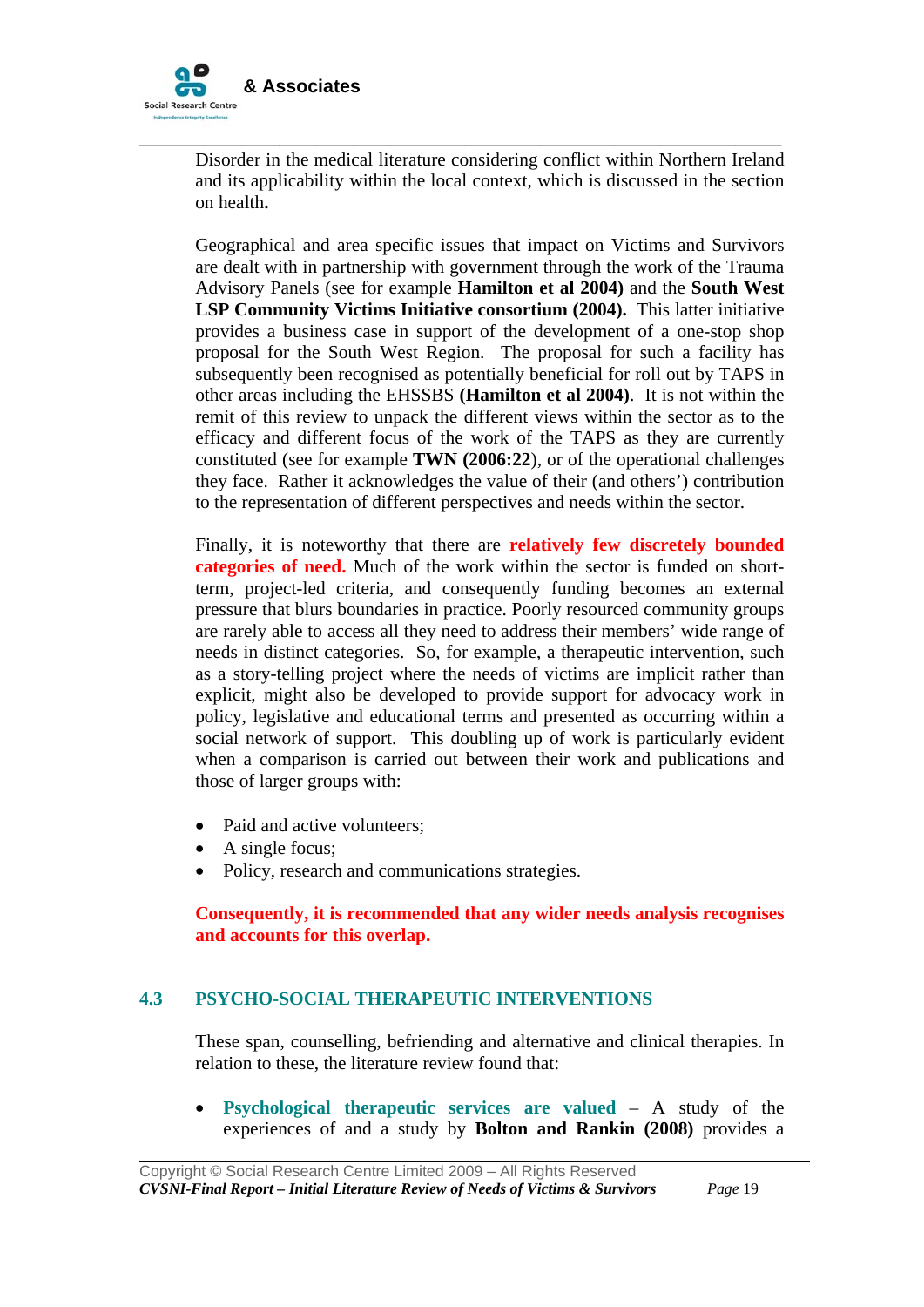Disorder in the medical literature considering conflict within Northern Ireland and its applicability within the local context, which is discussed in the section on health**.**

Geographical and area specific issues that impact on Victims and Survivors are dealt with in partnership with government through the work of the Trauma Advisory Panels (see for example **Hamilton et al 2004)** and the **South West LSP Community Victims Initiative consortium (2004).** This latter initiative provides a business case in support of the development of a one-stop shop proposal for the South West Region. The proposal for such a facility has subsequently been recognised as potentially beneficial for roll out by TAPS in other areas including the EHSSBS **(Hamilton et al 2004)**. It is not within the remit of this review to unpack the different views within the sector as to the efficacy and different focus of the work of the TAPS as they are currently constituted (see for example **TWN (2006:22**), or of the operational challenges they face. Rather it acknowledges the value of their (and others') contribution to the representation of different perspectives and needs within the sector.

Finally, it is noteworthy that there are **relatively few discretely bounded categories of need.** Much of the work within the sector is funded on short-term, project-led criteria, and consequently funding becomes an external pressure that blurs boundaries in practice. Poorly resourced community groups are rarely able to access all they need to address their members' wide range of needs in distinct categories. So, for example, a therapeutic intervention, such as a story-telling project where the needs of victims are implicit rather than explicit, might also be developed to provide support for advocacy work in policy, legislative and educational terms and presented as occurring within a social network of support. This doubling up of work is particularly evident when a comparison is carried out between their work and publications and those of larger groups with:

- Paid and active volunteers;
- A single focus;
- Policy, research and communications strategies.

**Consequently, it is recommended that any wider needs analysis recognises and accounts for this overlap.**

## 4.3 PSYCHO-SOCIAL THERAPEUTIC INTERVENTIONS

These span, counselling, befriending and alternative and clinical therapies. In relation to these, the literature review found that:

- **Psychological therapeutic services are valued** – A study of the experiences of and a study by **Bolton and Rankin (2008)** provides a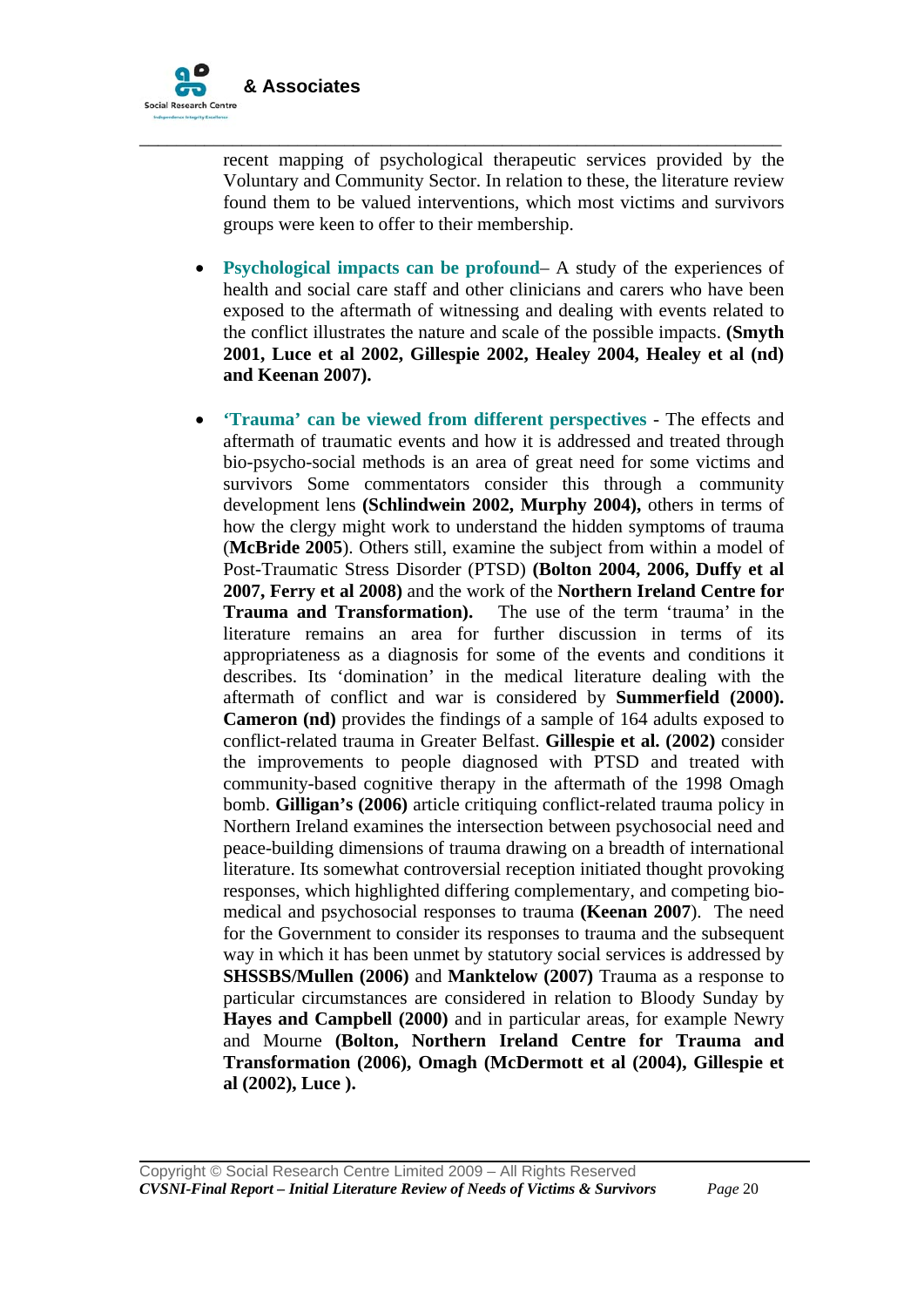recent mapping of psychological therapeutic services provided by the Voluntary and Community Sector. In relation to these, the literature review found them to be valued interventions, which most victims and survivors groups were keen to offer to their membership.

- **Psychological impacts can be profound**– A study of the experiences of health and social care staff and other clinicians and carers who have been exposed to the aftermath of witnessing and dealing with events related to the conflict illustrates the nature and scale of the possible impacts. **(Smyth 2001, Luce et al 2002, Gillespie 2002, Healey 2004, Healey et al (nd) and Keenan 2007).**

- **'Trauma' can be viewed from different perspectives** - The effects and aftermath of traumatic events and how it is addressed and treated through bio-psycho-social methods is an area of great need for some victims and survivors Some commentators consider this through a community development lens **(Schlindwein 2002, Murphy 2004),** others in terms of how the clergy might work to understand the hidden symptoms of trauma (**McBride 2005**). Others still, examine the subject from within a model of Post-Traumatic Stress Disorder (PTSD) **(Bolton 2004, 2006, Duffy et al 2007, Ferry et al 2008)** and the work of the **Northern Ireland Centre for Trauma and Transformation).** The use of the term 'trauma' in the literature remains an area for further discussion in terms of its appropriateness as a diagnosis for some of the events and conditions it describes. Its 'domination' in the medical literature dealing with the aftermath of conflict and war is considered by **Summerfield (2000). Cameron (nd)** provides the findings of a sample of 164 adults exposed to conflict-related trauma in Greater Belfast. **Gillespie et al. (2002)** consider the improvements to people diagnosed with PTSD and treated with community-based cognitive therapy in the aftermath of the 1998 Omagh bomb. **Gilligan's (2006)** article critiquing conflict-related trauma policy in Northern Ireland examines the intersection between psychosocial need and peace-building dimensions of trauma drawing on a breadth of international literature. Its somewhat controversial reception initiated thought provoking responses, which highlighted differing complementary, and competing bio-medical and psychosocial responses to trauma **(Keenan 2007**). The need for the Government to consider its responses to trauma and the subsequent way in which it has been unmet by statutory social services is addressed by **SHSSBS/Mullen (2006)** and **Manktelow (2007)** Trauma as a response to particular circumstances are considered in relation to Bloody Sunday by **Hayes and Campbell (2000)** and in particular areas, for example Newry and Mourne **(Bolton, Northern Ireland Centre for Trauma and Transformation (2006), Omagh (McDermott et al (2004), Gillespie et al (2002), Luce ).**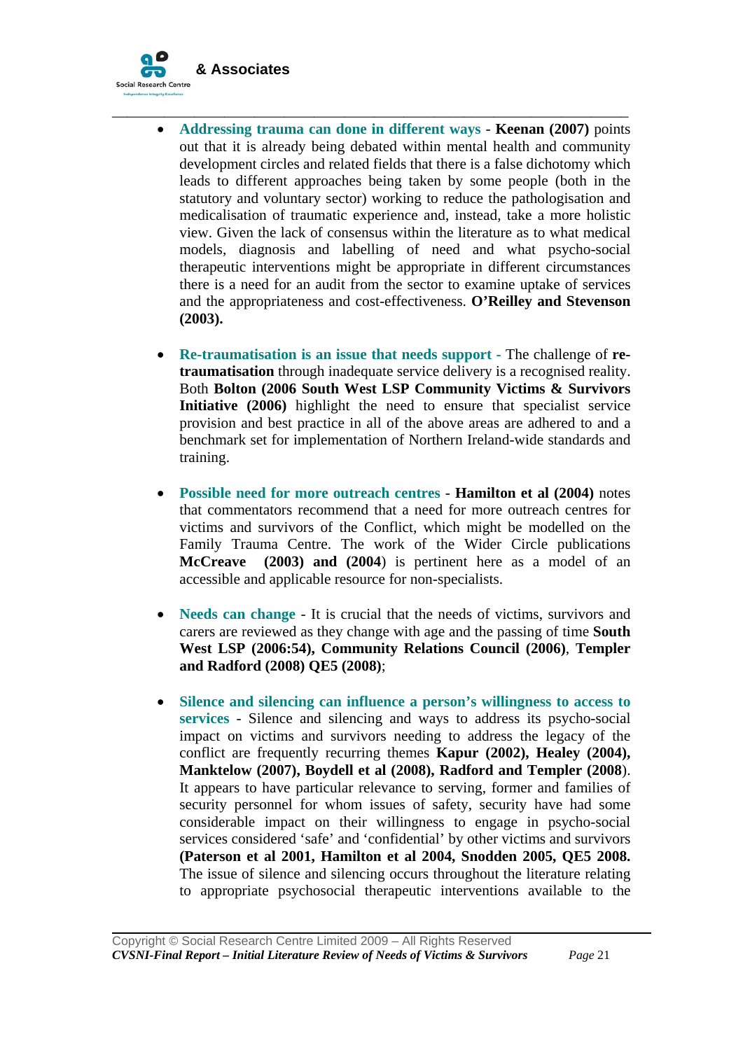- **Addressing trauma can done in different ways** - **Keenan (2007)** points out that it is already being debated within mental health and community development circles and related fields that there is a false dichotomy which leads to different approaches being taken by some people (both in the statutory and voluntary sector) working to reduce the pathologisation and medicalisation of traumatic experience and, instead, take a more holistic view. Given the lack of consensus within the literature as to what medical models, diagnosis and labelling of need and what psycho-social therapeutic interventions might be appropriate in different circumstances there is a need for an audit from the sector to examine uptake of services and the appropriateness and cost-effectiveness. **O'Reilley and Stevenson (2003).**

- **Re-traumatisation is an issue that needs support** - The challenge of **re-traumatisation** through inadequate service delivery is a recognised reality. Both **Bolton (2006 South West LSP Community Victims & Survivors Initiative (2006)** highlight the need to ensure that specialist service provision and best practice in all of the above areas are adhered to and a benchmark set for implementation of Northern Ireland-wide standards and training.

- **Possible need for more outreach centres** - **Hamilton et al (2004)** notes that commentators recommend that a need for more outreach centres for victims and survivors of the Conflict, which might be modelled on the Family Trauma Centre. The work of the Wider Circle publications **McCreave (2003) and (2004**) is pertinent here as a model of an accessible and applicable resource for non-specialists.

- **Needs can change** - It is crucial that the needs of victims, survivors and carers are reviewed as they change with age and the passing of time **South West LSP (2006:54), Community Relations Council (2006)**, **Templer and Radford (2008) QE5 (2008)**;

- **Silence and silencing can influence a person's willingness to access to services** - Silence and silencing and ways to address its psycho-social impact on victims and survivors needing to address the legacy of the conflict are frequently recurring themes **Kapur (2002), Healey (2004), Manktelow (2007), Boydell et al (2008), Radford and Templer (2008**). It appears to have particular relevance to serving, former and families of security personnel for whom issues of safety, security have had some considerable impact on their willingness to engage in psycho-social services considered 'safe' and 'confidential' by other victims and survivors **(Paterson et al 2001, Hamilton et al 2004, Snodden 2005, QE5 2008.** The issue of silence and silencing occurs throughout the literature relating to appropriate psychosocial therapeutic interventions available to the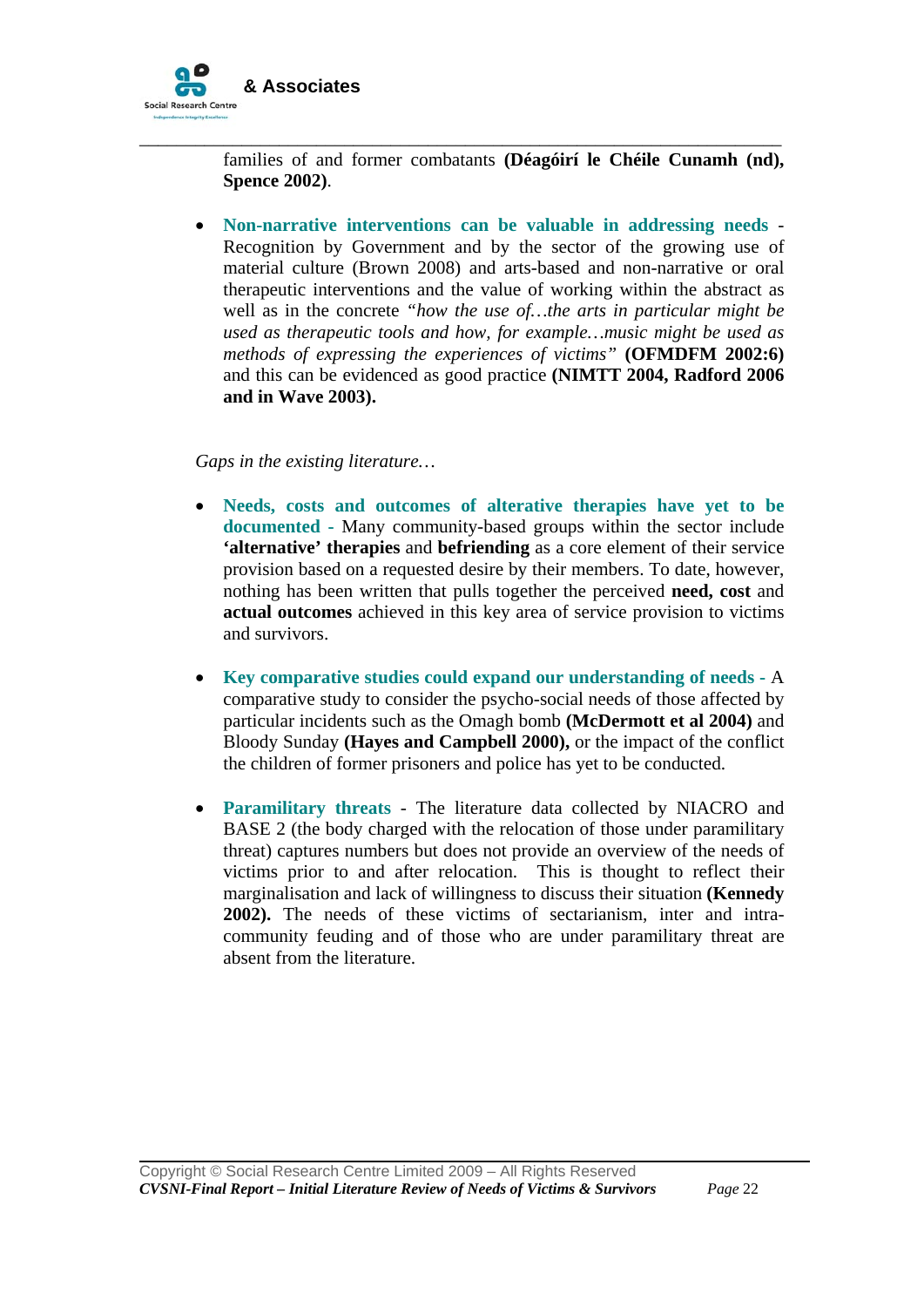families of and former combatants **(Déagóirí le Chéile Cunamh (nd), Spence 2002)**.

- **Non-narrative interventions can be valuable in addressing needs** - Recognition by Government and by the sector of the growing use of material culture (Brown 2008) and arts-based and non-narrative or oral therapeutic interventions and the value of working within the abstract as well as in the concrete *"how the use of…the arts in particular might be used as therapeutic tools and how, for example…music might be used as methods of expressing the experiences of victims"* **(OFMDFM 2002:6)** and this can be evidenced as good practice **(NIMTT 2004, Radford 2006 and in Wave 2003).**

*Gaps in the existing literature…*

- **Needs, costs and outcomes of alterative therapies have yet to be documented** - Many community-based groups within the sector include **'alternative' therapies** and **befriending** as a core element of their service provision based on a requested desire by their members. To date, however, nothing has been written that pulls together the perceived **need, cost** and **actual outcomes** achieved in this key area of service provision to victims and survivors.

- **Key comparative studies could expand our understanding of needs** - A comparative study to consider the psycho-social needs of those affected by particular incidents such as the Omagh bomb **(McDermott et al 2004)** and Bloody Sunday **(Hayes and Campbell 2000),** or the impact of the conflict the children of former prisoners and police has yet to be conducted.

- **Paramilitary threats** - The literature data collected by NIACRO and BASE 2 (the body charged with the relocation of those under paramilitary threat) captures numbers but does not provide an overview of the needs of victims prior to and after relocation. This is thought to reflect their marginalisation and lack of willingness to discuss their situation **(Kennedy 2002).** The needs of these victims of sectarianism, inter and intra-community feuding and of those who are under paramilitary threat are absent from the literature.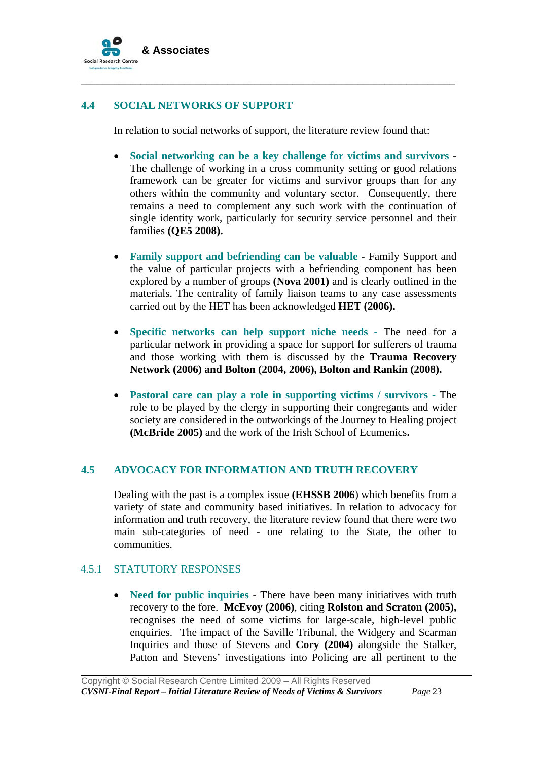## 4.4 SOCIAL NETWORKS OF SUPPORT

In relation to social networks of support, the literature review found that:

- **Social networking can be a key challenge for victims and survivors** - The challenge of working in a cross community setting or good relations framework can be greater for victims and survivor groups than for any others within the community and voluntary sector. Consequently, there remains a need to complement any such work with the continuation of single identity work, particularly for security service personnel and their families **(QE5 2008).**

- **Family support and befriending can be valuable** - Family Support and the value of particular projects with a befriending component has been explored by a number of groups **(Nova 2001)** and is clearly outlined in the materials. The centrality of family liaison teams to any case assessments carried out by the HET has been acknowledged **HET (2006).**

- **Specific networks can help support niche needs** - The need for a particular network in providing a space for support for sufferers of trauma and those working with them is discussed by the **Trauma Recovery Network (2006) and Bolton (2004, 2006), Bolton and Rankin (2008).**

- **Pastoral care can play a role in supporting victims / survivors** - The role to be played by the clergy in supporting their congregants and wider society are considered in the outworkings of the Journey to Healing project **(McBride 2005)** and the work of the Irish School of Ecumenics**.**

## 4.5 ADVOCACY FOR INFORMATION AND TRUTH RECOVERY

Dealing with the past is a complex issue **(EHSSB 2006**) which benefits from a variety of state and community based initiatives. In relation to advocacy for information and truth recovery, the literature review found that there were two main sub-categories of need - one relating to the State, the other to communities.

### 4.5.1 STATUTORY RESPONSES

- **Need for public inquiries** - There have been many initiatives with truth recovery to the fore. **McEvoy (2006)**, citing **Rolston and Scraton (2005),** recognises the need of some victims for large-scale, high-level public enquiries. The impact of the Saville Tribunal, the Widgery and Scarman Inquiries and those of Stevens and **Cory (2004)** alongside the Stalker, Patton and Stevens' investigations into Policing are all pertinent to the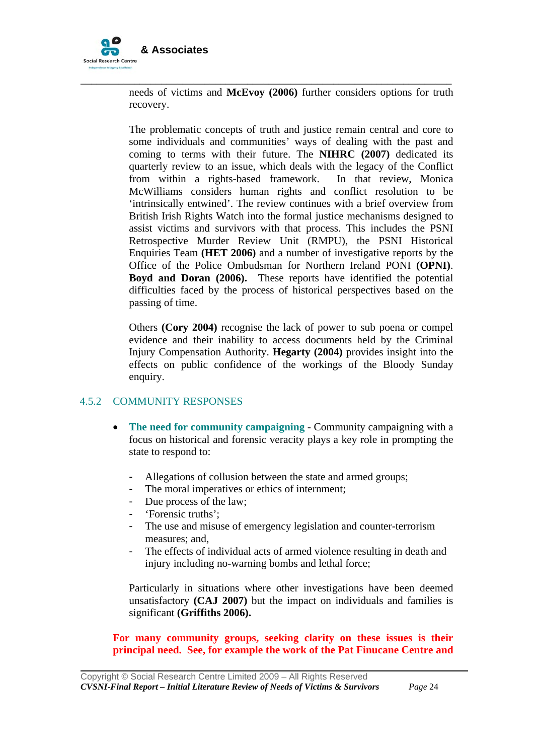needs of victims and **McEvoy (2006)** further considers options for truth recovery.

The problematic concepts of truth and justice remain central and core to some individuals and communities' ways of dealing with the past and coming to terms with their future. The **NIHRC (2007)** dedicated its quarterly review to an issue, which deals with the legacy of the Conflict from within a rights-based framework. In that review, Monica McWilliams considers human rights and conflict resolution to be 'intrinsically entwined'. The review continues with a brief overview from British Irish Rights Watch into the formal justice mechanisms designed to assist victims and survivors with that process. This includes the PSNI Retrospective Murder Review Unit (RMPU), the PSNI Historical Enquiries Team **(HET 2006)** and a number of investigative reports by the Office of the Police Ombudsman for Northern Ireland PONI **(OPNI)**. **Boyd and Doran (2006).** These reports have identified the potential difficulties faced by the process of historical perspectives based on the passing of time.

Others **(Cory 2004)** recognise the lack of power to sub poena or compel evidence and their inability to access documents held by the Criminal Injury Compensation Authority. **Hegarty (2004)** provides insight into the effects on public confidence of the workings of the Bloody Sunday enquiry.

### 4.5.2 COMMUNITY RESPONSES

- **The need for community campaigning** - Community campaigning with a focus on historical and forensic veracity plays a key role in prompting the state to respond to:

  - Allegations of collusion between the state and armed groups;
  - The moral imperatives or ethics of internment;
  - Due process of the law;
  - 'Forensic truths';
  - The use and misuse of emergency legislation and counter-terrorism measures; and,
  - The effects of individual acts of armed violence resulting in death and injury including no-warning bombs and lethal force;

  Particularly in situations where other investigations have been deemed unsatisfactory **(CAJ 2007)** but the impact on individuals and families is significant **(Griffiths 2006).**

**For many community groups, seeking clarity on these issues is their principal need. See, for example the work of the Pat Finucane Centre and**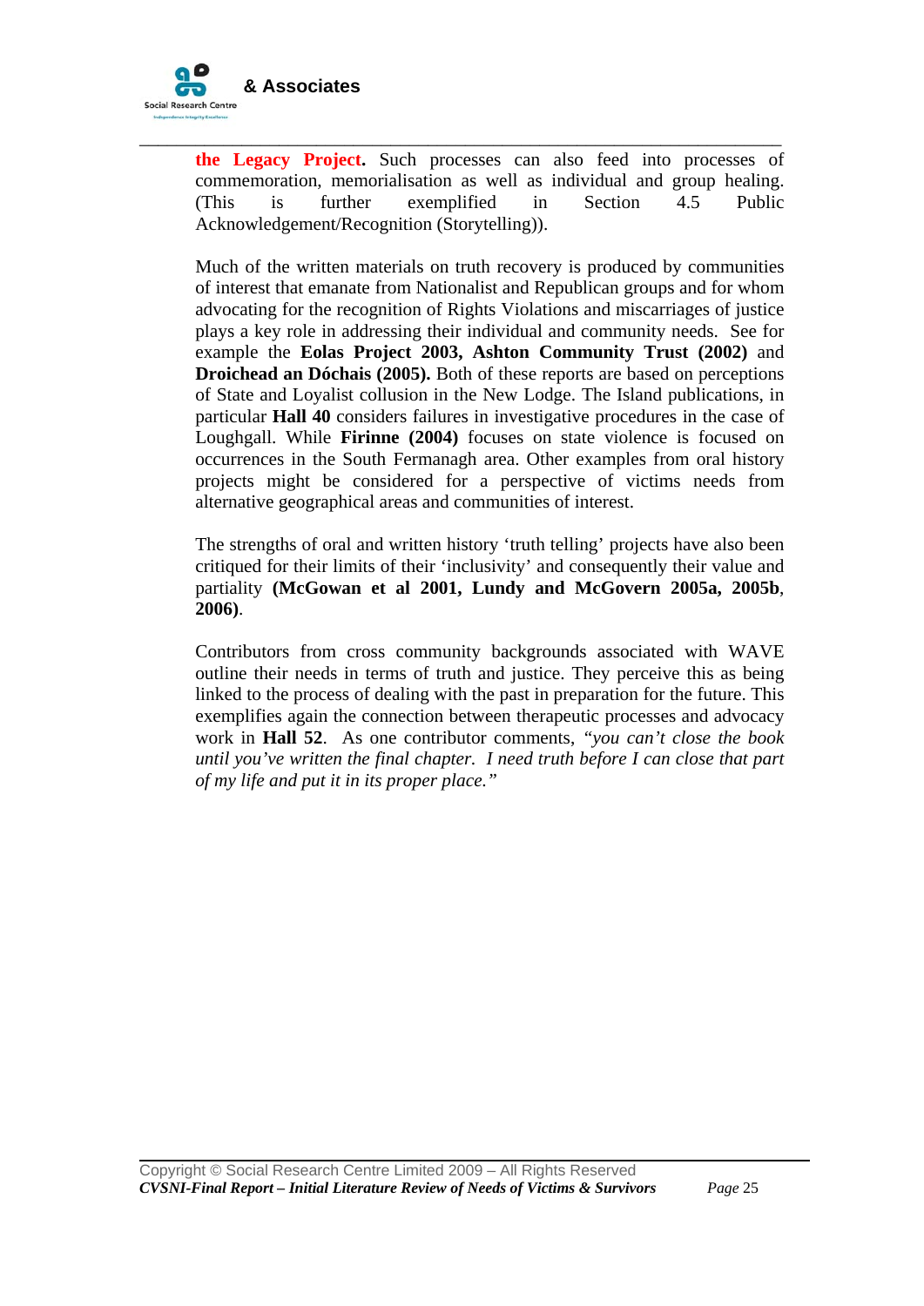**the Legacy Project.** Such processes can also feed into processes of commemoration, memorialisation as well as individual and group healing. (This is further exemplified in Section 4.5 Public Acknowledgement/Recognition (Storytelling)).

Much of the written materials on truth recovery is produced by communities of interest that emanate from Nationalist and Republican groups and for whom advocating for the recognition of Rights Violations and miscarriages of justice plays a key role in addressing their individual and community needs. See for example the **Eolas Project 2003, Ashton Community Trust (2002)** and **Droichead an Dóchais (2005).** Both of these reports are based on perceptions of State and Loyalist collusion in the New Lodge. The Island publications, in particular **Hall 40** considers failures in investigative procedures in the case of Loughgall. While **Firinne (2004)** focuses on state violence is focused on occurrences in the South Fermanagh area. Other examples from oral history projects might be considered for a perspective of victims needs from alternative geographical areas and communities of interest.

The strengths of oral and written history 'truth telling' projects have also been critiqued for their limits of their 'inclusivity' and consequently their value and partiality **(McGowan et al 2001, Lundy and McGovern 2005a, 2005b**, **2006)**.

Contributors from cross community backgrounds associated with WAVE outline their needs in terms of truth and justice. They perceive this as being linked to the process of dealing with the past in preparation for the future. This exemplifies again the connection between therapeutic processes and advocacy work in **Hall 52**. As one contributor comments, *"you can't close the book until you've written the final chapter. I need truth before I can close that part of my life and put it in its proper place."*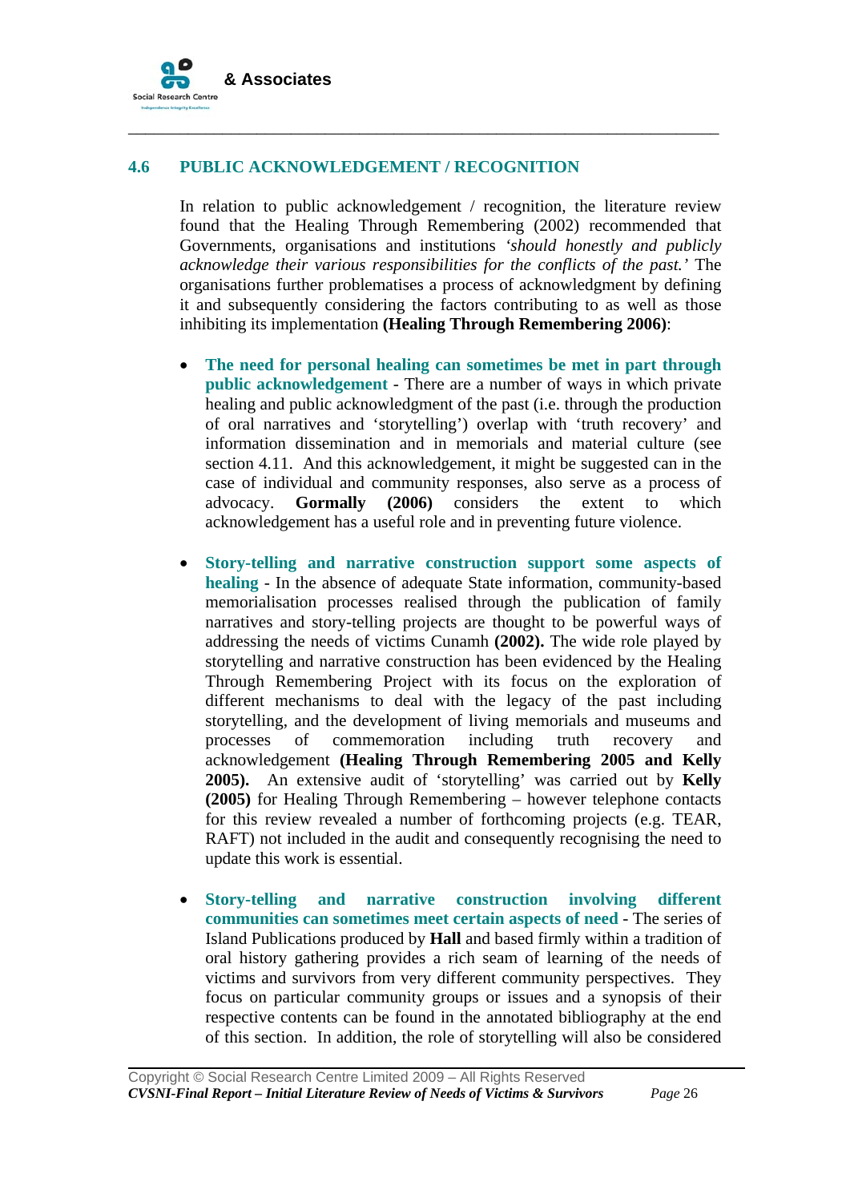## 4.6 PUBLIC ACKNOWLEDGEMENT / RECOGNITION

In relation to public acknowledgement / recognition, the literature review found that the Healing Through Remembering (2002) recommended that Governments, organisations and institutions *'should honestly and publicly acknowledge their various responsibilities for the conflicts of the past.'* The organisations further problematises a process of acknowledgment by defining it and subsequently considering the factors contributing to as well as those inhibiting its implementation **(Healing Through Remembering 2006)**:

- **The need for personal healing can sometimes be met in part through public acknowledgement** - There are a number of ways in which private healing and public acknowledgment of the past (i.e. through the production of oral narratives and 'storytelling') overlap with 'truth recovery' and information dissemination and in memorials and material culture (see section 4.11. And this acknowledgement, it might be suggested can in the case of individual and community responses, also serve as a process of advocacy. **Gormally (2006)** considers the extent to which acknowledgement has a useful role and in preventing future violence.

- **Story-telling and narrative construction support some aspects of healing** - In the absence of adequate State information, community-based memorialisation processes realised through the publication of family narratives and story-telling projects are thought to be powerful ways of addressing the needs of victims Cunamh **(2002).** The wide role played by storytelling and narrative construction has been evidenced by the Healing Through Remembering Project with its focus on the exploration of different mechanisms to deal with the legacy of the past including storytelling, and the development of living memorials and museums and processes of commemoration including truth recovery and acknowledgement **(Healing Through Remembering 2005 and Kelly 2005).** An extensive audit of 'storytelling' was carried out by **Kelly (2005)** for Healing Through Remembering – however telephone contacts for this review revealed a number of forthcoming projects (e.g. TEAR, RAFT) not included in the audit and consequently recognising the need to update this work is essential.

- **Story-telling and narrative construction involving different communities can sometimes meet certain aspects of need** - The series of Island Publications produced by **Hall** and based firmly within a tradition of oral history gathering provides a rich seam of learning of the needs of victims and survivors from very different community perspectives. They focus on particular community groups or issues and a synopsis of their respective contents can be found in the annotated bibliography at the end of this section. In addition, the role of storytelling will also be considered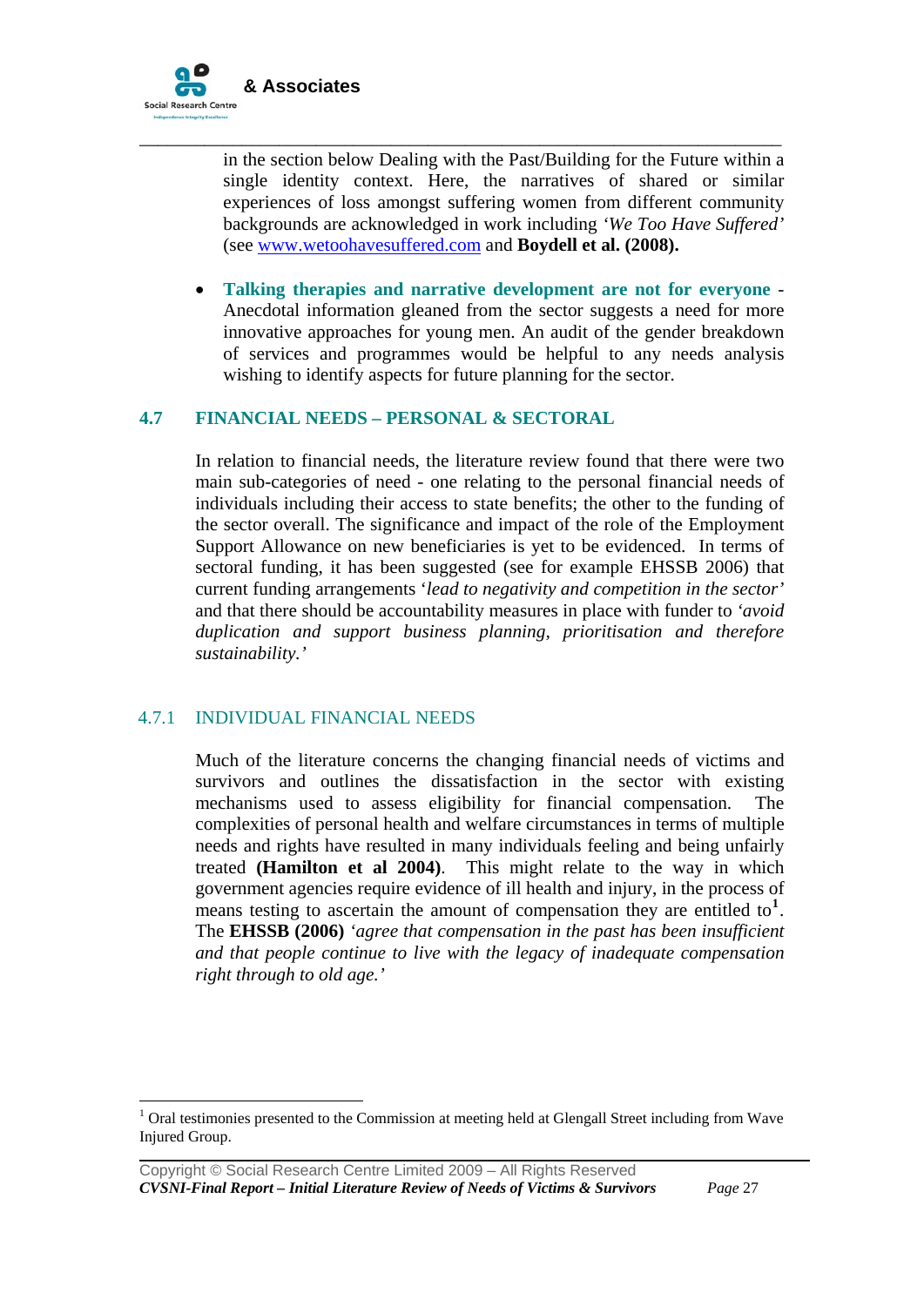in the section below Dealing with the Past/Building for the Future within a single identity context. Here, the narratives of shared or similar experiences of loss amongst suffering women from different community backgrounds are acknowledged in work including *'We Too Have Suffered'* (see www.wetoohavesuffered.com and **Boydell et al. (2008).**

- **Talking therapies and narrative development are not for everyone** - Anecdotal information gleaned from the sector suggests a need for more innovative approaches for young men. An audit of the gender breakdown of services and programmes would be helpful to any needs analysis wishing to identify aspects for future planning for the sector.

## 4.7 FINANCIAL NEEDS – PERSONAL & SECTORAL

In relation to financial needs, the literature review found that there were two main sub-categories of need - one relating to the personal financial needs of individuals including their access to state benefits; the other to the funding of the sector overall. The significance and impact of the role of the Employment Support Allowance on new beneficiaries is yet to be evidenced. In terms of sectoral funding, it has been suggested (see for example EHSSB 2006) that current funding arrangements '*lead to negativity and competition in the sector*' and that there should be accountability measures in place with funder to *'avoid duplication and support business planning, prioritisation and therefore sustainability.'*

### 4.7.1 INDIVIDUAL FINANCIAL NEEDS

Much of the literature concerns the changing financial needs of victims and survivors and outlines the dissatisfaction in the sector with existing mechanisms used to assess eligibility for financial compensation. The complexities of personal health and welfare circumstances in terms of multiple needs and rights have resulted in many individuals feeling and being unfairly treated **(Hamilton et al 2004)**. This might relate to the way in which government agencies require evidence of ill health and injury, in the process of means testing to ascertain the amount of compensation they are entitled to[1]. The **EHSSB (2006)** *'agree that compensation in the past has been insufficient and that people continue to live with the legacy of inadequate compensation right through to old age.'*

---

[1] Oral testimonies presented to the Commission at meeting held at Glengall Street including from Wave Injured Group.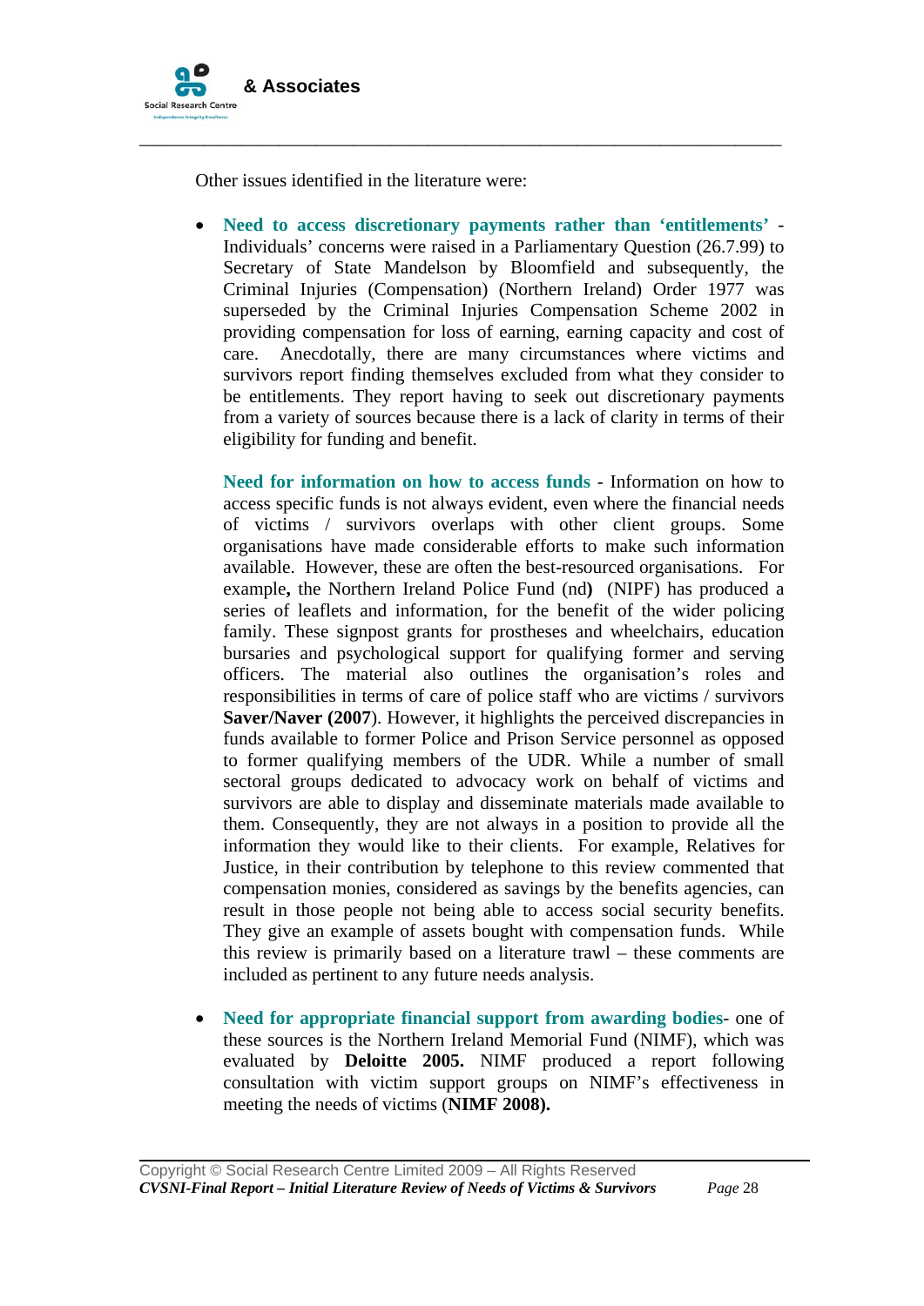Other issues identified in the literature were:

- **Need to access discretionary payments rather than 'entitlements'** - Individuals' concerns were raised in a Parliamentary Question (26.7.99) to Secretary of State Mandelson by Bloomfield and subsequently, the Criminal Injuries (Compensation) (Northern Ireland) Order 1977 was superseded by the Criminal Injuries Compensation Scheme 2002 in providing compensation for loss of earning, earning capacity and cost of care. Anecdotally, there are many circumstances where victims and survivors report finding themselves excluded from what they consider to be entitlements. They report having to seek out discretionary payments from a variety of sources because there is a lack of clarity in terms of their eligibility for funding and benefit.

  **Need for information on how to access funds** - Information on how to access specific funds is not always evident, even where the financial needs of victims / survivors overlaps with other client groups. Some organisations have made considerable efforts to make such information available. However, these are often the best-resourced organisations. For example**,** the Northern Ireland Police Fund (nd**)** (NIPF) has produced a series of leaflets and information, for the benefit of the wider policing family. These signpost grants for prostheses and wheelchairs, education bursaries and psychological support for qualifying former and serving officers. The material also outlines the organisation's roles and responsibilities in terms of care of police staff who are victims / survivors **Saver/Naver (2007**). However, it highlights the perceived discrepancies in funds available to former Police and Prison Service personnel as opposed to former qualifying members of the UDR. While a number of small sectoral groups dedicated to advocacy work on behalf of victims and survivors are able to display and disseminate materials made available to them. Consequently, they are not always in a position to provide all the information they would like to their clients. For example, Relatives for Justice, in their contribution by telephone to this review commented that compensation monies, considered as savings by the benefits agencies, can result in those people not being able to access social security benefits. They give an example of assets bought with compensation funds. While this review is primarily based on a literature trawl – these comments are included as pertinent to any future needs analysis.

- **Need for appropriate financial support from awarding bodies**- one of these sources is the Northern Ireland Memorial Fund (NIMF), which was evaluated by **Deloitte 2005.** NIMF produced a report following consultation with victim support groups on NIMF's effectiveness in meeting the needs of victims (**NIMF 2008).**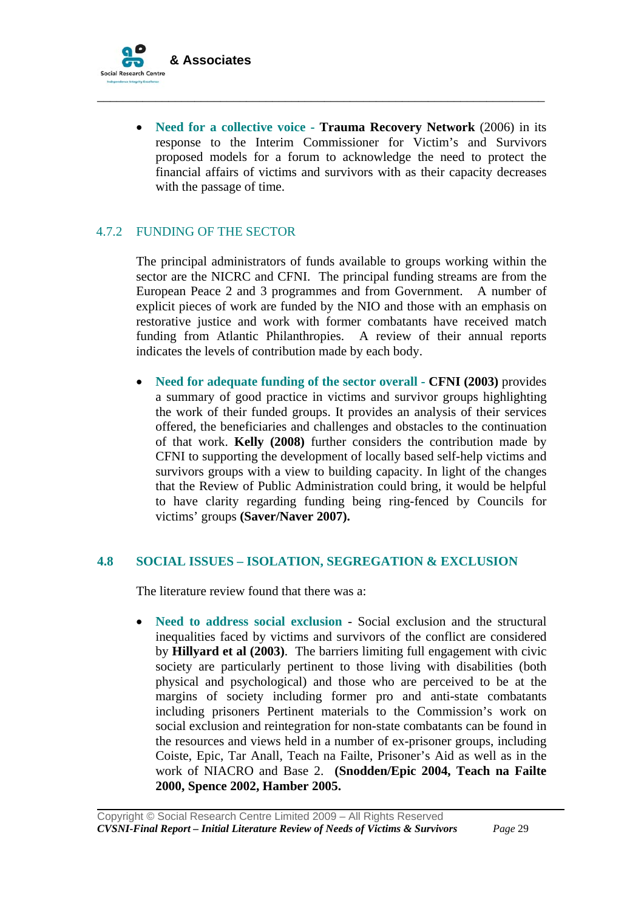- **Need for a collective voice** - **Trauma Recovery Network** (2006) in its response to the Interim Commissioner for Victim's and Survivors proposed models for a forum to acknowledge the need to protect the financial affairs of victims and survivors with as their capacity decreases with the passage of time.

### 4.7.2 FUNDING OF THE SECTOR

The principal administrators of funds available to groups working within the sector are the NICRC and CFNI. The principal funding streams are from the European Peace 2 and 3 programmes and from Government. A number of explicit pieces of work are funded by the NIO and those with an emphasis on restorative justice and work with former combatants have received match funding from Atlantic Philanthropies. A review of their annual reports indicates the levels of contribution made by each body.

- **Need for adequate funding of the sector overall** - **CFNI (2003)** provides a summary of good practice in victims and survivor groups highlighting the work of their funded groups. It provides an analysis of their services offered, the beneficiaries and challenges and obstacles to the continuation of that work. **Kelly (2008)** further considers the contribution made by CFNI to supporting the development of locally based self-help victims and survivors groups with a view to building capacity. In light of the changes that the Review of Public Administration could bring, it would be helpful to have clarity regarding funding being ring-fenced by Councils for victims' groups **(Saver/Naver 2007).**

## 4.8 SOCIAL ISSUES – ISOLATION, SEGREGATION & EXCLUSION

The literature review found that there was a:

- **Need to address social exclusion** - Social exclusion and the structural inequalities faced by victims and survivors of the conflict are considered by **Hillyard et al (2003)**. The barriers limiting full engagement with civic society are particularly pertinent to those living with disabilities (both physical and psychological) and those who are perceived to be at the margins of society including former pro and anti-state combatants including prisoners Pertinent materials to the Commission's work on social exclusion and reintegration for non-state combatants can be found in the resources and views held in a number of ex-prisoner groups, including Coiste, Epic, Tar Anall, Teach na Failte, Prisoner's Aid as well as in the work of NIACRO and Base 2. **(Snodden/Epic 2004, Teach na Failte 2000, Spence 2002, Hamber 2005.**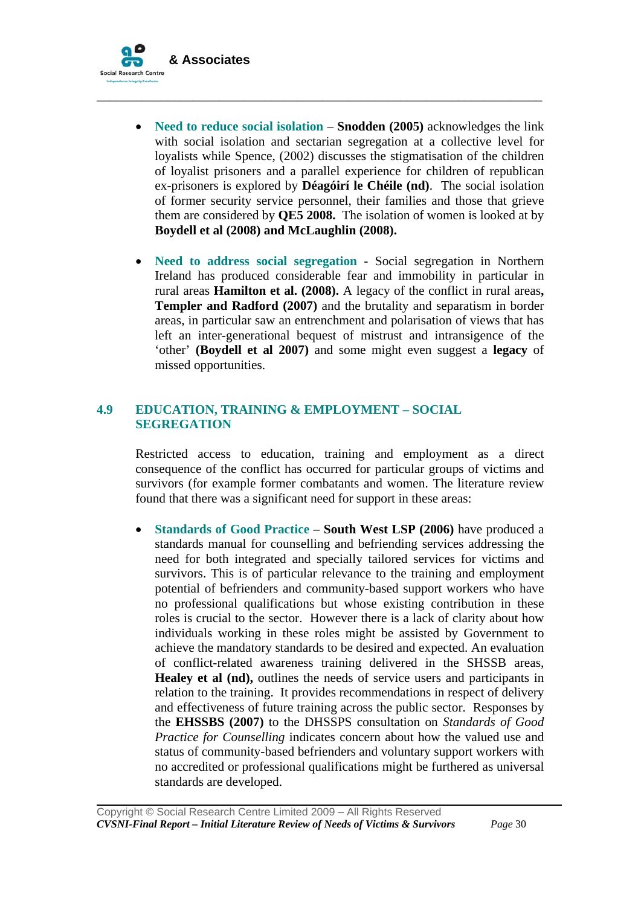- **Need to reduce social isolation** – **Snodden (2005)** acknowledges the link with social isolation and sectarian segregation at a collective level for loyalists while Spence, (2002) discusses the stigmatisation of the children of loyalist prisoners and a parallel experience for children of republican ex-prisoners is explored by **Déagóirí le Chéile (nd)**. The social isolation of former security service personnel, their families and those that grieve them are considered by **QE5 2008.** The isolation of women is looked at by **Boydell et al (2008) and McLaughlin (2008).**

- **Need to address social segregation** - Social segregation in Northern Ireland has produced considerable fear and immobility in particular in rural areas **Hamilton et al. (2008).** A legacy of the conflict in rural areas**, Templer and Radford (2007)** and the brutality and separatism in border areas, in particular saw an entrenchment and polarisation of views that has left an inter-generational bequest of mistrust and intransigence of the 'other' **(Boydell et al 2007)** and some might even suggest a **legacy** of missed opportunities.

## 4.9 EDUCATION, TRAINING & EMPLOYMENT – SOCIAL SEGREGATION

Restricted access to education, training and employment as a direct consequence of the conflict has occurred for particular groups of victims and survivors (for example former combatants and women. The literature review found that there was a significant need for support in these areas:

- **Standards of Good Practice** – **South West LSP (2006)** have produced a standards manual for counselling and befriending services addressing the need for both integrated and specially tailored services for victims and survivors. This is of particular relevance to the training and employment potential of befrienders and community-based support workers who have no professional qualifications but whose existing contribution in these roles is crucial to the sector. However there is a lack of clarity about how individuals working in these roles might be assisted by Government to achieve the mandatory standards to be desired and expected. An evaluation of conflict-related awareness training delivered in the SHSSB areas, **Healey et al (nd),** outlines the needs of service users and participants in relation to the training. It provides recommendations in respect of delivery and effectiveness of future training across the public sector. Responses by the **EHSSBS (2007)** to the DHSSPS consultation on *Standards of Good Practice for Counselling* indicates concern about how the valued use and status of community-based befrienders and voluntary support workers with no accredited or professional qualifications might be furthered as universal standards are developed.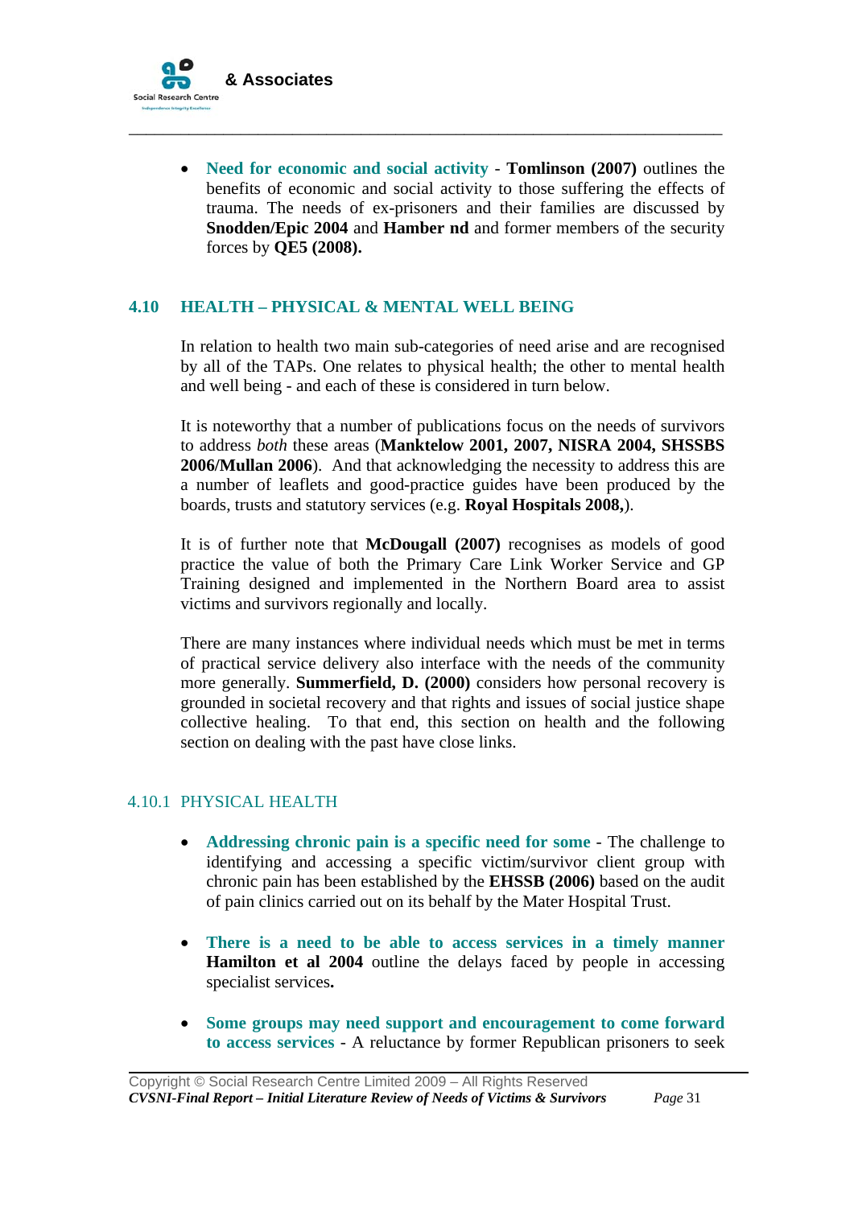- **Need for economic and social activity** - **Tomlinson (2007)** outlines the benefits of economic and social activity to those suffering the effects of trauma. The needs of ex-prisoners and their families are discussed by **Snodden/Epic 2004** and **Hamber nd** and former members of the security forces by **QE5 (2008).**

## 4.10 HEALTH – PHYSICAL & MENTAL WELL BEING

In relation to health two main sub-categories of need arise and are recognised by all of the TAPs. One relates to physical health; the other to mental health and well being - and each of these is considered in turn below.

It is noteworthy that a number of publications focus on the needs of survivors to address *both* these areas (**Manktelow 2001, 2007, NISRA 2004, SHSSBS 2006/Mullan 2006**). And that acknowledging the necessity to address this are a number of leaflets and good-practice guides have been produced by the boards, trusts and statutory services (e.g. **Royal Hospitals 2008,**).

It is of further note that **McDougall (2007)** recognises as models of good practice the value of both the Primary Care Link Worker Service and GP Training designed and implemented in the Northern Board area to assist victims and survivors regionally and locally.

There are many instances where individual needs which must be met in terms of practical service delivery also interface with the needs of the community more generally. **Summerfield, D. (2000)** considers how personal recovery is grounded in societal recovery and that rights and issues of social justice shape collective healing. To that end, this section on health and the following section on dealing with the past have close links.

### 4.10.1 PHYSICAL HEALTH

- **Addressing chronic pain is a specific need for some** - The challenge to identifying and accessing a specific victim/survivor client group with chronic pain has been established by the **EHSSB (2006)** based on the audit of pain clinics carried out on its behalf by the Mater Hospital Trust.

- **There is a need to be able to access services in a timely manner** **Hamilton et al 2004** outline the delays faced by people in accessing specialist services**.**

- **Some groups may need support and encouragement to come forward to access services** - A reluctance by former Republican prisoners to seek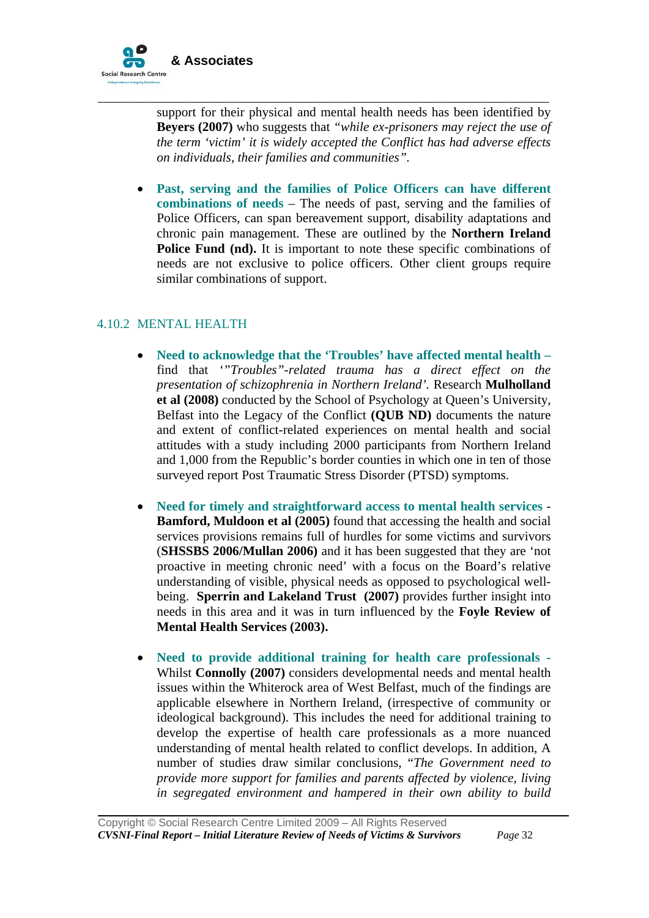support for their physical and mental health needs has been identified by **Beyers (2007)** who suggests that *"while ex-prisoners may reject the use of the term 'victim' it is widely accepted the Conflict has had adverse effects on individuals, their families and communities"*.

- **Past, serving and the families of Police Officers can have different combinations of needs** – The needs of past, serving and the families of Police Officers, can span bereavement support, disability adaptations and chronic pain management. These are outlined by the **Northern Ireland Police Fund (nd).** It is important to note these specific combinations of needs are not exclusive to police officers. Other client groups require similar combinations of support.

### 4.10.2 MENTAL HEALTH

- **Need to acknowledge that the 'Troubles' have affected mental health –** find that *'"Troubles"-related trauma has a direct effect on the presentation of schizophrenia in Northern Ireland'.* Research **Mulholland et al (2008)** conducted by the School of Psychology at Queen's University, Belfast into the Legacy of the Conflict **(QUB ND)** documents the nature and extent of conflict-related experiences on mental health and social attitudes with a study including 2000 participants from Northern Ireland and 1,000 from the Republic's border counties in which one in ten of those surveyed report Post Traumatic Stress Disorder (PTSD) symptoms.

- **Need for timely and straightforward access to mental health services** - **Bamford, Muldoon et al (2005)** found that accessing the health and social services provisions remains full of hurdles for some victims and survivors (**SHSSBS 2006/Mullan 2006)** and it has been suggested that they are 'not proactive in meeting chronic need' with a focus on the Board's relative understanding of visible, physical needs as opposed to psychological well-being. **Sperrin and Lakeland Trust (2007)** provides further insight into needs in this area and it was in turn influenced by the **Foyle Review of Mental Health Services (2003).**

- **Need to provide additional training for health care professionals** - Whilst **Connolly (2007)** considers developmental needs and mental health issues within the Whiterock area of West Belfast, much of the findings are applicable elsewhere in Northern Ireland, (irrespective of community or ideological background). This includes the need for additional training to develop the expertise of health care professionals as a more nuanced understanding of mental health related to conflict develops. In addition, A number of studies draw similar conclusions, "*The Government need to provide more support for families and parents affected by violence, living in segregated environment and hampered in their own ability to build*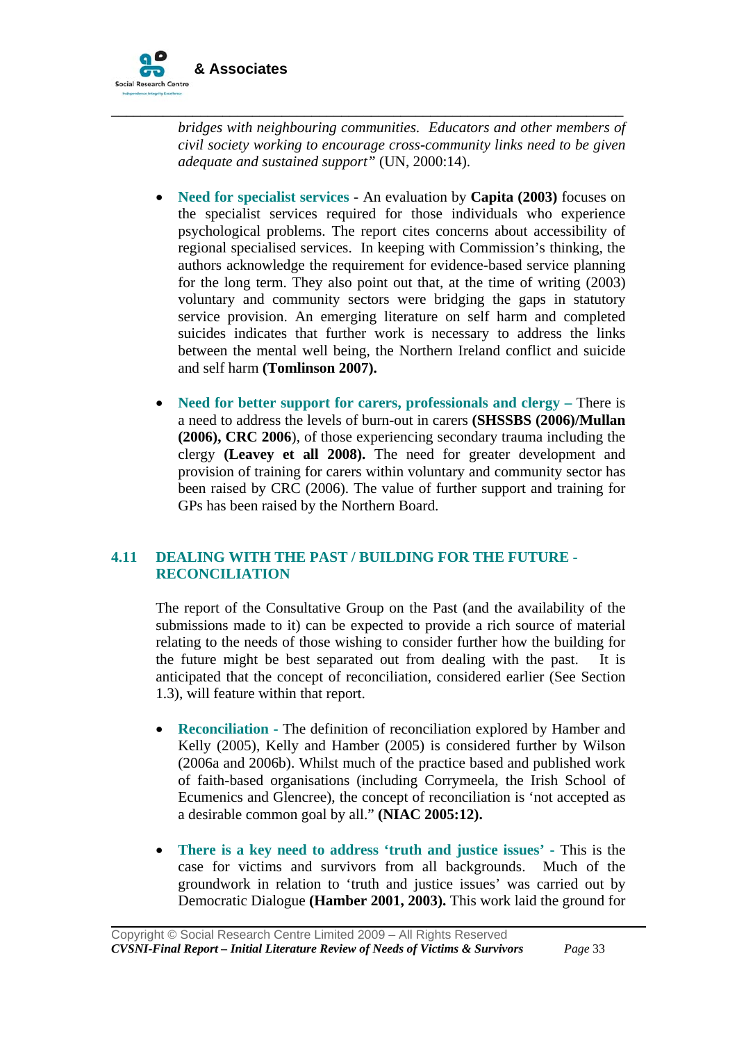*bridges with neighbouring communities. Educators and other members of civil society working to encourage cross-community links need to be given adequate and sustained support"* (UN, 2000:14).

- **Need for specialist services** - An evaluation by **Capita (2003)** focuses on the specialist services required for those individuals who experience psychological problems. The report cites concerns about accessibility of regional specialised services. In keeping with Commission's thinking, the authors acknowledge the requirement for evidence-based service planning for the long term. They also point out that, at the time of writing (2003) voluntary and community sectors were bridging the gaps in statutory service provision. An emerging literature on self harm and completed suicides indicates that further work is necessary to address the links between the mental well being, the Northern Ireland conflict and suicide and self harm **(Tomlinson 2007).**

- **Need for better support for carers, professionals and clergy –** There is a need to address the levels of burn-out in carers **(SHSSBS (2006)/Mullan (2006), CRC 2006**), of those experiencing secondary trauma including the clergy **(Leavey et all 2008).** The need for greater development and provision of training for carers within voluntary and community sector has been raised by CRC (2006). The value of further support and training for GPs has been raised by the Northern Board.

## 4.11 DEALING WITH THE PAST / BUILDING FOR THE FUTURE - RECONCILIATION

The report of the Consultative Group on the Past (and the availability of the submissions made to it) can be expected to provide a rich source of material relating to the needs of those wishing to consider further how the building for the future might be best separated out from dealing with the past. It is anticipated that the concept of reconciliation, considered earlier (See Section 1.3), will feature within that report.

- **Reconciliation -** The definition of reconciliation explored by Hamber and Kelly (2005), Kelly and Hamber (2005) is considered further by Wilson (2006a and 2006b). Whilst much of the practice based and published work of faith-based organisations (including Corrymeela, the Irish School of Ecumenics and Glencree), the concept of reconciliation is 'not accepted as a desirable common goal by all." **(NIAC 2005:12).**

- **There is a key need to address 'truth and justice issues' -** This is the case for victims and survivors from all backgrounds. Much of the groundwork in relation to 'truth and justice issues' was carried out by Democratic Dialogue **(Hamber 2001, 2003).** This work laid the ground for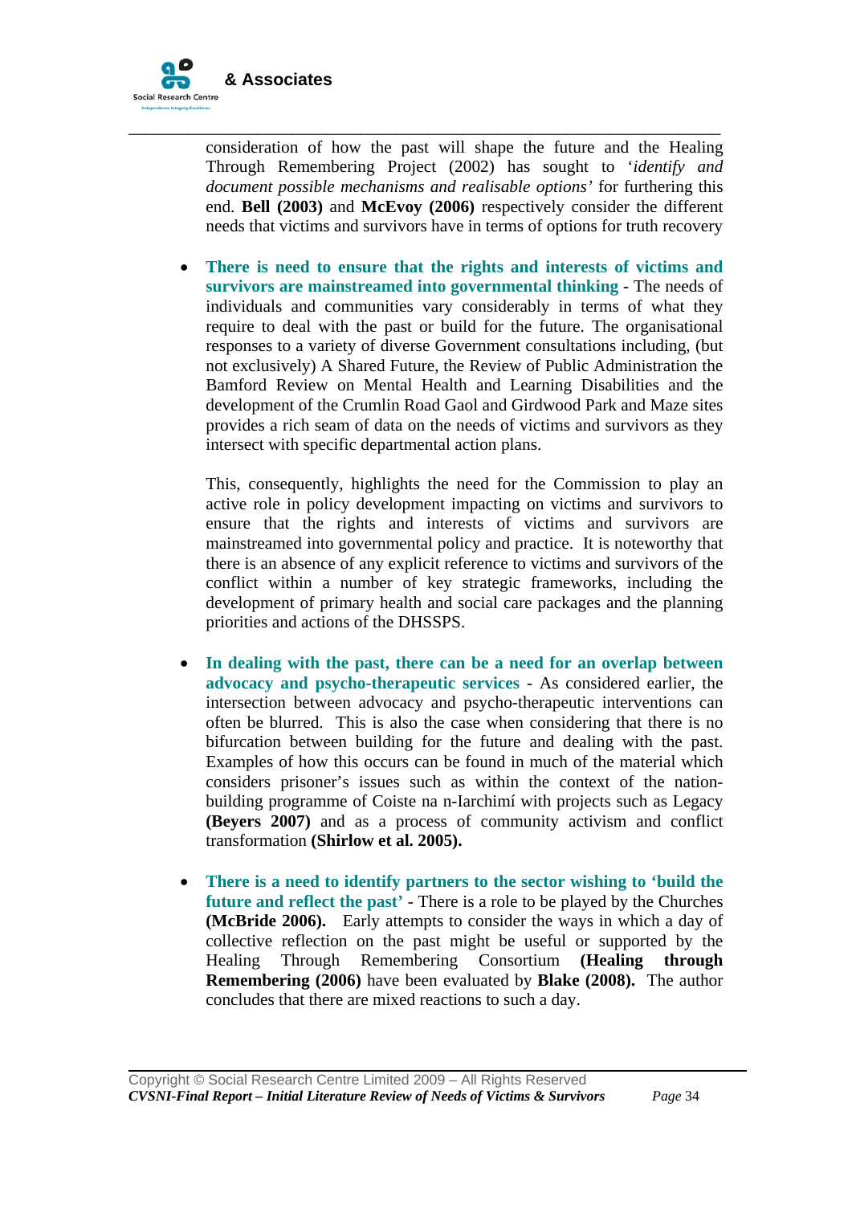consideration of how the past will shape the future and the Healing Through Remembering Project (2002) has sought to '*identify and document possible mechanisms and realisable options*' for furthering this end. **Bell (2003)** and **McEvoy (2006)** respectively consider the different needs that victims and survivors have in terms of options for truth recovery

- **There is need to ensure that the rights and interests of victims and survivors are mainstreamed into governmental thinking** - The needs of individuals and communities vary considerably in terms of what they require to deal with the past or build for the future. The organisational responses to a variety of diverse Government consultations including, (but not exclusively) A Shared Future, the Review of Public Administration the Bamford Review on Mental Health and Learning Disabilities and the development of the Crumlin Road Gaol and Girdwood Park and Maze sites provides a rich seam of data on the needs of victims and survivors as they intersect with specific departmental action plans.

  This, consequently, highlights the need for the Commission to play an active role in policy development impacting on victims and survivors to ensure that the rights and interests of victims and survivors are mainstreamed into governmental policy and practice. It is noteworthy that there is an absence of any explicit reference to victims and survivors of the conflict within a number of key strategic frameworks, including the development of primary health and social care packages and the planning priorities and actions of the DHSSPS.

- **In dealing with the past, there can be a need for an overlap between advocacy and psycho-therapeutic services** - As considered earlier, the intersection between advocacy and psycho-therapeutic interventions can often be blurred. This is also the case when considering that there is no bifurcation between building for the future and dealing with the past. Examples of how this occurs can be found in much of the material which considers prisoner's issues such as within the context of the nation-building programme of Coiste na n-Iarchimí with projects such as Legacy **(Beyers 2007)** and as a process of community activism and conflict transformation **(Shirlow et al. 2005).**

- **There is a need to identify partners to the sector wishing to 'build the future and reflect the past'** - There is a role to be played by the Churches **(McBride 2006).** Early attempts to consider the ways in which a day of collective reflection on the past might be useful or supported by the Healing Through Remembering Consortium **(Healing through Remembering (2006)** have been evaluated by **Blake (2008).** The author concludes that there are mixed reactions to such a day.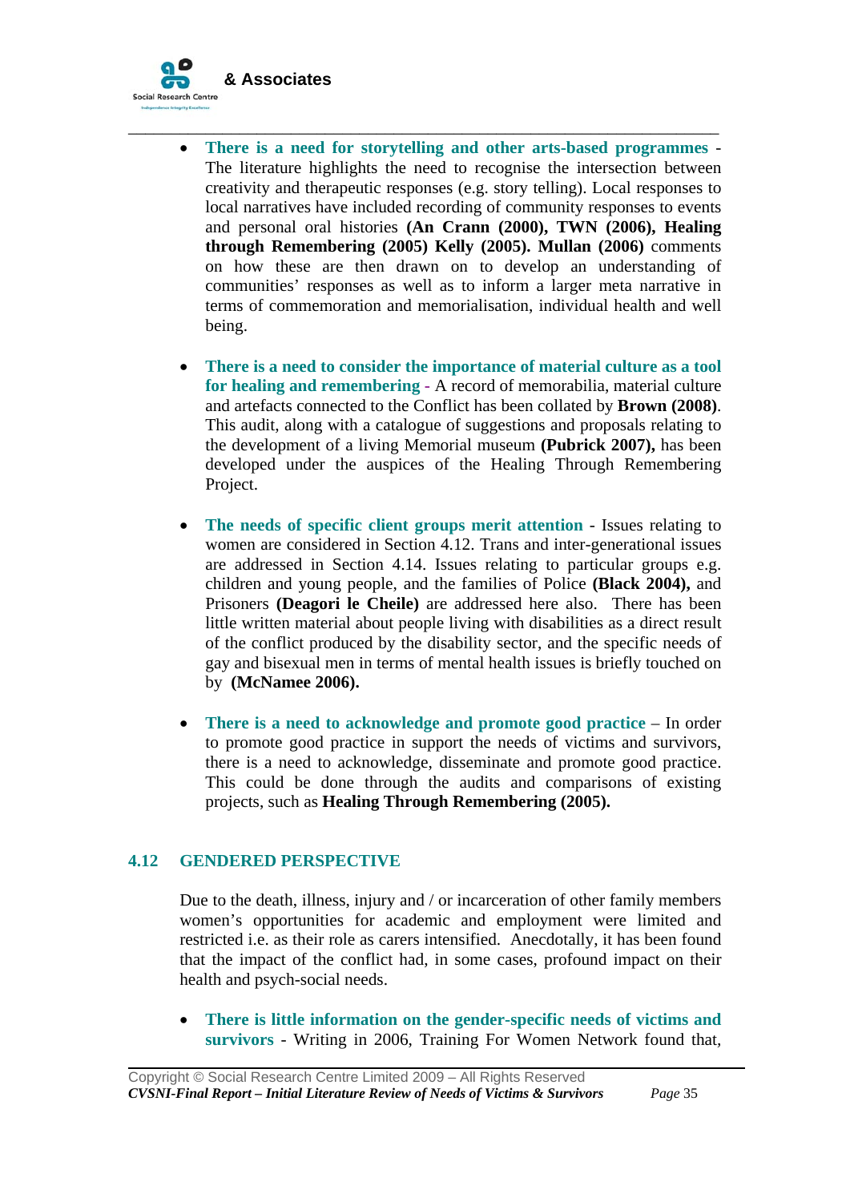- **There is a need for storytelling and other arts-based programmes** - The literature highlights the need to recognise the intersection between creativity and therapeutic responses (e.g. story telling). Local responses to local narratives have included recording of community responses to events and personal oral histories **(An Crann (2000), TWN (2006), Healing through Remembering (2005) Kelly (2005). Mullan (2006)** comments on how these are then drawn on to develop an understanding of communities' responses as well as to inform a larger meta narrative in terms of commemoration and memorialisation, individual health and well being.

- **There is a need to consider the importance of material culture as a tool for healing and remembering** - A record of memorabilia, material culture and artefacts connected to the Conflict has been collated by **Brown (2008)**. This audit, along with a catalogue of suggestions and proposals relating to the development of a living Memorial museum **(Pubrick 2007),** has been developed under the auspices of the Healing Through Remembering Project.

- **The needs of specific client groups merit attention** - Issues relating to women are considered in Section 4.12. Trans and inter-generational issues are addressed in Section 4.14. Issues relating to particular groups e.g. children and young people, and the families of Police **(Black 2004),** and Prisoners **(Deagori le Cheile)** are addressed here also. There has been little written material about people living with disabilities as a direct result of the conflict produced by the disability sector, and the specific needs of gay and bisexual men in terms of mental health issues is briefly touched on by **(McNamee 2006).**

- **There is a need to acknowledge and promote good practice** – In order to promote good practice in support the needs of victims and survivors, there is a need to acknowledge, disseminate and promote good practice. This could be done through the audits and comparisons of existing projects, such as **Healing Through Remembering (2005).**

## 4.12 GENDERED PERSPECTIVE

Due to the death, illness, injury and / or incarceration of other family members women's opportunities for academic and employment were limited and restricted i.e. as their role as carers intensified. Anecdotally, it has been found that the impact of the conflict had, in some cases, profound impact on their health and psych-social needs.

- **There is little information on the gender-specific needs of victims and survivors** - Writing in 2006, Training For Women Network found that,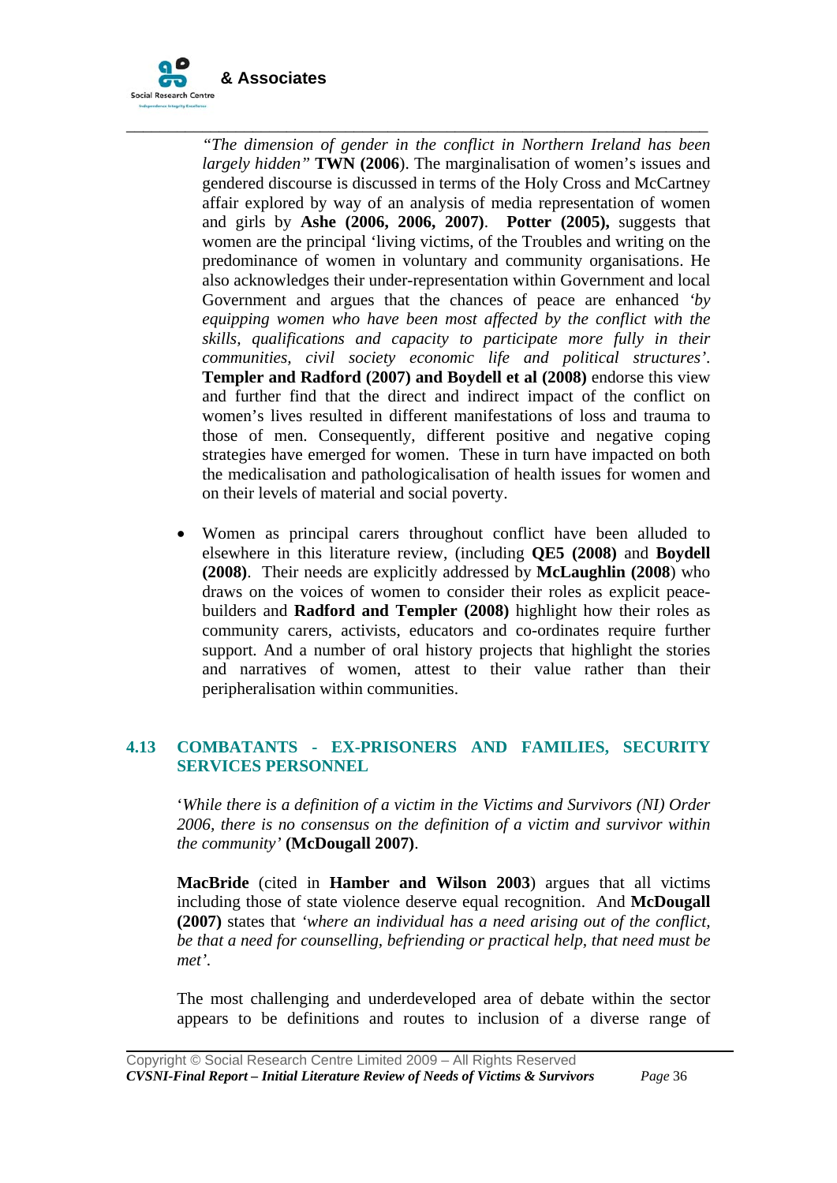*"The dimension of gender in the conflict in Northern Ireland has been largely hidden"* **TWN (2006**). The marginalisation of women's issues and gendered discourse is discussed in terms of the Holy Cross and McCartney affair explored by way of an analysis of media representation of women and girls by **Ashe (2006, 2006, 2007)**. **Potter (2005),** suggests that women are the principal 'living victims, of the Troubles and writing on the predominance of women in voluntary and community organisations. He also acknowledges their under-representation within Government and local Government and argues that the chances of peace are enhanced *'by equipping women who have been most affected by the conflict with the skills, qualifications and capacity to participate more fully in their communities, civil society economic life and political structures'*. **Templer and Radford (2007) and Boydell et al (2008)** endorse this view and further find that the direct and indirect impact of the conflict on women's lives resulted in different manifestations of loss and trauma to those of men. Consequently, different positive and negative coping strategies have emerged for women. These in turn have impacted on both the medicalisation and pathologicalisation of health issues for women and on their levels of material and social poverty.

- Women as principal carers throughout conflict have been alluded to elsewhere in this literature review, (including **QE5 (2008)** and **Boydell (2008)**. Their needs are explicitly addressed by **McLaughlin (2008**) who draws on the voices of women to consider their roles as explicit peace-builders and **Radford and Templer (2008)** highlight how their roles as community carers, activists, educators and co-ordinates require further support. And a number of oral history projects that highlight the stories and narratives of women, attest to their value rather than their peripheralisation within communities.

## 4.13 COMBATANTS - EX-PRISONERS AND FAMILIES, SECURITY SERVICES PERSONNEL

'*While there is a definition of a victim in the Victims and Survivors (NI) Order 2006, there is no consensus on the definition of a victim and survivor within the community'* **(McDougall 2007)**.

**MacBride** (cited in **Hamber and Wilson 2003**) argues that all victims including those of state violence deserve equal recognition. And **McDougall (2007)** states that *'where an individual has a need arising out of the conflict, be that a need for counselling, befriending or practical help, that need must be met'*.

The most challenging and underdeveloped area of debate within the sector appears to be definitions and routes to inclusion of a diverse range of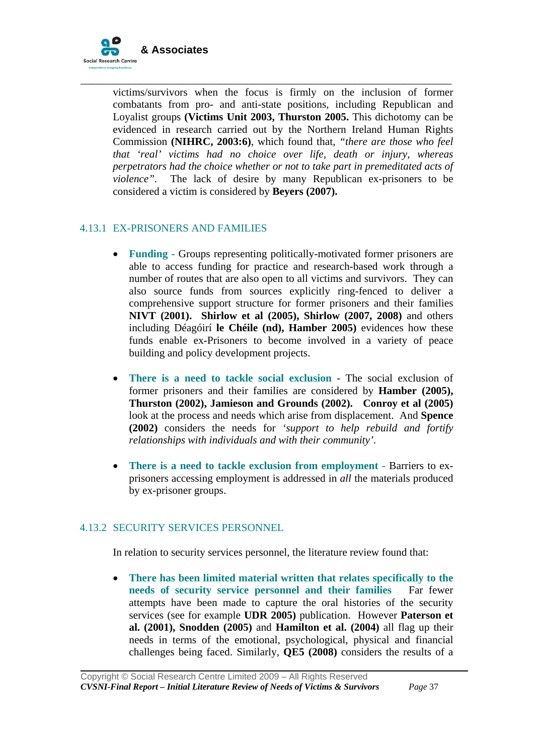victims/survivors when the focus is firmly on the inclusion of former combatants from pro- and anti-state positions, including Republican and Loyalist groups **(Victims Unit 2003, Thurston 2005.** This dichotomy can be evidenced in research carried out by the Northern Ireland Human Rights Commission **(NIHRC, 2003:6)**, which found that, *"there are those who feel that 'real' victims had no choice over life, death or injury, whereas perpetrators had the choice whether or not to take part in premeditated acts of violence"*. The lack of desire by many Republican ex-prisoners to be considered a victim is considered by **Beyers (2007).**

### 4.13.1 EX-PRISONERS AND FAMILIES

- **Funding -** Groups representing politically-motivated former prisoners are able to access funding for practice and research-based work through a number of routes that are also open to all victims and survivors. They can also source funds from sources explicitly ring-fenced to deliver a comprehensive support structure for former prisoners and their families **NIVT (2001). Shirlow et al (2005), Shirlow (2007, 2008)** and others including Déagóirí **le Chéile (nd), Hamber 2005)** evidences how these funds enable ex-Prisoners to become involved in a variety of peace building and policy development projects.

- **There is a need to tackle social exclusion** - The social exclusion of former prisoners and their families are considered by **Hamber (2005), Thurston (2002), Jamieson and Grounds (2002). Conroy et al (2005)** look at the process and needs which arise from displacement. And **Spence (2002)** considers the needs for *'support to help rebuild and fortify relationships with individuals and with their community'.*

- **There is a need to tackle exclusion from employment -** Barriers to ex-prisoners accessing employment is addressed in *all* the materials produced by ex-prisoner groups.

### 4.13.2 SECURITY SERVICES PERSONNEL

In relation to security services personnel, the literature review found that:

- **There has been limited material written that relates specifically to the needs of security service personnel and their families** Far fewer attempts have been made to capture the oral histories of the security services (see for example **UDR 2005)** publication. However **Paterson et al. (2001), Snodden (2005)** and **Hamilton et al. (2004)** all flag up their needs in terms of the emotional, psychological, physical and financial challenges being faced. Similarly, **QE5 (2008)** considers the results of a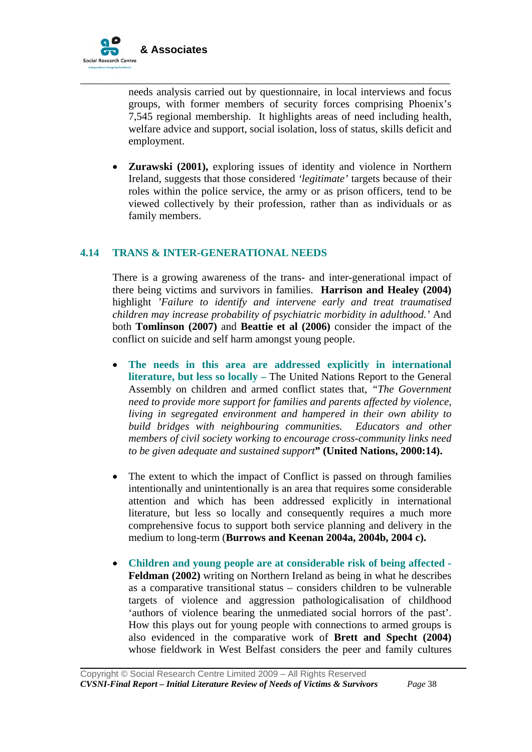needs analysis carried out by questionnaire, in local interviews and focus groups, with former members of security forces comprising Phoenix's 7,545 regional membership. It highlights areas of need including health, welfare advice and support, social isolation, loss of status, skills deficit and employment.

- **Zurawski (2001),** exploring issues of identity and violence in Northern Ireland, suggests that those considered *'legitimate'* targets because of their roles within the police service, the army or as prison officers, tend to be viewed collectively by their profession, rather than as individuals or as family members.

## 4.14 TRANS & INTER-GENERATIONAL NEEDS

There is a growing awareness of the trans- and inter-generational impact of there being victims and survivors in families. **Harrison and Healey (2004)** highlight *'Failure to identify and intervene early and treat traumatised children may increase probability of psychiatric morbidity in adulthood.'* And both **Tomlinson (2007)** and **Beattie et al (2006)** consider the impact of the conflict on suicide and self harm amongst young people.

- **The needs in this area are addressed explicitly in international literature, but less so locally –** The United Nations Report to the General Assembly on children and armed conflict states that, *"The Government need to provide more support for families and parents affected by violence, living in segregated environment and hampered in their own ability to build bridges with neighbouring communities. Educators and other members of civil society working to encourage cross-community links need to be given adequate and sustained support*" **(United Nations, 2000:14).**

- The extent to which the impact of Conflict is passed on through families intentionally and unintentionally is an area that requires some considerable attention and which has been addressed explicitly in international literature, but less so locally and consequently requires a much more comprehensive focus to support both service planning and delivery in the medium to long-term (**Burrows and Keenan 2004a, 2004b, 2004 c).**

- **Children and young people are at considerable risk of being affected - Feldman (2002)** writing on Northern Ireland as being in what he describes as a comparative transitional status – considers children to be vulnerable targets of violence and aggression pathologicalisation of childhood 'authors of violence bearing the unmediated social horrors of the past'. How this plays out for young people with connections to armed groups is also evidenced in the comparative work of **Brett and Specht (2004)** whose fieldwork in West Belfast considers the peer and family cultures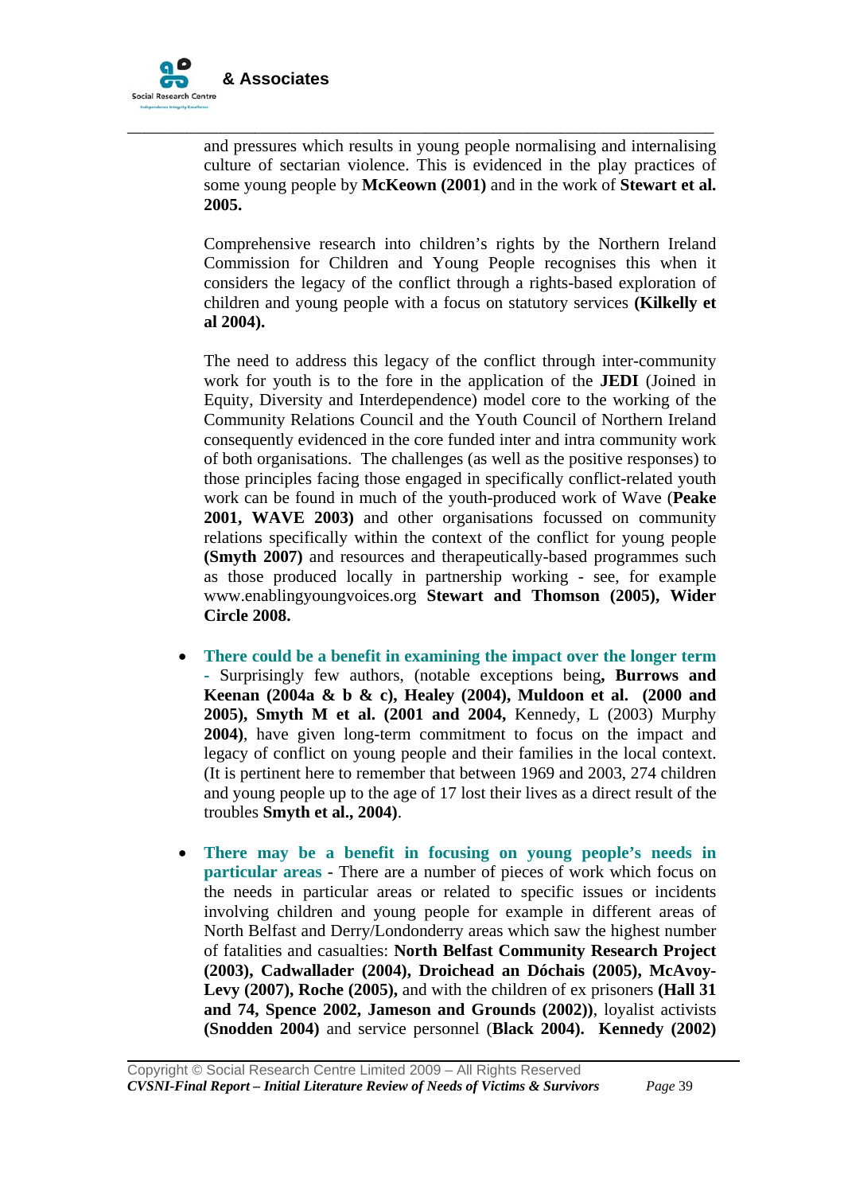and pressures which results in young people normalising and internalising culture of sectarian violence. This is evidenced in the play practices of some young people by **McKeown (2001)** and in the work of **Stewart et al. 2005.**

Comprehensive research into children's rights by the Northern Ireland Commission for Children and Young People recognises this when it considers the legacy of the conflict through a rights-based exploration of children and young people with a focus on statutory services **(Kilkelly et al 2004).**

The need to address this legacy of the conflict through inter-community work for youth is to the fore in the application of the **JEDI** (Joined in Equity, Diversity and Interdependence) model core to the working of the Community Relations Council and the Youth Council of Northern Ireland consequently evidenced in the core funded inter and intra community work of both organisations. The challenges (as well as the positive responses) to those principles facing those engaged in specifically conflict-related youth work can be found in much of the youth-produced work of Wave (**Peake 2001, WAVE 2003)** and other organisations focussed on community relations specifically within the context of the conflict for young people **(Smyth 2007)** and resources and therapeutically-based programmes such as those produced locally in partnership working - see, for example www.enablingyoungvoices.org **Stewart and Thomson (2005), Wider Circle 2008.**

- **There could be a benefit in examining the impact over the longer term** - Surprisingly few authors, (notable exceptions being**, Burrows and Keenan (2004a & b & c), Healey (2004), Muldoon et al. (2000 and 2005), Smyth M et al. (2001 and 2004,** Kennedy, L (2003) Murphy **2004)**, have given long-term commitment to focus on the impact and legacy of conflict on young people and their families in the local context. (It is pertinent here to remember that between 1969 and 2003, 274 children and young people up to the age of 17 lost their lives as a direct result of the troubles **Smyth et al., 2004)**.

- **There may be a benefit in focusing on young people's needs in particular areas** - There are a number of pieces of work which focus on the needs in particular areas or related to specific issues or incidents involving children and young people for example in different areas of North Belfast and Derry/Londonderry areas which saw the highest number of fatalities and casualties: **North Belfast Community Research Project (2003), Cadwallader (2004), Droichead an Dóchais (2005), McAvoy-Levy (2007), Roche (2005),** and with the children of ex prisoners **(Hall 31 and 74, Spence 2002, Jameson and Grounds (2002))**, loyalist activists **(Snodden 2004)** and service personnel (**Black 2004). Kennedy (2002)**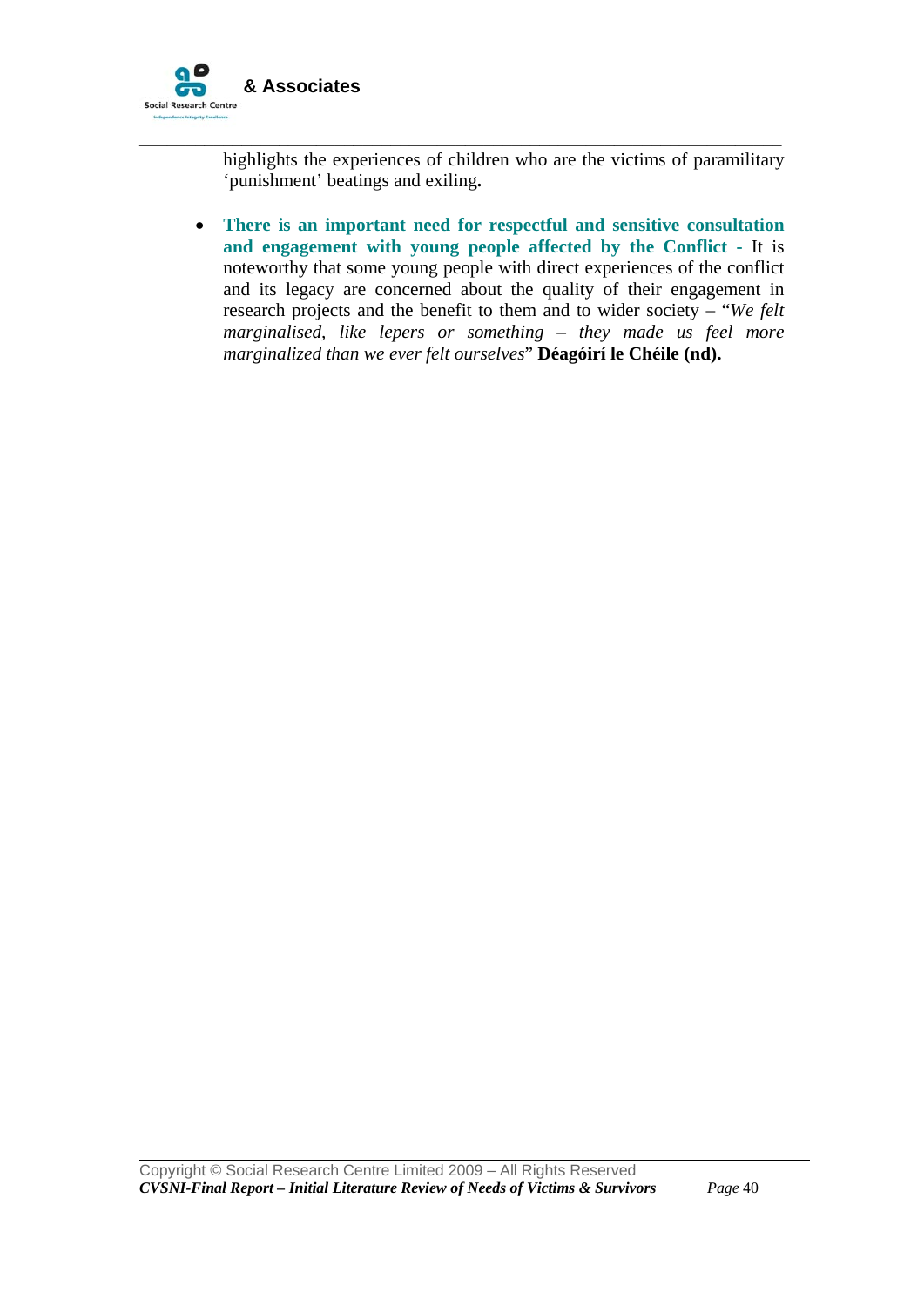highlights the experiences of children who are the victims of paramilitary 'punishment' beatings and exiling**.**

- **There is an important need for respectful and sensitive consultation and engagement with young people affected by the Conflict -** It is noteworthy that some young people with direct experiences of the conflict and its legacy are concerned about the quality of their engagement in research projects and the benefit to them and to wider society – "*We felt marginalised, like lepers or something – they made us feel more marginalized than we ever felt ourselves*" **Déagóirí le Chéile (nd).**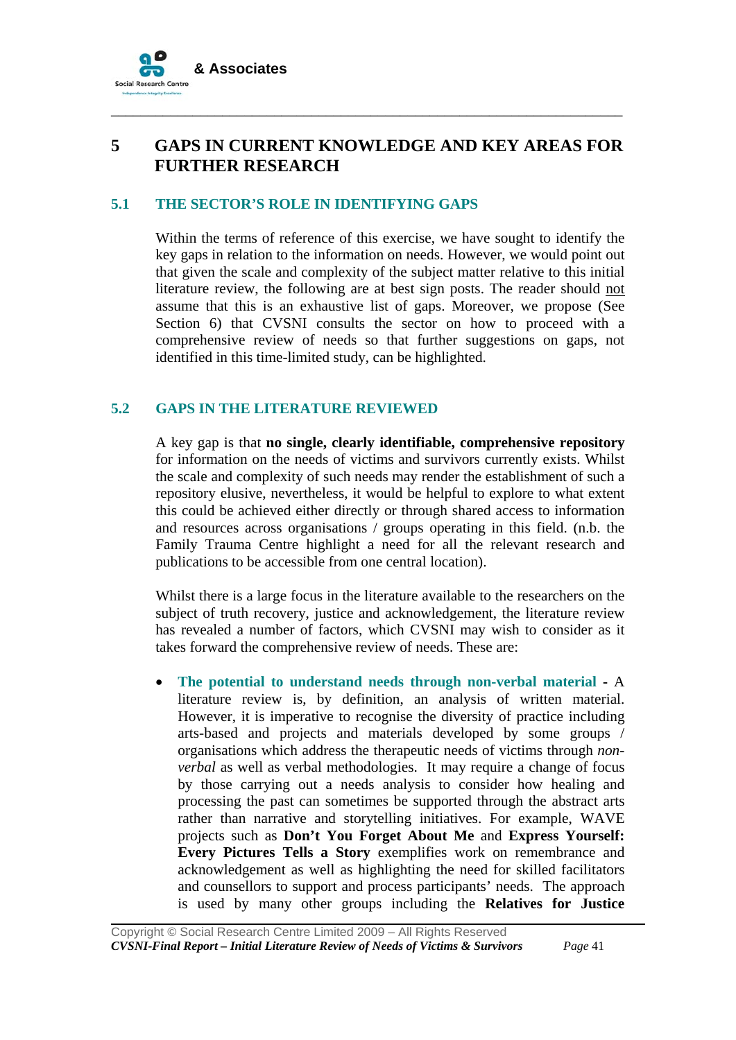# 5 GAPS IN CURRENT KNOWLEDGE AND KEY AREAS FOR FURTHER RESEARCH

## 5.1 THE SECTOR'S ROLE IN IDENTIFYING GAPS

Within the terms of reference of this exercise, we have sought to identify the key gaps in relation to the information on needs. However, we would point out that given the scale and complexity of the subject matter relative to this initial literature review, the following are at best sign posts. The reader should not assume that this is an exhaustive list of gaps. Moreover, we propose (See Section 6) that CVSNI consults the sector on how to proceed with a comprehensive review of needs so that further suggestions on gaps, not identified in this time-limited study, can be highlighted.

## 5.2 GAPS IN THE LITERATURE REVIEWED

A key gap is that **no single, clearly identifiable, comprehensive repository** for information on the needs of victims and survivors currently exists. Whilst the scale and complexity of such needs may render the establishment of such a repository elusive, nevertheless, it would be helpful to explore to what extent this could be achieved either directly or through shared access to information and resources across organisations / groups operating in this field. (n.b. the Family Trauma Centre highlight a need for all the relevant research and publications to be accessible from one central location).

Whilst there is a large focus in the literature available to the researchers on the subject of truth recovery, justice and acknowledgement, the literature review has revealed a number of factors, which CVSNI may wish to consider as it takes forward the comprehensive review of needs. These are:

- **The potential to understand needs through non-verbal material** - A literature review is, by definition, an analysis of written material. However, it is imperative to recognise the diversity of practice including arts-based and projects and materials developed by some groups / organisations which address the therapeutic needs of victims through *non-verbal* as well as verbal methodologies. It may require a change of focus by those carrying out a needs analysis to consider how healing and processing the past can sometimes be supported through the abstract arts rather than narrative and storytelling initiatives. For example, WAVE projects such as **Don't You Forget About Me** and **Express Yourself: Every Pictures Tells a Story** exemplifies work on remembrance and acknowledgement as well as highlighting the need for skilled facilitators and counsellors to support and process participants' needs. The approach is used by many other groups including the **Relatives for Justice**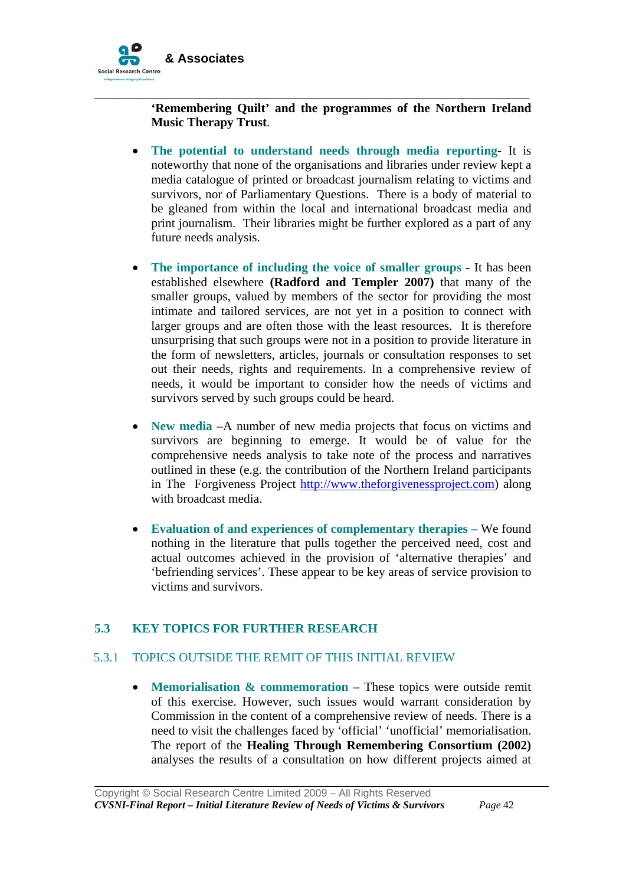**'Remembering Quilt' and the programmes of the Northern Ireland Music Therapy Trust**.

- **The potential to understand needs through media reporting**- It is noteworthy that none of the organisations and libraries under review kept a media catalogue of printed or broadcast journalism relating to victims and survivors, nor of Parliamentary Questions. There is a body of material to be gleaned from within the local and international broadcast media and print journalism. Their libraries might be further explored as a part of any future needs analysis.

- **The importance of including the voice of smaller groups** - It has been established elsewhere **(Radford and Templer 2007)** that many of the smaller groups, valued by members of the sector for providing the most intimate and tailored services, are not yet in a position to connect with larger groups and are often those with the least resources. It is therefore unsurprising that such groups were not in a position to provide literature in the form of newsletters, articles, journals or consultation responses to set out their needs, rights and requirements. In a comprehensive review of needs, it would be important to consider how the needs of victims and survivors served by such groups could be heard.

- **New media** –A number of new media projects that focus on victims and survivors are beginning to emerge. It would be of value for the comprehensive needs analysis to take note of the process and narratives outlined in these (e.g. the contribution of the Northern Ireland participants in The Forgiveness Project http://www.theforgivenessproject.com) along with broadcast media.

- **Evaluation of and experiences of complementary therapies –** We found nothing in the literature that pulls together the perceived need, cost and actual outcomes achieved in the provision of 'alternative therapies' and 'befriending services'. These appear to be key areas of service provision to victims and survivors.

## 5.3 KEY TOPICS FOR FURTHER RESEARCH

### 5.3.1 TOPICS OUTSIDE THE REMIT OF THIS INITIAL REVIEW

- **Memorialisation & commemoration** – These topics were outside remit of this exercise. However, such issues would warrant consideration by Commission in the content of a comprehensive review of needs. There is a need to visit the challenges faced by 'official' 'unofficial' memorialisation. The report of the **Healing Through Remembering Consortium (2002)** analyses the results of a consultation on how different projects aimed at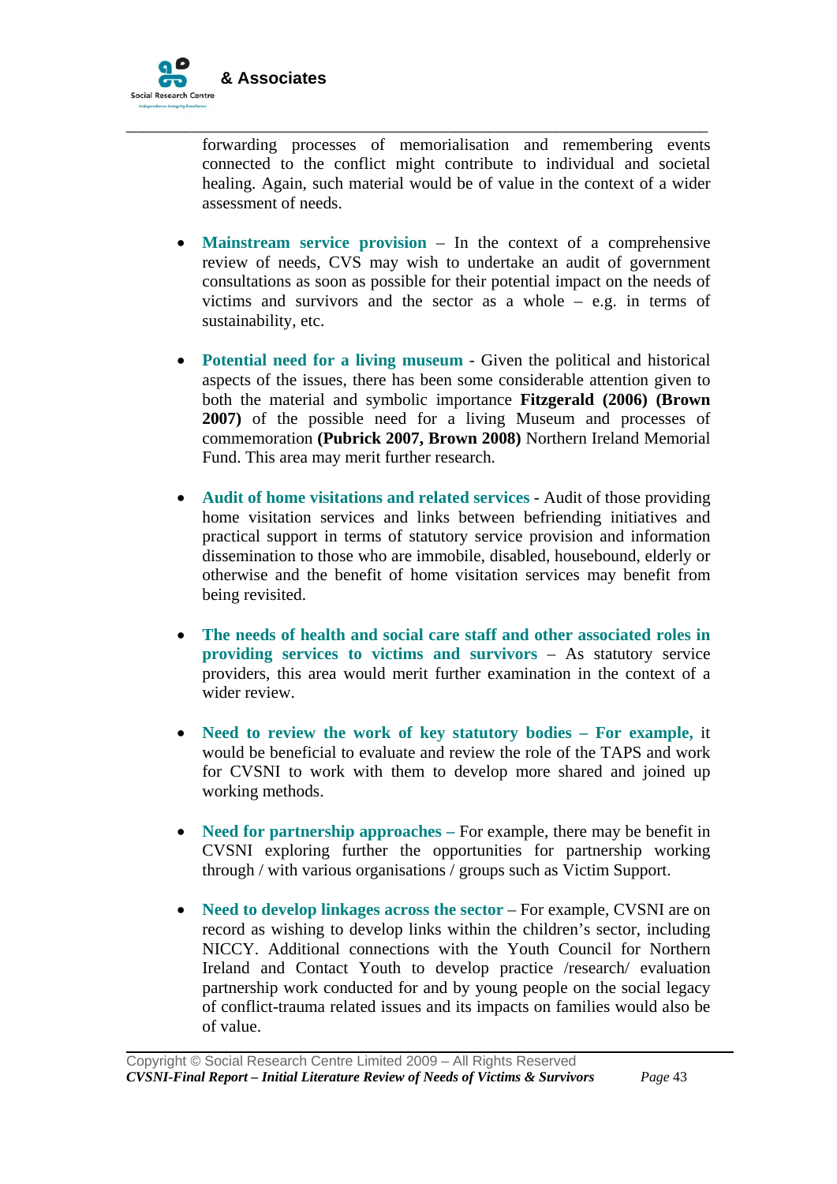forwarding processes of memorialisation and remembering events connected to the conflict might contribute to individual and societal healing. Again, such material would be of value in the context of a wider assessment of needs.

- **Mainstream service provision** – In the context of a comprehensive review of needs, CVS may wish to undertake an audit of government consultations as soon as possible for their potential impact on the needs of victims and survivors and the sector as a whole – e.g. in terms of sustainability, etc.

- **Potential need for a living museum** - Given the political and historical aspects of the issues, there has been some considerable attention given to both the material and symbolic importance **Fitzgerald (2006) (Brown 2007)** of the possible need for a living Museum and processes of commemoration **(Pubrick 2007, Brown 2008)** Northern Ireland Memorial Fund. This area may merit further research.

- **Audit of home visitations and related services** - Audit of those providing home visitation services and links between befriending initiatives and practical support in terms of statutory service provision and information dissemination to those who are immobile, disabled, housebound, elderly or otherwise and the benefit of home visitation services may benefit from being revisited.

- **The needs of health and social care staff and other associated roles in providing services to victims and survivors** – As statutory service providers, this area would merit further examination in the context of a wider review.

- **Need to review the work of key statutory bodies – For example,** it would be beneficial to evaluate and review the role of the TAPS and work for CVSNI to work with them to develop more shared and joined up working methods.

- **Need for partnership approaches –** For example, there may be benefit in CVSNI exploring further the opportunities for partnership working through / with various organisations / groups such as Victim Support.

- **Need to develop linkages across the sector** – For example, CVSNI are on record as wishing to develop links within the children's sector, including NICCY. Additional connections with the Youth Council for Northern Ireland and Contact Youth to develop practice /research/ evaluation partnership work conducted for and by young people on the social legacy of conflict-trauma related issues and its impacts on families would also be of value.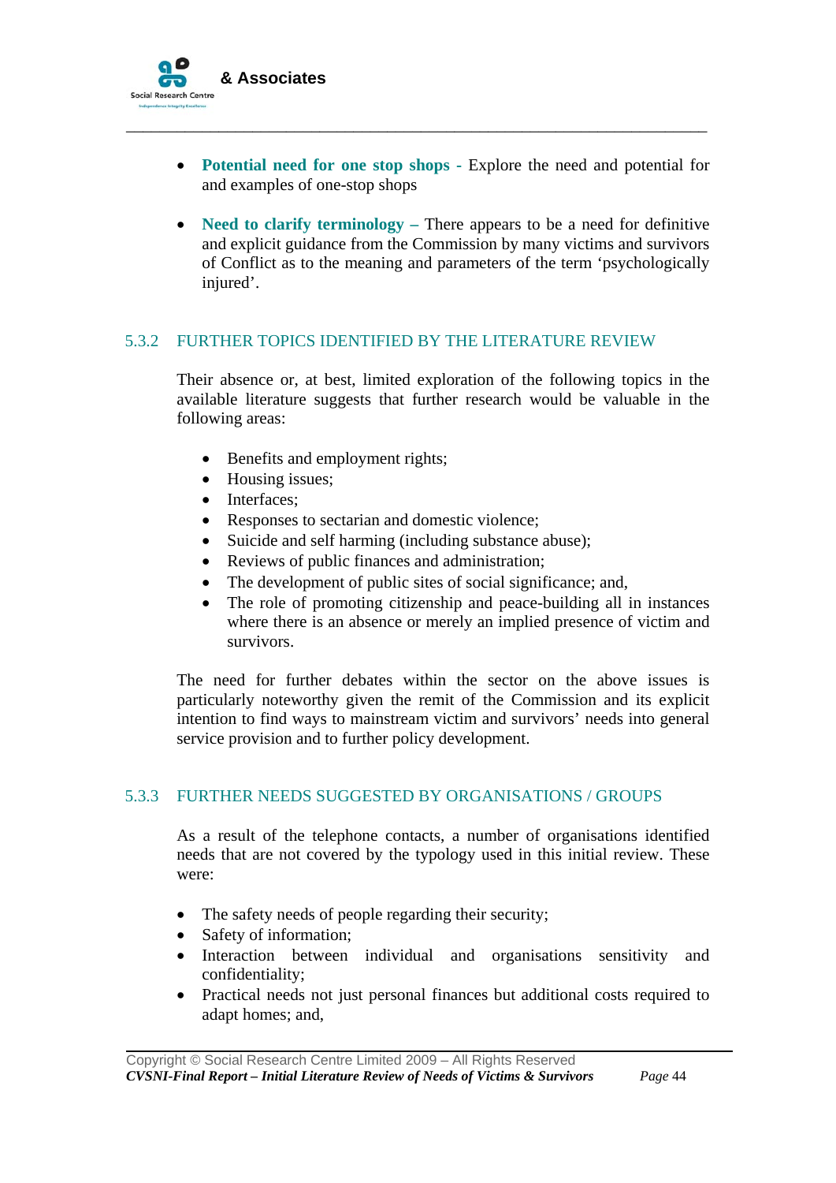- **Potential need for one stop shops -** Explore the need and potential for and examples of one-stop shops

- **Need to clarify terminology –** There appears to be a need for definitive and explicit guidance from the Commission by many victims and survivors of Conflict as to the meaning and parameters of the term 'psychologically injured'.

### 5.3.2 FURTHER TOPICS IDENTIFIED BY THE LITERATURE REVIEW

Their absence or, at best, limited exploration of the following topics in the available literature suggests that further research would be valuable in the following areas:

- Benefits and employment rights;
- Housing issues;
- Interfaces;
- Responses to sectarian and domestic violence;
- Suicide and self harming (including substance abuse);
- Reviews of public finances and administration;
- The development of public sites of social significance; and,
- The role of promoting citizenship and peace-building all in instances where there is an absence or merely an implied presence of victim and survivors.

The need for further debates within the sector on the above issues is particularly noteworthy given the remit of the Commission and its explicit intention to find ways to mainstream victim and survivors' needs into general service provision and to further policy development.

### 5.3.3 FURTHER NEEDS SUGGESTED BY ORGANISATIONS / GROUPS

As a result of the telephone contacts, a number of organisations identified needs that are not covered by the typology used in this initial review. These were:

- The safety needs of people regarding their security;
- Safety of information;
- Interaction between individual and organisations sensitivity and confidentiality;
- Practical needs not just personal finances but additional costs required to adapt homes; and,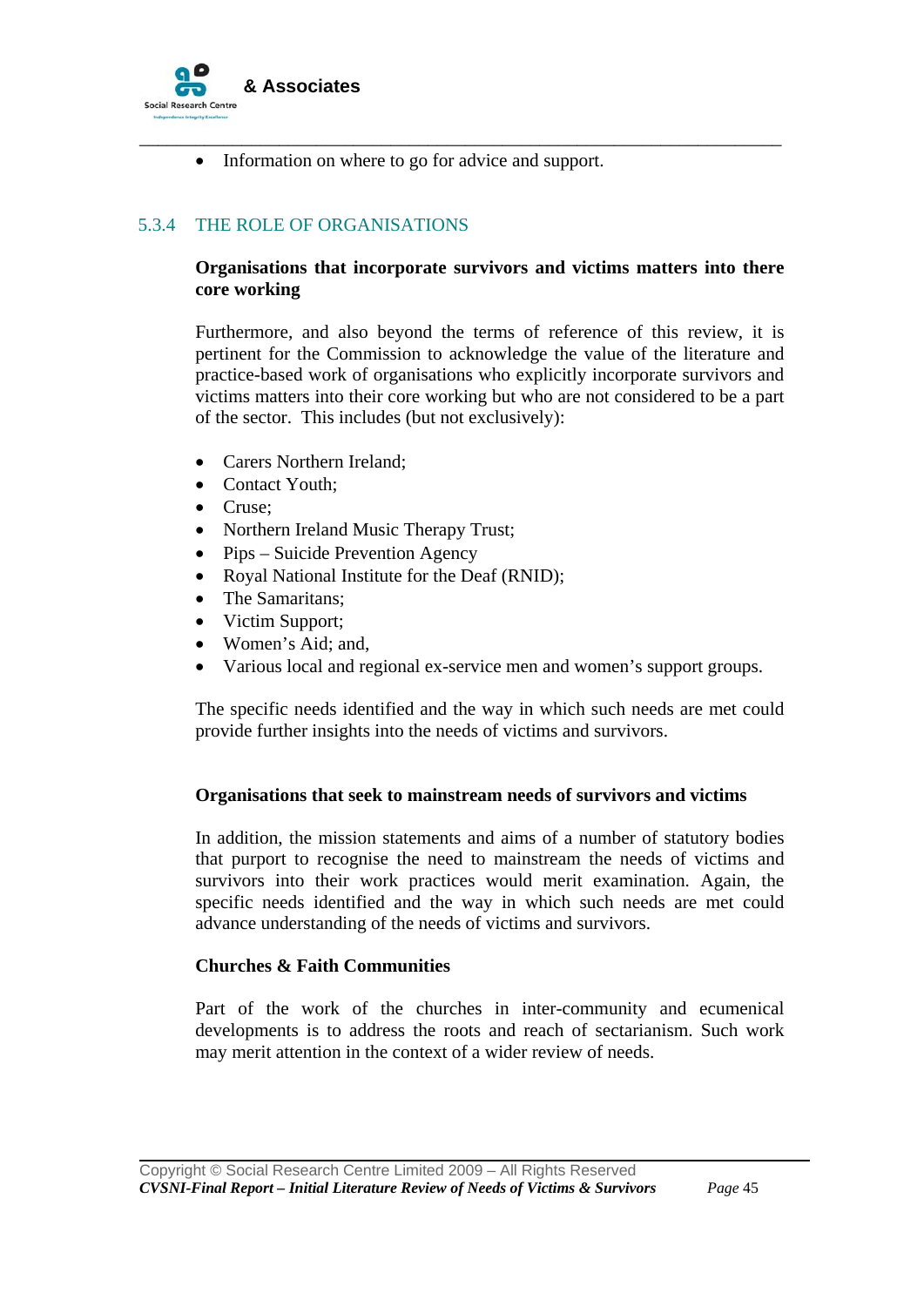- Information on where to go for advice and support.

### 5.3.4 THE ROLE OF ORGANISATIONS

**Organisations that incorporate survivors and victims matters into there core working**

Furthermore, and also beyond the terms of reference of this review, it is pertinent for the Commission to acknowledge the value of the literature and practice-based work of organisations who explicitly incorporate survivors and victims matters into their core working but who are not considered to be a part of the sector. This includes (but not exclusively):

- Carers Northern Ireland;
- Contact Youth;
- Cruse;
- Northern Ireland Music Therapy Trust;
- Pips – Suicide Prevention Agency
- Royal National Institute for the Deaf (RNID);
- The Samaritans;
- Victim Support;
- Women's Aid; and,
- Various local and regional ex-service men and women's support groups.

The specific needs identified and the way in which such needs are met could provide further insights into the needs of victims and survivors.

**Organisations that seek to mainstream needs of survivors and victims**

In addition, the mission statements and aims of a number of statutory bodies that purport to recognise the need to mainstream the needs of victims and survivors into their work practices would merit examination. Again, the specific needs identified and the way in which such needs are met could advance understanding of the needs of victims and survivors.

**Churches & Faith Communities**

Part of the work of the churches in inter-community and ecumenical developments is to address the roots and reach of sectarianism. Such work may merit attention in the context of a wider review of needs.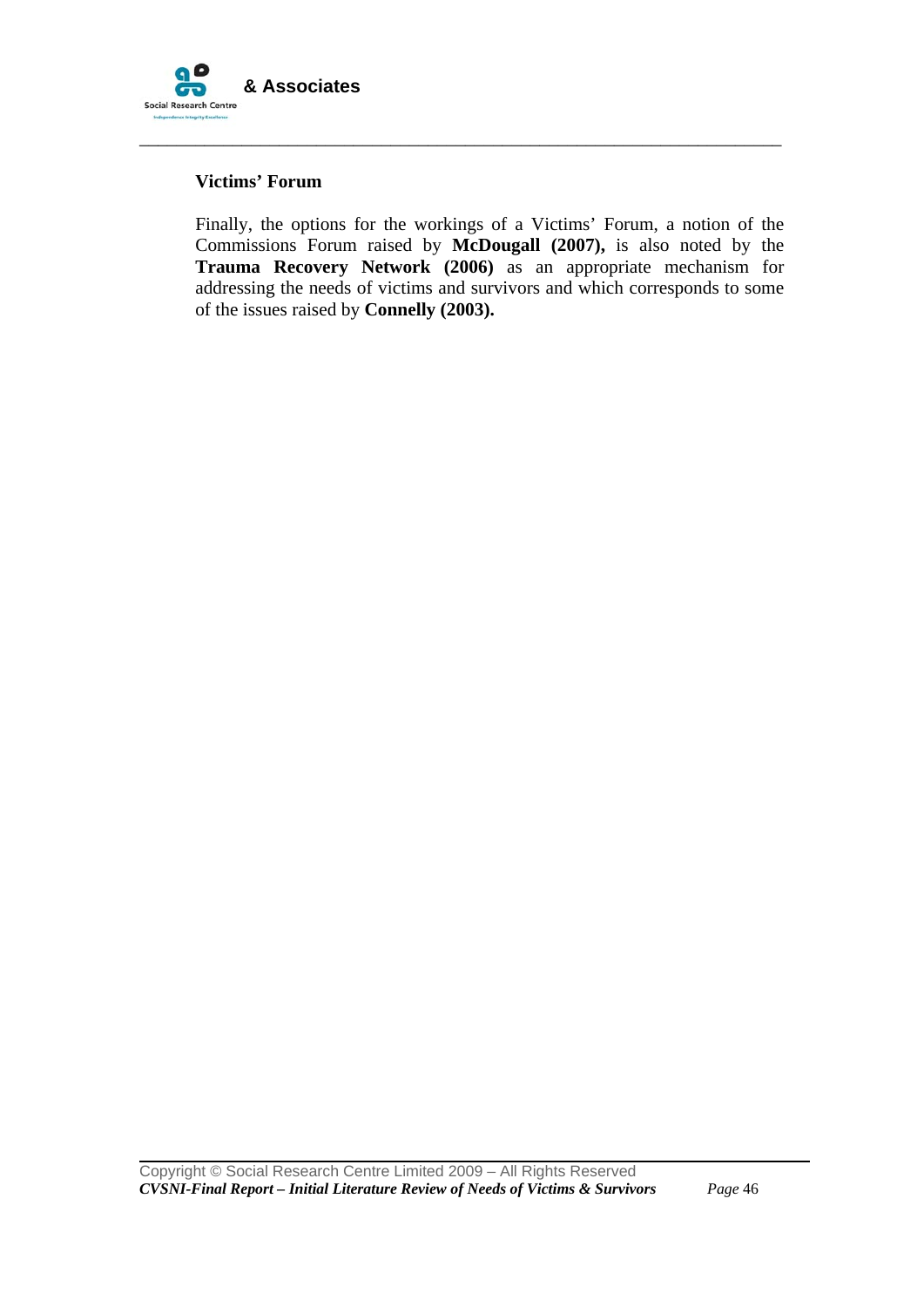**Victims' Forum**

Finally, the options for the workings of a Victims' Forum, a notion of the Commissions Forum raised by **McDougall (2007),** is also noted by the **Trauma Recovery Network (2006)** as an appropriate mechanism for addressing the needs of victims and survivors and which corresponds to some of the issues raised by **Connelly (2003).**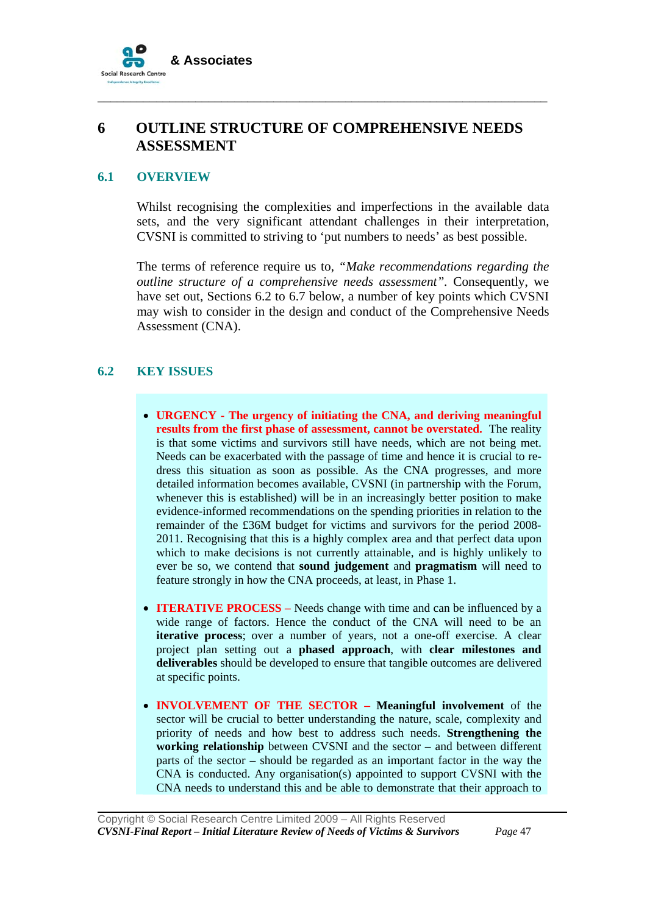# 6 OUTLINE STRUCTURE OF COMPREHENSIVE NEEDS ASSESSMENT

## 6.1 OVERVIEW

Whilst recognising the complexities and imperfections in the available data sets, and the very significant attendant challenges in their interpretation, CVSNI is committed to striving to 'put numbers to needs' as best possible.

The terms of reference require us to, *"Make recommendations regarding the outline structure of a comprehensive needs assessment"*. Consequently, we have set out, Sections 6.2 to 6.7 below, a number of key points which CVSNI may wish to consider in the design and conduct of the Comprehensive Needs Assessment (CNA).

## 6.2 KEY ISSUES

- **URGENCY - The urgency of initiating the CNA, and deriving meaningful results from the first phase of assessment, cannot be overstated.** The reality is that some victims and survivors still have needs, which are not being met. Needs can be exacerbated with the passage of time and hence it is crucial to re-dress this situation as soon as possible. As the CNA progresses, and more detailed information becomes available, CVSNI (in partnership with the Forum, whenever this is established) will be in an increasingly better position to make evidence-informed recommendations on the spending priorities in relation to the remainder of the £36M budget for victims and survivors for the period 2008-2011. Recognising that this is a highly complex area and that perfect data upon which to make decisions is not currently attainable, and is highly unlikely to ever be so, we contend that **sound judgement** and **pragmatism** will need to feature strongly in how the CNA proceeds, at least, in Phase 1.

- **ITERATIVE PROCESS –** Needs change with time and can be influenced by a wide range of factors. Hence the conduct of the CNA will need to be an **iterative process**; over a number of years, not a one-off exercise. A clear project plan setting out a **phased approach**, with **clear milestones and deliverables** should be developed to ensure that tangible outcomes are delivered at specific points.

- **INVOLVEMENT OF THE SECTOR – Meaningful involvement** of the sector will be crucial to better understanding the nature, scale, complexity and priority of needs and how best to address such needs. **Strengthening the working relationship** between CVSNI and the sector – and between different parts of the sector – should be regarded as an important factor in the way the CNA is conducted. Any organisation(s) appointed to support CVSNI with the CNA needs to understand this and be able to demonstrate that their approach to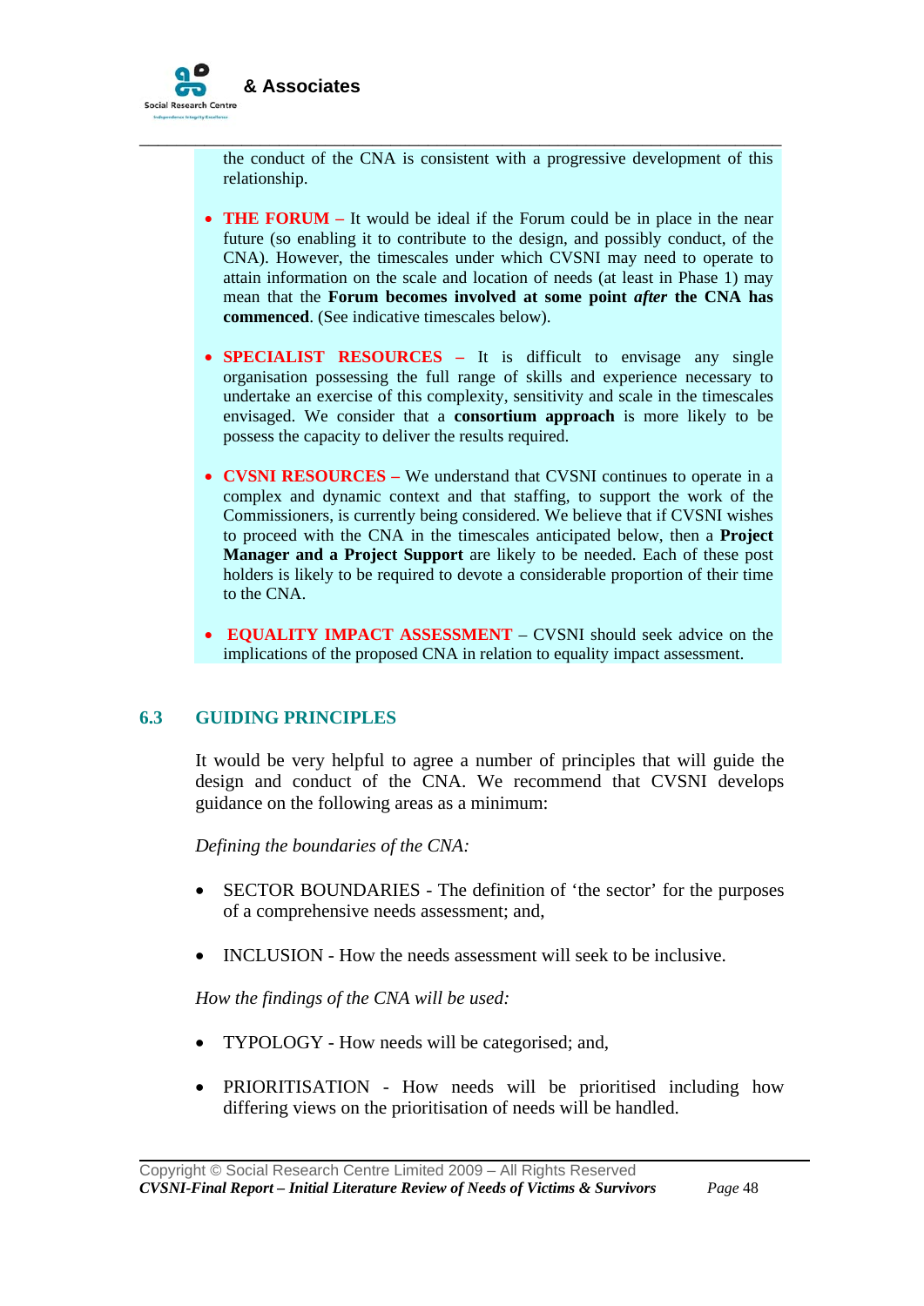the conduct of the CNA is consistent with a progressive development of this relationship.

- **THE FORUM –** It would be ideal if the Forum could be in place in the near future (so enabling it to contribute to the design, and possibly conduct, of the CNA). However, the timescales under which CVSNI may need to operate to attain information on the scale and location of needs (at least in Phase 1) may mean that the **Forum becomes involved at some point *after* the CNA has commenced**. (See indicative timescales below).

- **SPECIALIST RESOURCES –** It is difficult to envisage any single organisation possessing the full range of skills and experience necessary to undertake an exercise of this complexity, sensitivity and scale in the timescales envisaged. We consider that a **consortium approach** is more likely to be possess the capacity to deliver the results required.

- **CVSNI RESOURCES –** We understand that CVSNI continues to operate in a complex and dynamic context and that staffing, to support the work of the Commissioners, is currently being considered. We believe that if CVSNI wishes to proceed with the CNA in the timescales anticipated below, then a **Project Manager and a Project Support** are likely to be needed. Each of these post holders is likely to be required to devote a considerable proportion of their time to the CNA.

- **EQUALITY IMPACT ASSESSMENT** – CVSNI should seek advice on the implications of the proposed CNA in relation to equality impact assessment.

## 6.3 GUIDING PRINCIPLES

It would be very helpful to agree a number of principles that will guide the design and conduct of the CNA. We recommend that CVSNI develops guidance on the following areas as a minimum:

*Defining the boundaries of the CNA:*

- SECTOR BOUNDARIES - The definition of 'the sector' for the purposes of a comprehensive needs assessment; and,

- INCLUSION - How the needs assessment will seek to be inclusive.

*How the findings of the CNA will be used:*

- TYPOLOGY - How needs will be categorised; and,

- PRIORITISATION - How needs will be prioritised including how differing views on the prioritisation of needs will be handled.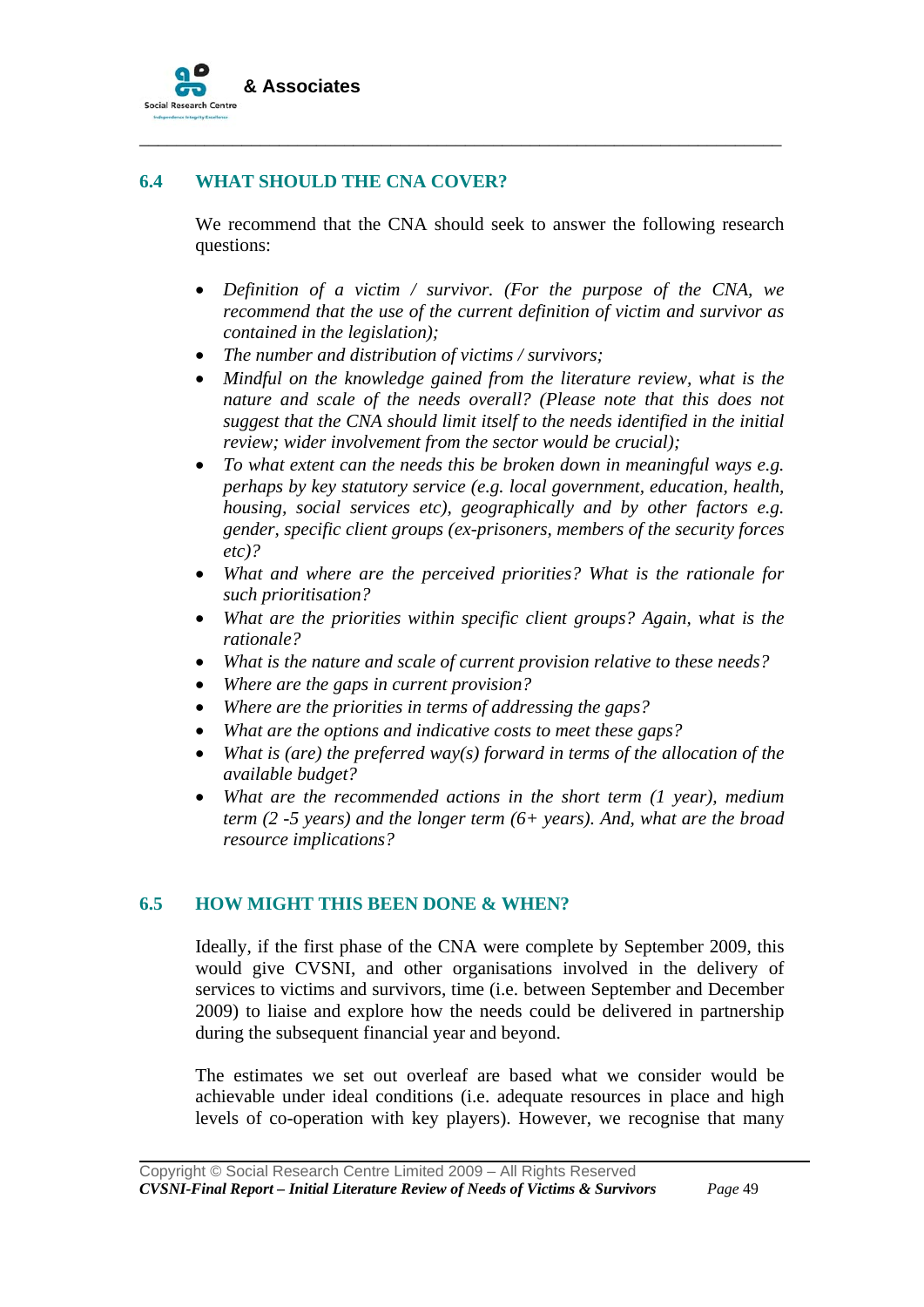## 6.4 WHAT SHOULD THE CNA COVER?

We recommend that the CNA should seek to answer the following research questions:

- *Definition of a victim / survivor. (For the purpose of the CNA, we recommend that the use of the current definition of victim and survivor as contained in the legislation);*
- *The number and distribution of victims / survivors;*
- *Mindful on the knowledge gained from the literature review, what is the nature and scale of the needs overall? (Please note that this does not suggest that the CNA should limit itself to the needs identified in the initial review; wider involvement from the sector would be crucial);*
- *To what extent can the needs this be broken down in meaningful ways e.g. perhaps by key statutory service (e.g. local government, education, health, housing, social services etc), geographically and by other factors e.g. gender, specific client groups (ex-prisoners, members of the security forces etc)?*
- *What and where are the perceived priorities? What is the rationale for such prioritisation?*
- *What are the priorities within specific client groups? Again, what is the rationale?*
- *What is the nature and scale of current provision relative to these needs?*
- *Where are the gaps in current provision?*
- *Where are the priorities in terms of addressing the gaps?*
- *What are the options and indicative costs to meet these gaps?*
- *What is (are) the preferred way(s) forward in terms of the allocation of the available budget?*
- *What are the recommended actions in the short term (1 year), medium term (2 -5 years) and the longer term (6+ years). And, what are the broad resource implications?*

## 6.5 HOW MIGHT THIS BEEN DONE & WHEN?

Ideally, if the first phase of the CNA were complete by September 2009, this would give CVSNI, and other organisations involved in the delivery of services to victims and survivors, time (i.e. between September and December 2009) to liaise and explore how the needs could be delivered in partnership during the subsequent financial year and beyond.

The estimates we set out overleaf are based what we consider would be achievable under ideal conditions (i.e. adequate resources in place and high levels of co-operation with key players). However, we recognise that many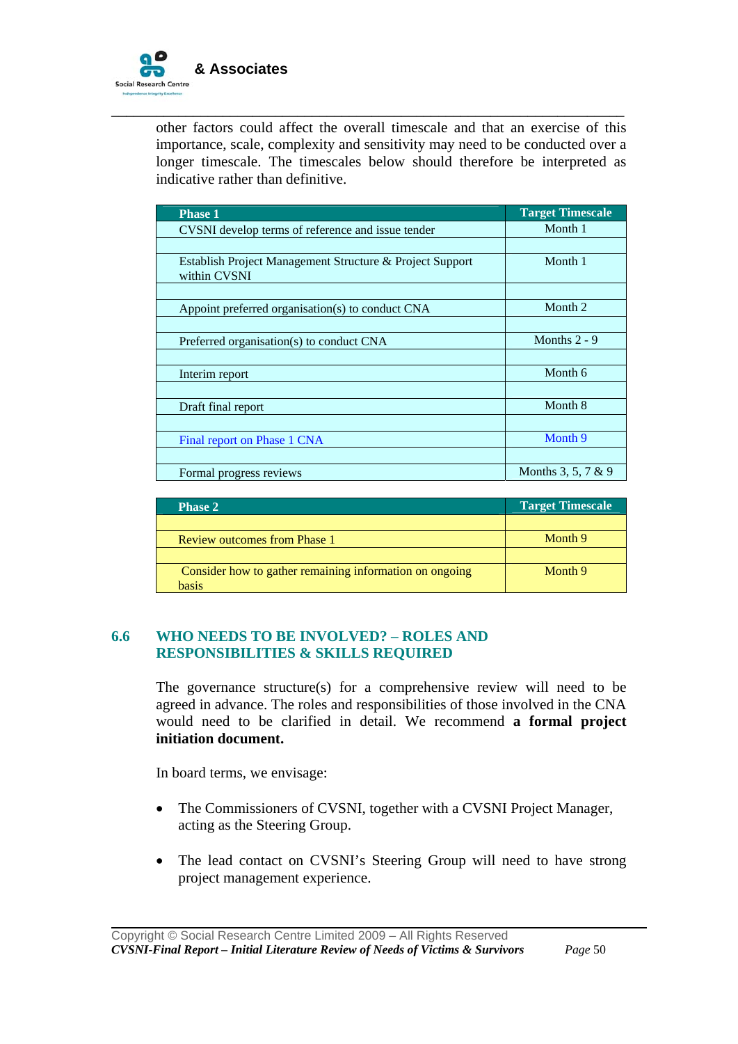other factors could affect the overall timescale and that an exercise of this importance, scale, complexity and sensitivity may need to be conducted over a longer timescale. The timescales below should therefore be interpreted as indicative rather than definitive.

| Phase 1 | Target Timescale |
| --- | --- |
| CVSNI develop terms of reference and issue tender | Month 1 |
| | |
| Establish Project Management Structure & Project Support within CVSNI | Month 1 |
| | |
| Appoint preferred organisation(s) to conduct CNA | Month 2 |
| | |
| Preferred organisation(s) to conduct CNA | Months 2 - 9 |
| | |
| Interim report | Month 6 |
| | |
| Draft final report | Month 8 |
| | |
| Final report on Phase 1 CNA | Month 9 |
| | |
| Formal progress reviews | Months 3, 5, 7 & 9 |

| Phase 2 | Target Timescale |
| --- | --- |
| | |
| Review outcomes from Phase 1 | Month 9 |
| | |
| Consider how to gather remaining information on ongoing basis | Month 9 |

## 6.6 WHO NEEDS TO BE INVOLVED? – ROLES AND RESPONSIBILITIES & SKILLS REQUIRED

The governance structure(s) for a comprehensive review will need to be agreed in advance. The roles and responsibilities of those involved in the CNA would need to be clarified in detail. We recommend **a formal project initiation document.**

In board terms, we envisage:

- The Commissioners of CVSNI, together with a CVSNI Project Manager, acting as the Steering Group.
- The lead contact on CVSNI's Steering Group will need to have strong project management experience.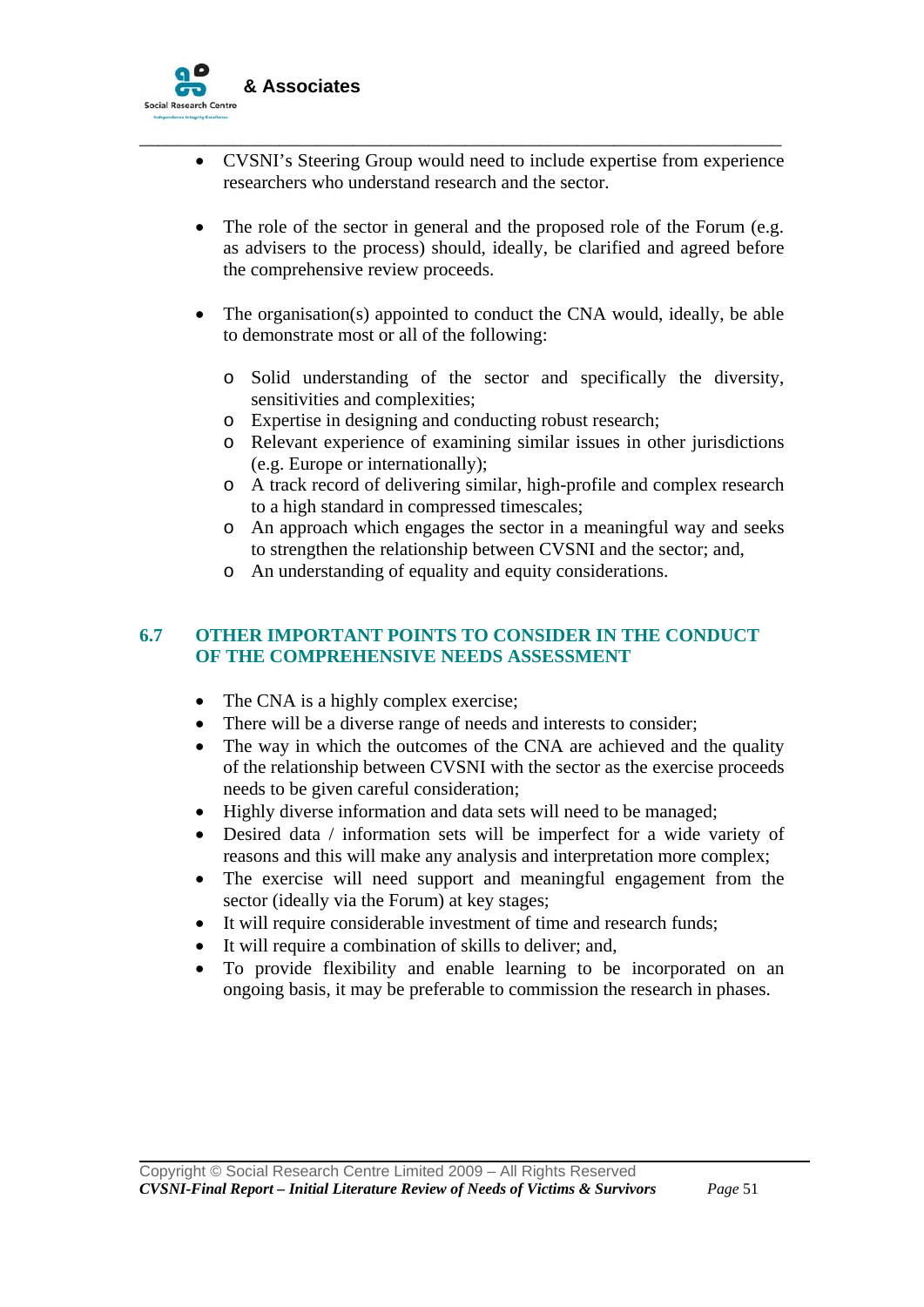- CVSNI's Steering Group would need to include expertise from experience researchers who understand research and the sector.

- The role of the sector in general and the proposed role of the Forum (e.g. as advisers to the process) should, ideally, be clarified and agreed before the comprehensive review proceeds.

- The organisation(s) appointed to conduct the CNA would, ideally, be able to demonstrate most or all of the following:

  - Solid understanding of the sector and specifically the diversity, sensitivities and complexities;
  - Expertise in designing and conducting robust research;
  - Relevant experience of examining similar issues in other jurisdictions (e.g. Europe or internationally);
  - A track record of delivering similar, high-profile and complex research to a high standard in compressed timescales;
  - An approach which engages the sector in a meaningful way and seeks to strengthen the relationship between CVSNI and the sector; and,
  - An understanding of equality and equity considerations.

## 6.7 OTHER IMPORTANT POINTS TO CONSIDER IN THE CONDUCT OF THE COMPREHENSIVE NEEDS ASSESSMENT

- The CNA is a highly complex exercise;
- There will be a diverse range of needs and interests to consider;
- The way in which the outcomes of the CNA are achieved and the quality of the relationship between CVSNI with the sector as the exercise proceeds needs to be given careful consideration;
- Highly diverse information and data sets will need to be managed;
- Desired data / information sets will be imperfect for a wide variety of reasons and this will make any analysis and interpretation more complex;
- The exercise will need support and meaningful engagement from the sector (ideally via the Forum) at key stages;
- It will require considerable investment of time and research funds;
- It will require a combination of skills to deliver; and,
- To provide flexibility and enable learning to be incorporated on an ongoing basis, it may be preferable to commission the research in phases.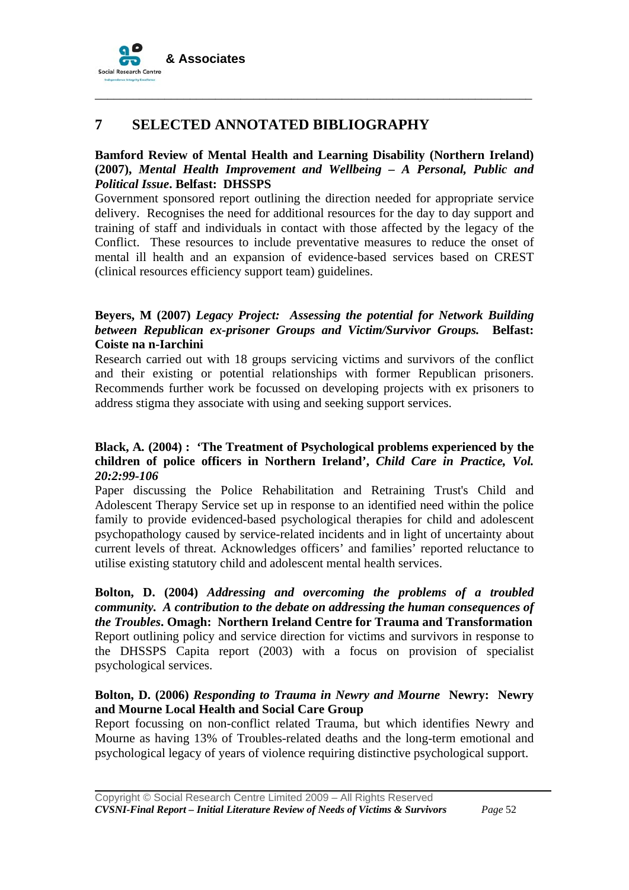# 7 SELECTED ANNOTATED BIBLIOGRAPHY

**Bamford Review of Mental Health and Learning Disability (Northern Ireland) (2007),** ***Mental Health Improvement and Wellbeing – A Personal, Public and Political Issue*****. Belfast: DHSSPS**
Government sponsored report outlining the direction needed for appropriate service delivery. Recognises the need for additional resources for the day to day support and training of staff and individuals in contact with those affected by the legacy of the Conflict. These resources to include preventative measures to reduce the onset of mental ill health and an expansion of evidence-based services based on CREST (clinical resources efficiency support team) guidelines.

**Beyers, M (2007)** ***Legacy Project: Assessing the potential for Network Building between Republican ex-prisoner Groups and Victim/Survivor Groups.*** **Belfast: Coiste na n-Iarchini**
Research carried out with 18 groups servicing victims and survivors of the conflict and their existing or potential relationships with former Republican prisoners. Recommends further work be focussed on developing projects with ex prisoners to address stigma they associate with using and seeking support services.

**Black, A. (2004) : 'The Treatment of Psychological problems experienced by the children of police officers in Northern Ireland',** ***Child Care in Practice, Vol. 20:2:99-106***
Paper discussing the Police Rehabilitation and Retraining Trust's Child and Adolescent Therapy Service set up in response to an identified need within the police family to provide evidenced-based psychological therapies for child and adolescent psychopathology caused by service-related incidents and in light of uncertainty about current levels of threat. Acknowledges officers' and families' reported reluctance to utilise existing statutory child and adolescent mental health services.

**Bolton, D. (2004)** ***Addressing and overcoming the problems of a troubled community. A contribution to the debate on addressing the human consequences of the Troubles*****. Omagh: Northern Ireland Centre for Trauma and Transformation**
Report outlining policy and service direction for victims and survivors in response to the DHSSPS Capita report (2003) with a focus on provision of specialist psychological services.

**Bolton, D. (2006)** ***Responding to Trauma in Newry and Mourne*** **Newry: Newry and Mourne Local Health and Social Care Group**
Report focussing on non-conflict related Trauma, but which identifies Newry and Mourne as having 13% of Troubles-related deaths and the long-term emotional and psychological legacy of years of violence requiring distinctive psychological support.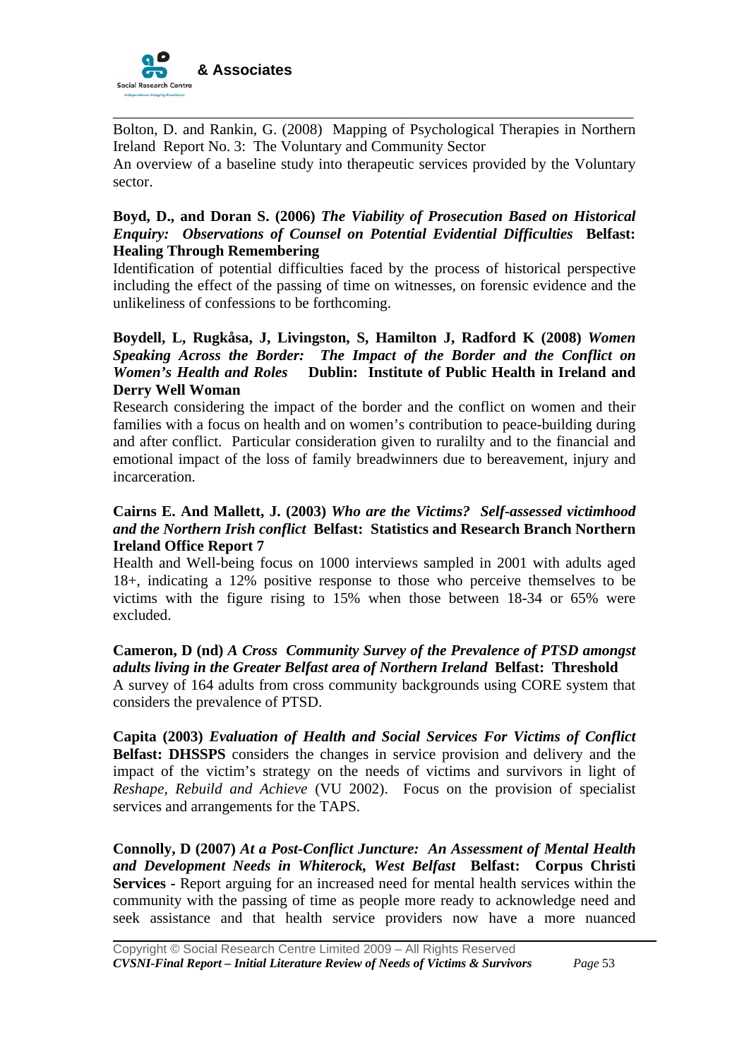Bolton, D. and Rankin, G. (2008) Mapping of Psychological Therapies in Northern Ireland Report No. 3: The Voluntary and Community Sector
An overview of a baseline study into therapeutic services provided by the Voluntary sector.

**Boyd, D., and Doran S. (2006)** ***The Viability of Prosecution Based on Historical Enquiry: Observations of Counsel on Potential Evidential Difficulties*** **Belfast: Healing Through Remembering**
Identification of potential difficulties faced by the process of historical perspective including the effect of the passing of time on witnesses, on forensic evidence and the unlikeliness of confessions to be forthcoming.

**Boydell, L, Rugkåsa, J, Livingston, S, Hamilton J, Radford K (2008)** ***Women Speaking Across the Border: The Impact of the Border and the Conflict on Women's Health and Roles*** **Dublin: Institute of Public Health in Ireland and Derry Well Woman**
Research considering the impact of the border and the conflict on women and their families with a focus on health and on women's contribution to peace-building during and after conflict. Particular consideration given to ruralilty and to the financial and emotional impact of the loss of family breadwinners due to bereavement, injury and incarceration.

**Cairns E. And Mallett, J. (2003)** ***Who are the Victims? Self-assessed victimhood and the Northern Irish conflict*** **Belfast: Statistics and Research Branch Northern Ireland Office Report 7**
Health and Well-being focus on 1000 interviews sampled in 2001 with adults aged 18+, indicating a 12% positive response to those who perceive themselves to be victims with the figure rising to 15% when those between 18-34 or 65% were excluded.

**Cameron, D (nd)** ***A Cross Community Survey of the Prevalence of PTSD amongst adults living in the Greater Belfast area of Northern Ireland*** **Belfast: Threshold**
A survey of 164 adults from cross community backgrounds using CORE system that considers the prevalence of PTSD.

**Capita (2003)** ***Evaluation of Health and Social Services For Victims of Conflict*** **Belfast: DHSSPS** considers the changes in service provision and delivery and the impact of the victim's strategy on the needs of victims and survivors in light of *Reshape, Rebuild and Achieve* (VU 2002). Focus on the provision of specialist services and arrangements for the TAPS.

**Connolly, D (2007)** ***At a Post-Conflict Juncture: An Assessment of Mental Health and Development Needs in Whiterock, West Belfast*** **Belfast: Corpus Christi Services** - Report arguing for an increased need for mental health services within the community with the passing of time as people more ready to acknowledge need and seek assistance and that health service providers now have a more nuanced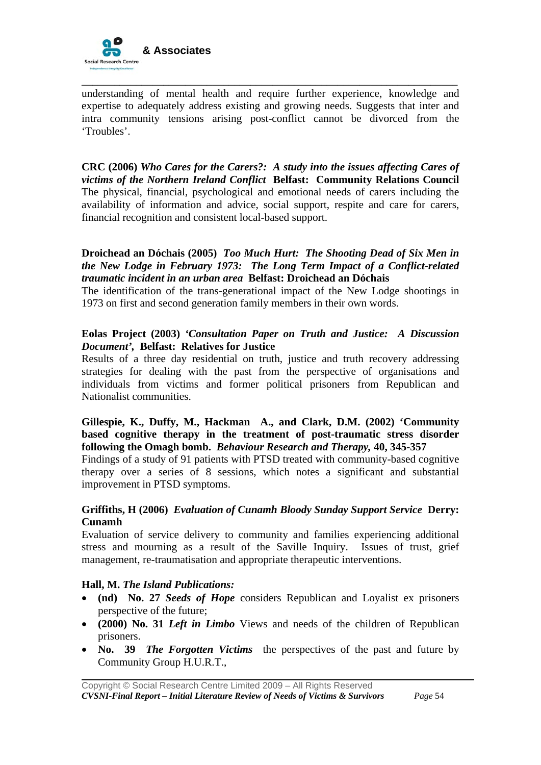understanding of mental health and require further experience, knowledge and expertise to adequately address existing and growing needs. Suggests that inter and intra community tensions arising post-conflict cannot be divorced from the 'Troubles'.

**CRC (2006)** ***Who Cares for the Carers?: A study into the issues affecting Cares of victims of the Northern Ireland Conflict*** **Belfast: Community Relations Council**
The physical, financial, psychological and emotional needs of carers including the availability of information and advice, social support, respite and care for carers, financial recognition and consistent local-based support.

**Droichead an Dóchais (2005)** ***Too Much Hurt: The Shooting Dead of Six Men in the New Lodge in February 1973: The Long Term Impact of a Conflict-related traumatic incident in an urban area*** **Belfast: Droichead an Dóchais**
The identification of the trans-generational impact of the New Lodge shootings in 1973 on first and second generation family members in their own words.

**Eolas Project (2003)** ***'Consultation Paper on Truth and Justice: A Discussion Document'*****, Belfast: Relatives for Justice**
Results of a three day residential on truth, justice and truth recovery addressing strategies for dealing with the past from the perspective of organisations and individuals from victims and former political prisoners from Republican and Nationalist communities.

**Gillespie, K., Duffy, M., Hackman A., and Clark, D.M. (2002) 'Community based cognitive therapy in the treatment of post-traumatic stress disorder following the Omagh bomb.** ***Behaviour Research and Therapy*****, 40, 345-357**
Findings of a study of 91 patients with PTSD treated with community-based cognitive therapy over a series of 8 sessions, which notes a significant and substantial improvement in PTSD symptoms.

**Griffiths, H (2006)** ***Evaluation of Cunamh Bloody Sunday Support Service*** **Derry: Cunamh**
Evaluation of service delivery to community and families experiencing additional stress and mourning as a result of the Saville Inquiry. Issues of trust, grief management, re-traumatisation and appropriate therapeutic interventions.

**Hall, M.** ***The Island Publications:***

- **(nd) No. 27** ***Seeds of Hope*** considers Republican and Loyalist ex prisoners perspective of the future;
- **(2000) No. 31** ***Left in Limbo*** Views and needs of the children of Republican prisoners.
- **No. 39** ***The Forgotten Victims*** the perspectives of the past and future by Community Group H.U.R.T.,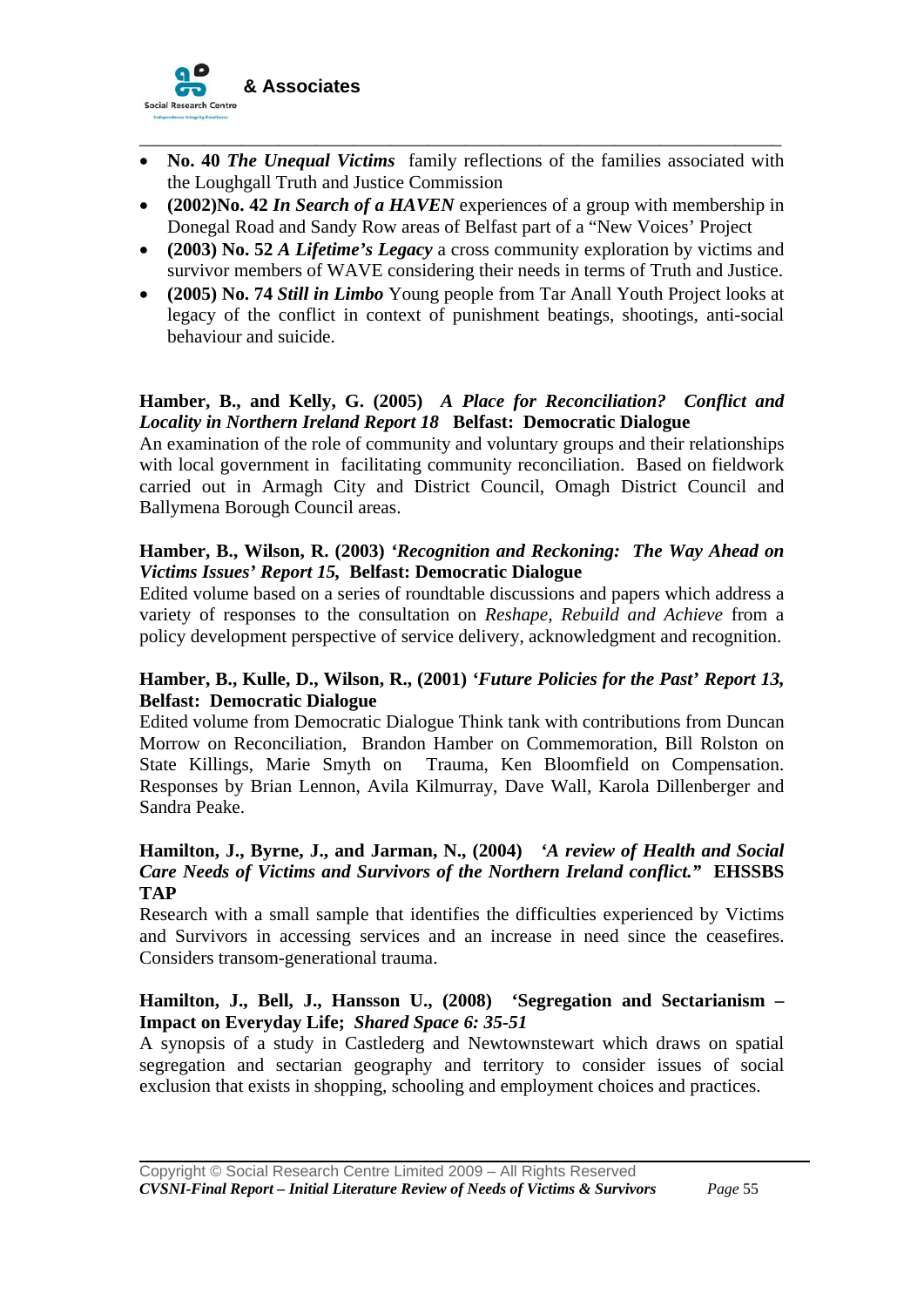- **No. 40** ***The Unequal Victims*** family reflections of the families associated with the Loughgall Truth and Justice Commission
- **(2002)No. 42** ***In Search of a HAVEN*** experiences of a group with membership in Donegal Road and Sandy Row areas of Belfast part of a "New Voices' Project
- **(2003) No. 52** ***A Lifetime's Legacy*** a cross community exploration by victims and survivor members of WAVE considering their needs in terms of Truth and Justice.
- **(2005) No. 74** ***Still in Limbo*** Young people from Tar Anall Youth Project looks at legacy of the conflict in context of punishment beatings, shootings, anti-social behaviour and suicide.

**Hamber, B., and Kelly, G. (2005)** ***A Place for Reconciliation? Conflict and Locality in Northern Ireland Report 18*** **Belfast: Democratic Dialogue**
An examination of the role of community and voluntary groups and their relationships with local government in facilitating community reconciliation. Based on fieldwork carried out in Armagh City and District Council, Omagh District Council and Ballymena Borough Council areas.

**Hamber, B., Wilson, R. (2003)** ***'Recognition and Reckoning: The Way Ahead on Victims Issues' Report 15,*** **Belfast: Democratic Dialogue**
Edited volume based on a series of roundtable discussions and papers which address a variety of responses to the consultation on *Reshape, Rebuild and Achieve* from a policy development perspective of service delivery, acknowledgment and recognition.

**Hamber, B., Kulle, D., Wilson, R., (2001)** ***'Future Policies for the Past'*** **Report 13, Belfast: Democratic Dialogue**
Edited volume from Democratic Dialogue Think tank with contributions from Duncan Morrow on Reconciliation, Brandon Hamber on Commemoration, Bill Rolston on State Killings, Marie Smyth on Trauma, Ken Bloomfield on Compensation. Responses by Brian Lennon, Avila Kilmurray, Dave Wall, Karola Dillenberger and Sandra Peake.

**Hamilton, J., Byrne, J., and Jarman, N., (2004)** ***'A review of Health and Social Care Needs of Victims and Survivors of the Northern Ireland conflict."*** **EHSSBS TAP**
Research with a small sample that identifies the difficulties experienced by Victims and Survivors in accessing services and an increase in need since the ceasefires. Considers transom-generational trauma.

**Hamilton, J., Bell, J., Hansson U., (2008) 'Segregation and Sectarianism – Impact on Everyday Life;** ***Shared Space 6: 35-51***
A synopsis of a study in Castlederg and Newtownstewart which draws on spatial segregation and sectarian geography and territory to consider issues of social exclusion that exists in shopping, schooling and employment choices and practices.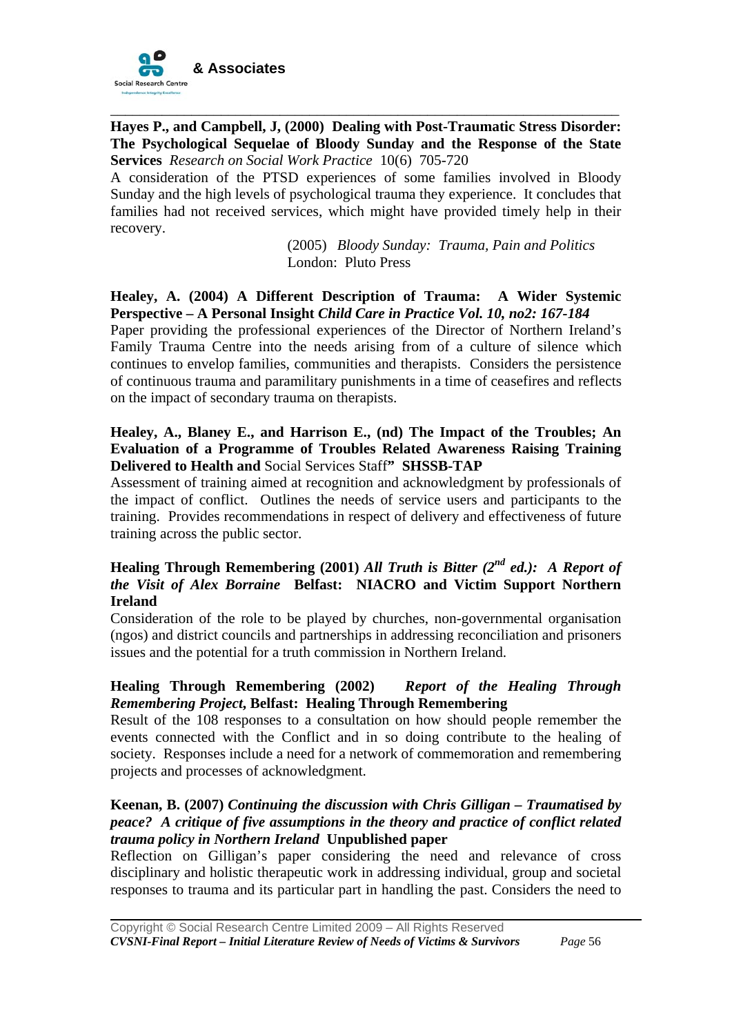**Hayes P., and Campbell, J, (2000) Dealing with Post-Traumatic Stress Disorder: The Psychological Sequelae of Bloody Sunday and the Response of the State Services** *Research on Social Work Practice* 10(6) 705-720
A consideration of the PTSD experiences of some families involved in Bloody Sunday and the high levels of psychological trauma they experience. It concludes that families had not received services, which might have provided timely help in their recovery.

(2005) *Bloody Sunday: Trauma, Pain and Politics* London: Pluto Press

**Healey, A. (2004) A Different Description of Trauma: A Wider Systemic Perspective – A Personal Insight** *Child Care in Practice Vol. 10, no2: 167-184*
Paper providing the professional experiences of the Director of Northern Ireland's Family Trauma Centre into the needs arising from of a culture of silence which continues to envelop families, communities and therapists. Considers the persistence of continuous trauma and paramilitary punishments in a time of ceasefires and reflects on the impact of secondary trauma on therapists.

**Healey, A., Blaney E., and Harrison E., (nd) The Impact of the Troubles; An Evaluation of a Programme of Troubles Related Awareness Raising Training Delivered to Health and** Social Services Staff**" SHSSB-TAP**
Assessment of training aimed at recognition and acknowledgment by professionals of the impact of conflict. Outlines the needs of service users and participants to the training. Provides recommendations in respect of delivery and effectiveness of future training across the public sector.

**Healing Through Remembering (2001)** ***All Truth is Bitter (2nd ed.): A Report of the Visit of Alex Borraine*** **Belfast: NIACRO and Victim Support Northern Ireland**
Consideration of the role to be played by churches, non-governmental organisation (ngos) and district councils and partnerships in addressing reconciliation and prisoners issues and the potential for a truth commission in Northern Ireland.

**Healing Through Remembering (2002)** ***Report of the Healing Through Remembering Project*****, Belfast: Healing Through Remembering**
Result of the 108 responses to a consultation on how should people remember the events connected with the Conflict and in so doing contribute to the healing of society. Responses include a need for a network of commemoration and remembering projects and processes of acknowledgment.

**Keenan, B. (2007)** ***Continuing the discussion with Chris Gilligan – Traumatised by peace? A critique of five assumptions in the theory and practice of conflict related trauma policy in Northern Ireland*** **Unpublished paper**
Reflection on Gilligan's paper considering the need and relevance of cross disciplinary and holistic therapeutic work in addressing individual, group and societal responses to trauma and its particular part in handling the past. Considers the need to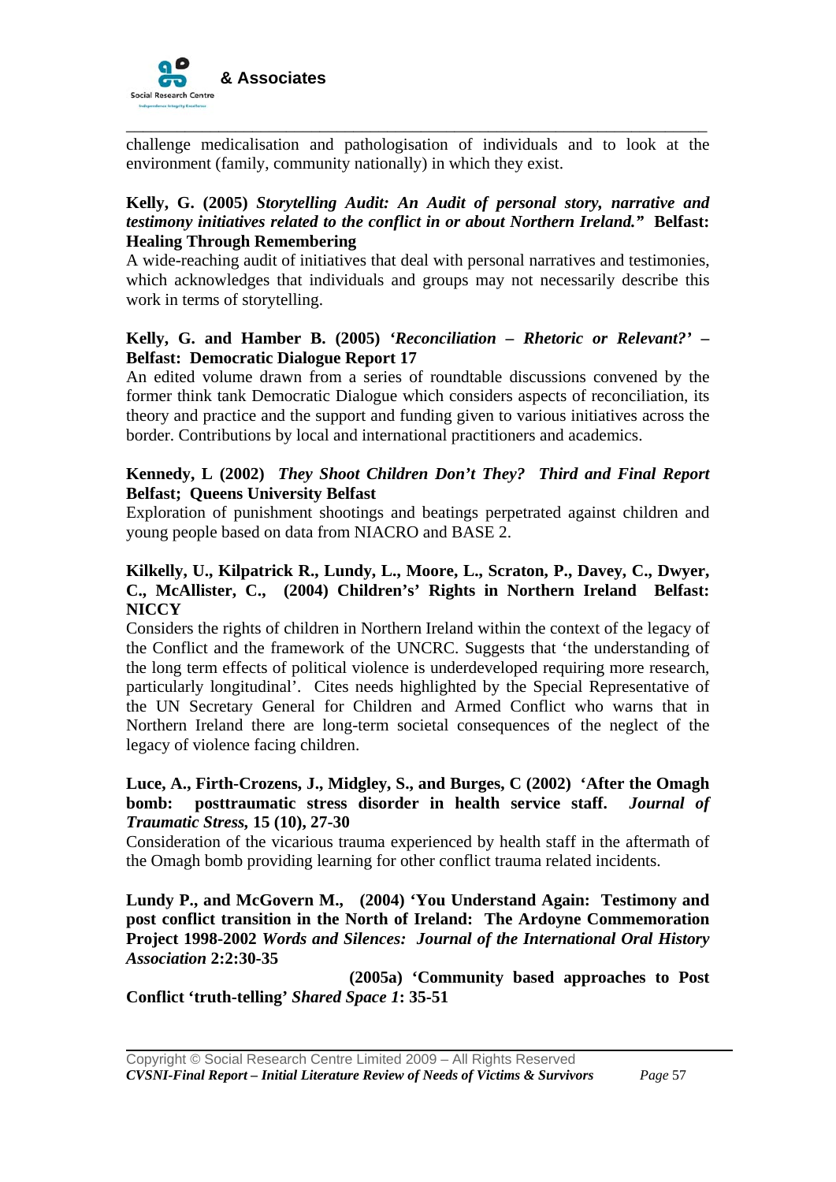challenge medicalisation and pathologisation of individuals and to look at the environment (family, community nationally) in which they exist.

**Kelly, G. (2005)** ***Storytelling Audit: An Audit of personal story, narrative and testimony initiatives related to the conflict in or about Northern Ireland."*** **Belfast: Healing Through Remembering**
A wide-reaching audit of initiatives that deal with personal narratives and testimonies, which acknowledges that individuals and groups may not necessarily describe this work in terms of storytelling.

**Kelly, G. and Hamber B. (2005) *'Reconciliation – Rhetoric or Relevant?'* – Belfast: Democratic Dialogue Report 17**
An edited volume drawn from a series of roundtable discussions convened by the former think tank Democratic Dialogue which considers aspects of reconciliation, its theory and practice and the support and funding given to various initiatives across the border. Contributions by local and international practitioners and academics.

**Kennedy, L (2002)** ***They Shoot Children Don't They? Third and Final Report*** **Belfast; Queens University Belfast**
Exploration of punishment shootings and beatings perpetrated against children and young people based on data from NIACRO and BASE 2.

**Kilkelly, U., Kilpatrick R., Lundy, L., Moore, L., Scraton, P., Davey, C., Dwyer, C., McAllister, C., (2004) Children's' Rights in Northern Ireland Belfast: NICCY**
Considers the rights of children in Northern Ireland within the context of the legacy of the Conflict and the framework of the UNCRC. Suggests that 'the understanding of the long term effects of political violence is underdeveloped requiring more research, particularly longitudinal'. Cites needs highlighted by the Special Representative of the UN Secretary General for Children and Armed Conflict who warns that in Northern Ireland there are long-term societal consequences of the neglect of the legacy of violence facing children.

**Luce, A., Firth-Crozens, J., Midgley, S., and Burges, C (2002) 'After the Omagh bomb: posttraumatic stress disorder in health service staff.** ***Journal of Traumatic Stress*****, 15 (10), 27-30**
Consideration of the vicarious trauma experienced by health staff in the aftermath of the Omagh bomb providing learning for other conflict trauma related incidents.

**Lundy P., and McGovern M., (2004) 'You Understand Again: Testimony and post conflict transition in the North of Ireland: The Ardoyne Commemoration Project 1998-2002** ***Words and Silences: Journal of the International Oral History Association*** **2:2:30-35**

**(2005a) 'Community based approaches to Post Conflict 'truth-telling'** ***Shared Space 1*****: 35-51**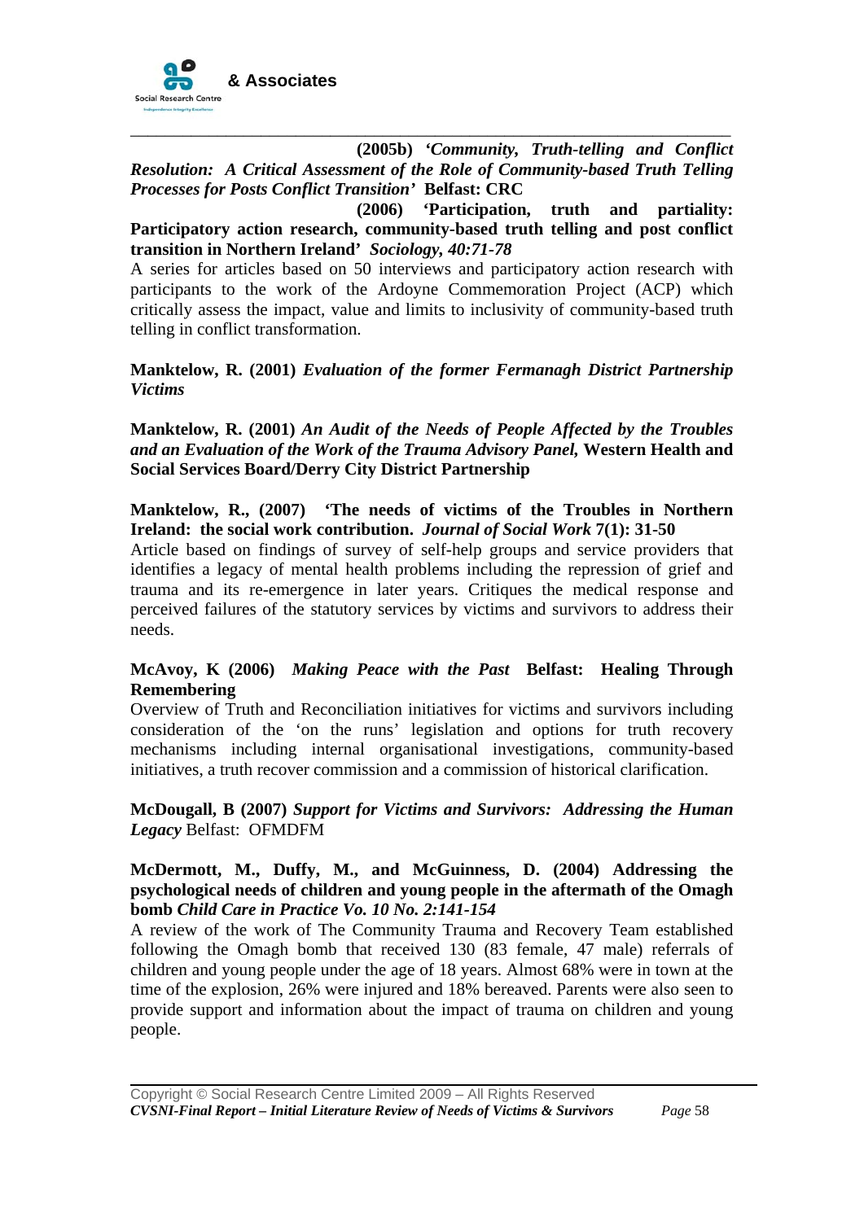**(2005b)** ***'Community, Truth-telling and Conflict Resolution: A Critical Assessment of the Role of Community-based Truth Telling Processes for Posts Conflict Transition'*** **Belfast: CRC**

**(2006) 'Participation, truth and partiality: Participatory action research, community-based truth telling and post conflict transition in Northern Ireland'** ***Sociology, 40:71-78***

A series for articles based on 50 interviews and participatory action research with participants to the work of the Ardoyne Commemoration Project (ACP) which critically assess the impact, value and limits to inclusivity of community-based truth telling in conflict transformation.

**Manktelow, R. (2001)** ***Evaluation of the former Fermanagh District Partnership Victims***

**Manktelow, R. (2001)** ***An Audit of the Needs of People Affected by the Troubles and an Evaluation of the Work of the Trauma Advisory Panel,*** **Western Health and Social Services Board/Derry City District Partnership**

**Manktelow, R., (2007) 'The needs of victims of the Troubles in Northern Ireland: the social work contribution.** ***Journal of Social Work*** **7(1): 31-50**

Article based on findings of survey of self-help groups and service providers that identifies a legacy of mental health problems including the repression of grief and trauma and its re-emergence in later years. Critiques the medical response and perceived failures of the statutory services by victims and survivors to address their needs.

**McAvoy, K (2006)** ***Making Peace with the Past*** **Belfast: Healing Through Remembering**

Overview of Truth and Reconciliation initiatives for victims and survivors including consideration of the 'on the runs' legislation and options for truth recovery mechanisms including internal organisational investigations, community-based initiatives, a truth recover commission and a commission of historical clarification.

**McDougall, B (2007)** ***Support for Victims and Survivors: Addressing the Human Legacy*** Belfast: OFMDFM

**McDermott, M., Duffy, M., and McGuinness, D. (2004) Addressing the psychological needs of children and young people in the aftermath of the Omagh bomb** ***Child Care in Practice Vo. 10 No. 2:141-154***

A review of the work of The Community Trauma and Recovery Team established following the Omagh bomb that received 130 (83 female, 47 male) referrals of children and young people under the age of 18 years. Almost 68% were in town at the time of the explosion, 26% were injured and 18% bereaved. Parents were also seen to provide support and information about the impact of trauma on children and young people.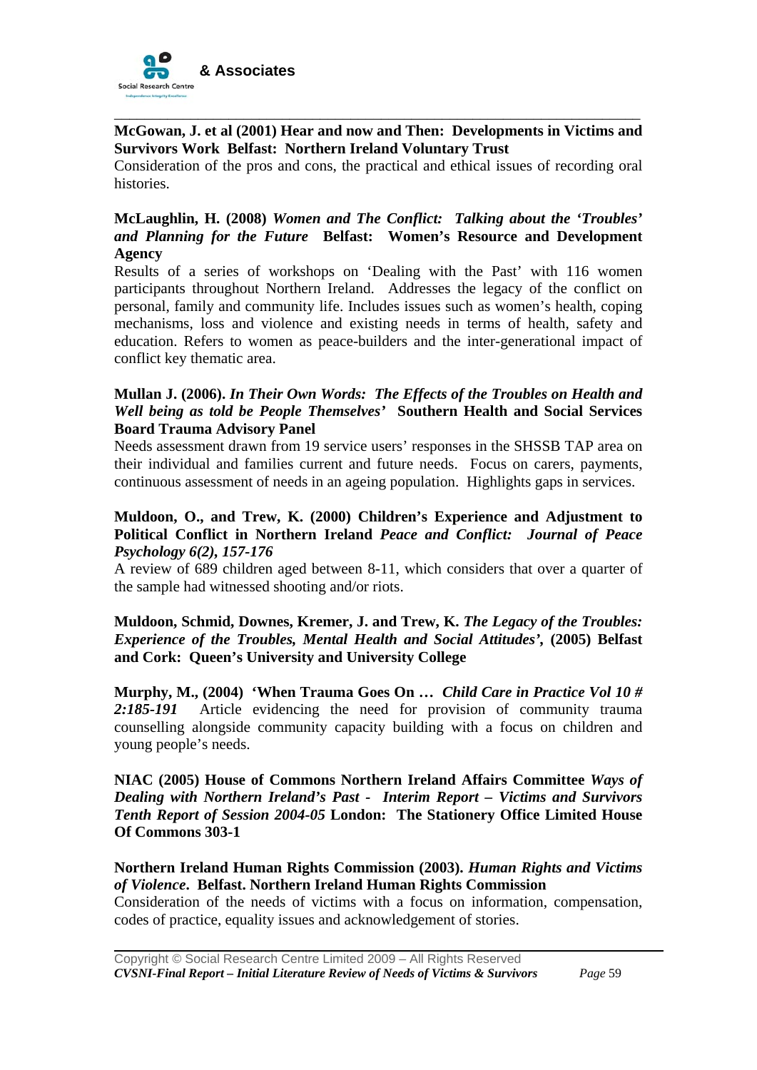**McGowan, J. et al (2001) Hear and now and Then: Developments in Victims and Survivors Work Belfast: Northern Ireland Voluntary Trust**
Consideration of the pros and cons, the practical and ethical issues of recording oral histories.

**McLaughlin, H. (2008)** ***Women and The Conflict: Talking about the 'Troubles' and Planning for the Future*** **Belfast: Women's Resource and Development Agency**
Results of a series of workshops on 'Dealing with the Past' with 116 women participants throughout Northern Ireland. Addresses the legacy of the conflict on personal, family and community life. Includes issues such as women's health, coping mechanisms, loss and violence and existing needs in terms of health, safety and education. Refers to women as peace-builders and the inter-generational impact of conflict key thematic area.

**Mullan J. (2006).** ***In Their Own Words: The Effects of the Troubles on Health and Well being as told be People Themselves'*** **Southern Health and Social Services Board Trauma Advisory Panel**
Needs assessment drawn from 19 service users' responses in the SHSSB TAP area on their individual and families current and future needs. Focus on carers, payments, continuous assessment of needs in an ageing population. Highlights gaps in services.

**Muldoon, O., and Trew, K. (2000) Children's Experience and Adjustment to Political Conflict in Northern Ireland** ***Peace and Conflict: Journal of Peace Psychology 6(2), 157-176***
A review of 689 children aged between 8-11, which considers that over a quarter of the sample had witnessed shooting and/or riots.

**Muldoon, Schmid, Downes, Kremer, J. and Trew, K.** ***The Legacy of the Troubles: Experience of the Troubles, Mental Health and Social Attitudes'*****, (2005) Belfast and Cork: Queen's University and University College**

**Murphy, M., (2004) 'When Trauma Goes On …** ***Child Care in Practice Vol 10 # 2:185-191*** Article evidencing the need for provision of community trauma counselling alongside community capacity building with a focus on children and young people's needs.

**NIAC (2005) House of Commons Northern Ireland Affairs Committee** ***Ways of Dealing with Northern Ireland's Past - Interim Report – Victims and Survivors Tenth Report of Session 2004-05*** **London: The Stationery Office Limited House Of Commons 303-1**

**Northern Ireland Human Rights Commission (2003).** ***Human Rights and Victims of Violence*****. Belfast. Northern Ireland Human Rights Commission**
Consideration of the needs of victims with a focus on information, compensation, codes of practice, equality issues and acknowledgement of stories.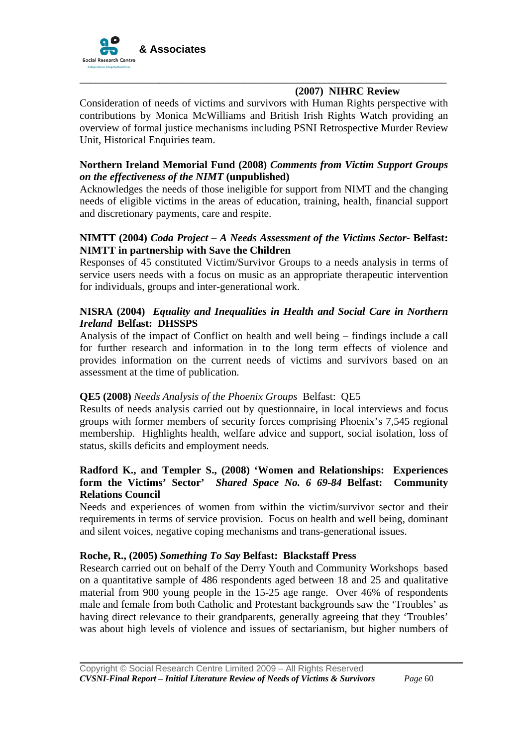**(2007) NIHRC Review**

Consideration of needs of victims and survivors with Human Rights perspective with contributions by Monica McWilliams and British Irish Rights Watch providing an overview of formal justice mechanisms including PSNI Retrospective Murder Review Unit, Historical Enquiries team.

**Northern Ireland Memorial Fund (2008)** ***Comments from Victim Support Groups on the effectiveness of the NIMT*** **(unpublished)**

Acknowledges the needs of those ineligible for support from NIMT and the changing needs of eligible victims in the areas of education, training, health, financial support and discretionary payments, care and respite.

**NIMTT (2004)** ***Coda Project – A Needs Assessment of the Victims Sector-*** **Belfast: NIMTT in partnership with Save the Children**

Responses of 45 constituted Victim/Survivor Groups to a needs analysis in terms of service users needs with a focus on music as an appropriate therapeutic intervention for individuals, groups and inter-generational work.

**NISRA (2004)** ***Equality and Inequalities in Health and Social Care in Northern Ireland*** **Belfast: DHSSPS**

Analysis of the impact of Conflict on health and well being – findings include a call for further research and information in to the long term effects of violence and provides information on the current needs of victims and survivors based on an assessment at the time of publication.

**QE5 (2008)** *Needs Analysis of the Phoenix Groups* Belfast: QE5

Results of needs analysis carried out by questionnaire, in local interviews and focus groups with former members of security forces comprising Phoenix's 7,545 regional membership. Highlights health, welfare advice and support, social isolation, loss of status, skills deficits and employment needs.

**Radford K., and Templer S., (2008) 'Women and Relationships: Experiences form the Victims' Sector'** ***Shared Space No. 6 69-84*** **Belfast: Community Relations Council**

Needs and experiences of women from within the victim/survivor sector and their requirements in terms of service provision. Focus on health and well being, dominant and silent voices, negative coping mechanisms and trans-generational issues.

**Roche, R., (2005)** ***Something To Say*** **Belfast: Blackstaff Press**

Research carried out on behalf of the Derry Youth and Community Workshops based on a quantitative sample of 486 respondents aged between 18 and 25 and qualitative material from 900 young people in the 15-25 age range. Over 46% of respondents male and female from both Catholic and Protestant backgrounds saw the 'Troubles' as having direct relevance to their grandparents, generally agreeing that they 'Troubles' was about high levels of violence and issues of sectarianism, but higher numbers of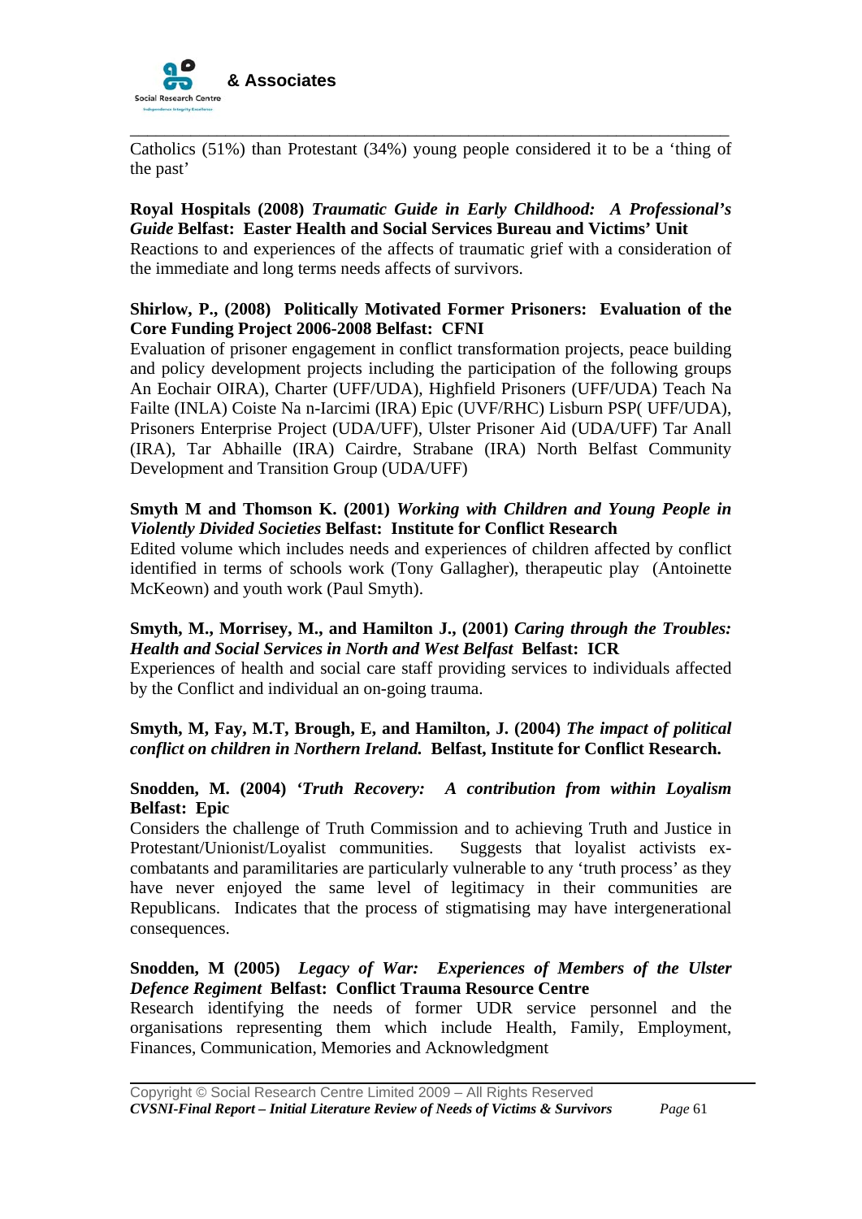Catholics (51%) than Protestant (34%) young people considered it to be a 'thing of the past'

**Royal Hospitals (2008)** ***Traumatic Guide in Early Childhood: A Professional's Guide*** **Belfast: Easter Health and Social Services Bureau and Victims' Unit**
Reactions to and experiences of the affects of traumatic grief with a consideration of the immediate and long terms needs affects of survivors.

**Shirlow, P., (2008) Politically Motivated Former Prisoners: Evaluation of the Core Funding Project 2006-2008 Belfast: CFNI**
Evaluation of prisoner engagement in conflict transformation projects, peace building and policy development projects including the participation of the following groups An Eochair OIRA), Charter (UFF/UDA), Highfield Prisoners (UFF/UDA) Teach Na Failte (INLA) Coiste Na n-Iarcimi (IRA) Epic (UVF/RHC) Lisburn PSP( UFF/UDA), Prisoners Enterprise Project (UDA/UFF), Ulster Prisoner Aid (UDA/UFF) Tar Anall (IRA), Tar Abhaille (IRA) Cairdre, Strabane (IRA) North Belfast Community Development and Transition Group (UDA/UFF)

**Smyth M and Thomson K. (2001)** ***Working with Children and Young People in Violently Divided Societies*** **Belfast: Institute for Conflict Research**
Edited volume which includes needs and experiences of children affected by conflict identified in terms of schools work (Tony Gallagher), therapeutic play (Antoinette McKeown) and youth work (Paul Smyth).

**Smyth, M., Morrisey, M., and Hamilton J., (2001)** ***Caring through the Troubles: Health and Social Services in North and West Belfast*** **Belfast: ICR**
Experiences of health and social care staff providing services to individuals affected by the Conflict and individual an on-going trauma.

**Smyth, M, Fay, M.T, Brough, E, and Hamilton, J. (2004)** ***The impact of political conflict on children in Northern Ireland.*** **Belfast, Institute for Conflict Research.**

**Snodden, M. (2004)** ***'Truth Recovery: A contribution from within Loyalism*** **Belfast: Epic**
Considers the challenge of Truth Commission and to achieving Truth and Justice in Protestant/Unionist/Loyalist communities. Suggests that loyalist activists ex-combatants and paramilitaries are particularly vulnerable to any 'truth process' as they have never enjoyed the same level of legitimacy in their communities are Republicans. Indicates that the process of stigmatising may have intergenerational consequences.

**Snodden, M (2005)** ***Legacy of War: Experiences of Members of the Ulster Defence Regiment*** **Belfast: Conflict Trauma Resource Centre**
Research identifying the needs of former UDR service personnel and the organisations representing them which include Health, Family, Employment, Finances, Communication, Memories and Acknowledgment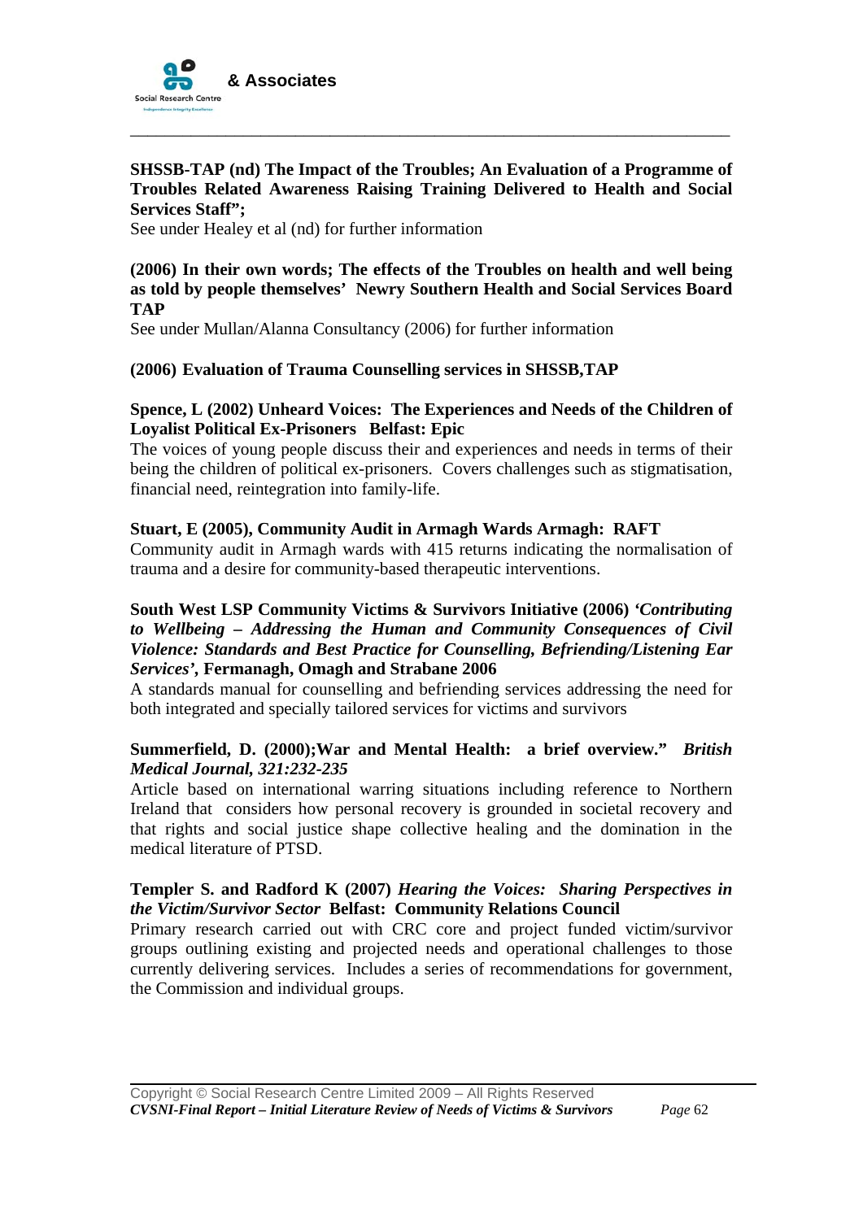**SHSSB-TAP (nd) The Impact of the Troubles; An Evaluation of a Programme of Troubles Related Awareness Raising Training Delivered to Health and Social Services Staff";**
See under Healey et al (nd) for further information

**(2006) In their own words; The effects of the Troubles on health and well being as told by people themselves' Newry Southern Health and Social Services Board TAP**
See under Mullan/Alanna Consultancy (2006) for further information

**(2006) Evaluation of Trauma Counselling services in SHSSB,TAP**

**Spence, L (2002) Unheard Voices: The Experiences and Needs of the Children of Loyalist Political Ex-Prisoners Belfast: Epic**
The voices of young people discuss their and experiences and needs in terms of their being the children of political ex-prisoners. Covers challenges such as stigmatisation, financial need, reintegration into family-life.

**Stuart, E (2005), Community Audit in Armagh Wards Armagh: RAFT**
Community audit in Armagh wards with 415 returns indicating the normalisation of trauma and a desire for community-based therapeutic interventions.

**South West LSP Community Victims & Survivors Initiative (2006) *'Contributing to Wellbeing – Addressing the Human and Community Consequences of Civil Violence: Standards and Best Practice for Counselling, Befriending/Listening Ear Services'*, Fermanagh, Omagh and Strabane 2006**
A standards manual for counselling and befriending services addressing the need for both integrated and specially tailored services for victims and survivors

**Summerfield, D. (2000);War and Mental Health: a brief overview." *British Medical Journal, 321:232-235***
Article based on international warring situations including reference to Northern Ireland that considers how personal recovery is grounded in societal recovery and that rights and social justice shape collective healing and the domination in the medical literature of PTSD.

**Templer S. and Radford K (2007) *Hearing the Voices: Sharing Perspectives in the Victim/Survivor Sector* Belfast: Community Relations Council**
Primary research carried out with CRC core and project funded victim/survivor groups outlining existing and projected needs and operational challenges to those currently delivering services. Includes a series of recommendations for government, the Commission and individual groups.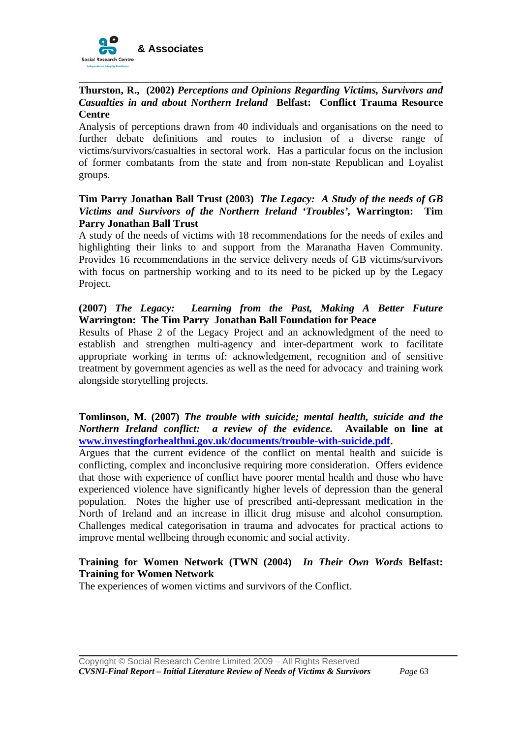**Thurston, R., (2002)** ***Perceptions and Opinions Regarding Victims, Survivors and Casualties in and about Northern Ireland*** **Belfast: Conflict Trauma Resource Centre**

Analysis of perceptions drawn from 40 individuals and organisations on the need to further debate definitions and routes to inclusion of a diverse range of victims/survivors/casualties in sectoral work. Has a particular focus on the inclusion of former combatants from the state and from non-state Republican and Loyalist groups.

**Tim Parry Jonathan Ball Trust (2003)** ***The Legacy: A Study of the needs of GB Victims and Survivors of the Northern Ireland 'Troubles'*****, Warrington: Tim Parry Jonathan Ball Trust**

A study of the needs of victims with 18 recommendations for the needs of exiles and highlighting their links to and support from the Maranatha Haven Community. Provides 16 recommendations in the service delivery needs of GB victims/survivors with focus on partnership working and to its need to be picked up by the Legacy Project.

**(2007)** ***The Legacy: Learning from the Past, Making A Better Future*** **Warrington: The Tim Parry Jonathan Ball Foundation for Peace**

Results of Phase 2 of the Legacy Project and an acknowledgment of the need to establish and strengthen multi-agency and inter-department work to facilitate appropriate working in terms of: acknowledgement, recognition and of sensitive treatment by government agencies as well as the need for advocacy and training work alongside storytelling projects.

**Tomlinson, M. (2007)** ***The trouble with suicide; mental health, suicide and the Northern Ireland conflict: a review of the evidence.*** **Available on line at [www.investingforhealthni.gov.uk/documents/trouble-with-suicide.pdf](www.investingforhealthni.gov.uk/documents/trouble-with-suicide.pdf).**

Argues that the current evidence of the conflict on mental health and suicide is conflicting, complex and inconclusive requiring more consideration. Offers evidence that those with experience of conflict have poorer mental health and those who have experienced violence have significantly higher levels of depression than the general population. Notes the higher use of prescribed anti-depressant medication in the North of Ireland and an increase in illicit drug misuse and alcohol consumption. Challenges medical categorisation in trauma and advocates for practical actions to improve mental wellbeing through economic and social activity.

**Training for Women Network (TWN (2004)** ***In Their Own Words*** **Belfast: Training for Women Network**

The experiences of women victims and survivors of the Conflict.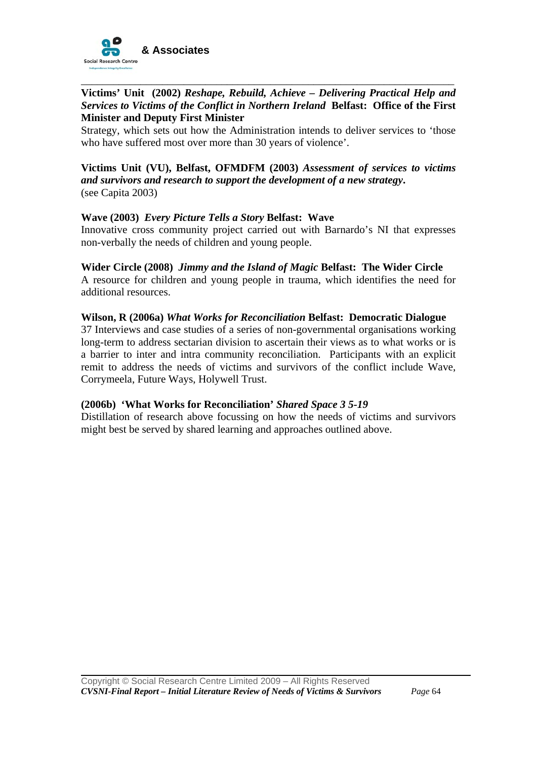**Victims' Unit (2002)** ***Reshape, Rebuild, Achieve – Delivering Practical Help and Services to Victims of the Conflict in Northern Ireland*** **Belfast: Office of the First Minister and Deputy First Minister**
Strategy, which sets out how the Administration intends to deliver services to 'those who have suffered most over more than 30 years of violence'.

**Victims Unit (VU), Belfast, OFMDFM (2003)** ***Assessment of services to victims and survivors and research to support the development of a new strategy.***
(see Capita 2003)

**Wave (2003)** ***Every Picture Tells a Story*** **Belfast: Wave**
Innovative cross community project carried out with Barnardo's NI that expresses non-verbally the needs of children and young people.

**Wider Circle (2008)** ***Jimmy and the Island of Magic*** **Belfast: The Wider Circle**
A resource for children and young people in trauma, which identifies the need for additional resources.

**Wilson, R (2006a)** ***What Works for Reconciliation*** **Belfast: Democratic Dialogue**
37 Interviews and case studies of a series of non-governmental organisations working long-term to address sectarian division to ascertain their views as to what works or is a barrier to inter and intra community reconciliation. Participants with an explicit remit to address the needs of victims and survivors of the conflict include Wave, Corrymeela, Future Ways, Holywell Trust.

**(2006b) 'What Works for Reconciliation'** ***Shared Space 3 5-19***
Distillation of research above focussing on how the needs of victims and survivors might best be served by shared learning and approaches outlined above.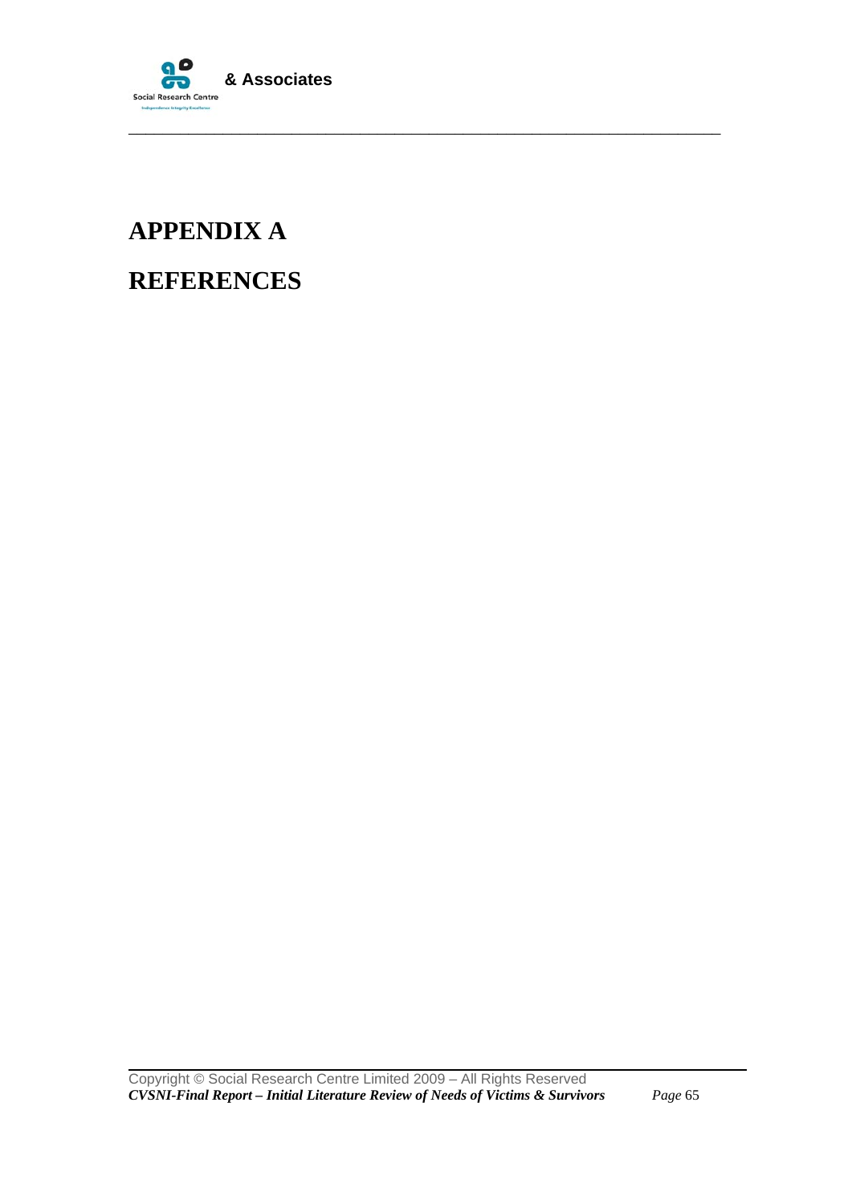# APPENDIX A

# REFERENCES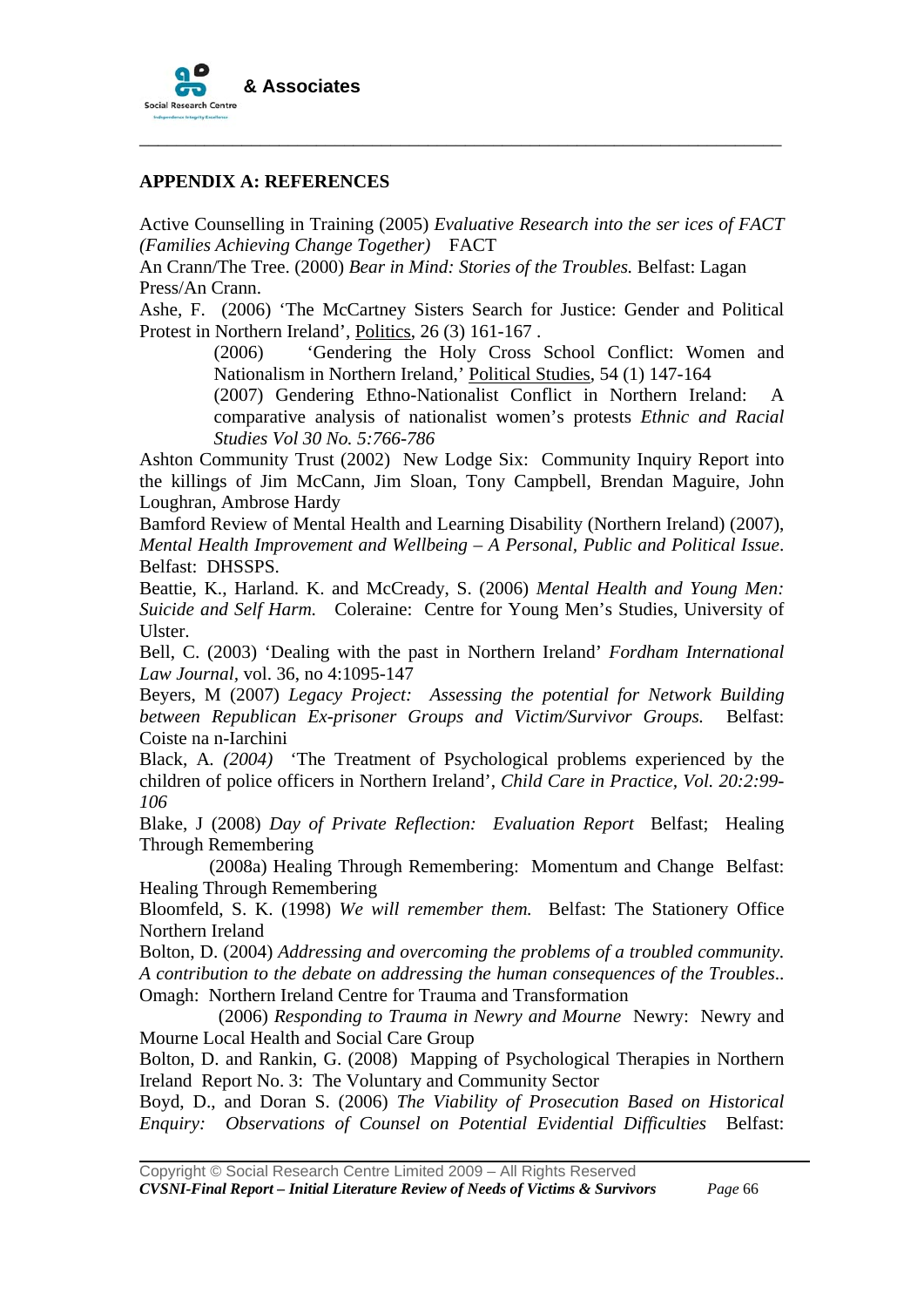## APPENDIX A: REFERENCES

Active Counselling in Training (2005) *Evaluative Research into the ser ices of FACT (Families Achieving Change Together)* FACT

An Crann/The Tree. (2000) *Bear in Mind: Stories of the Troubles.* Belfast: Lagan Press/An Crann.

Ashe, F. (2006) 'The McCartney Sisters Search for Justice: Gender and Political Protest in Northern Ireland', Politics, 26 (3) 161-167 .

(2006) 'Gendering the Holy Cross School Conflict: Women and Nationalism in Northern Ireland,' Political Studies, 54 (1) 147-164

(2007) Gendering Ethno-Nationalist Conflict in Northern Ireland: A comparative analysis of nationalist women's protests *Ethnic and Racial Studies Vol 30 No. 5:766-786*

Ashton Community Trust (2002) New Lodge Six: Community Inquiry Report into the killings of Jim McCann, Jim Sloan, Tony Campbell, Brendan Maguire, John Loughran, Ambrose Hardy

Bamford Review of Mental Health and Learning Disability (Northern Ireland) (2007), *Mental Health Improvement and Wellbeing – A Personal, Public and Political Issue*. Belfast: DHSSPS.

Beattie, K., Harland. K. and McCready, S. (2006) *Mental Health and Young Men: Suicide and Self Harm.* Coleraine: Centre for Young Men's Studies, University of Ulster.

Bell, C. (2003) 'Dealing with the past in Northern Ireland' *Fordham International Law Journal*, vol. 36, no 4:1095-147

Beyers, M (2007) *Legacy Project: Assessing the potential for Network Building between Republican Ex-prisoner Groups and Victim/Survivor Groups.* Belfast: Coiste na n-Iarchini

Black, A. *(2004)* 'The Treatment of Psychological problems experienced by the children of police officers in Northern Ireland', *Child Care in Practice, Vol. 20:2:99-106*

Blake, J (2008) *Day of Private Reflection: Evaluation Report* Belfast; Healing Through Remembering

(2008a) Healing Through Remembering: Momentum and Change Belfast: Healing Through Remembering

Bloomfeld, S. K. (1998) *We will remember them.* Belfast: The Stationery Office Northern Ireland

Bolton, D. (2004) *Addressing and overcoming the problems of a troubled community. A contribution to the debate on addressing the human consequences of the Troubles..* Omagh: Northern Ireland Centre for Trauma and Transformation

(2006) *Responding to Trauma in Newry and Mourne* Newry: Newry and Mourne Local Health and Social Care Group

Bolton, D. and Rankin, G. (2008) Mapping of Psychological Therapies in Northern Ireland Report No. 3: The Voluntary and Community Sector

Boyd, D., and Doran S. (2006) *The Viability of Prosecution Based on Historical Enquiry: Observations of Counsel on Potential Evidential Difficulties* Belfast: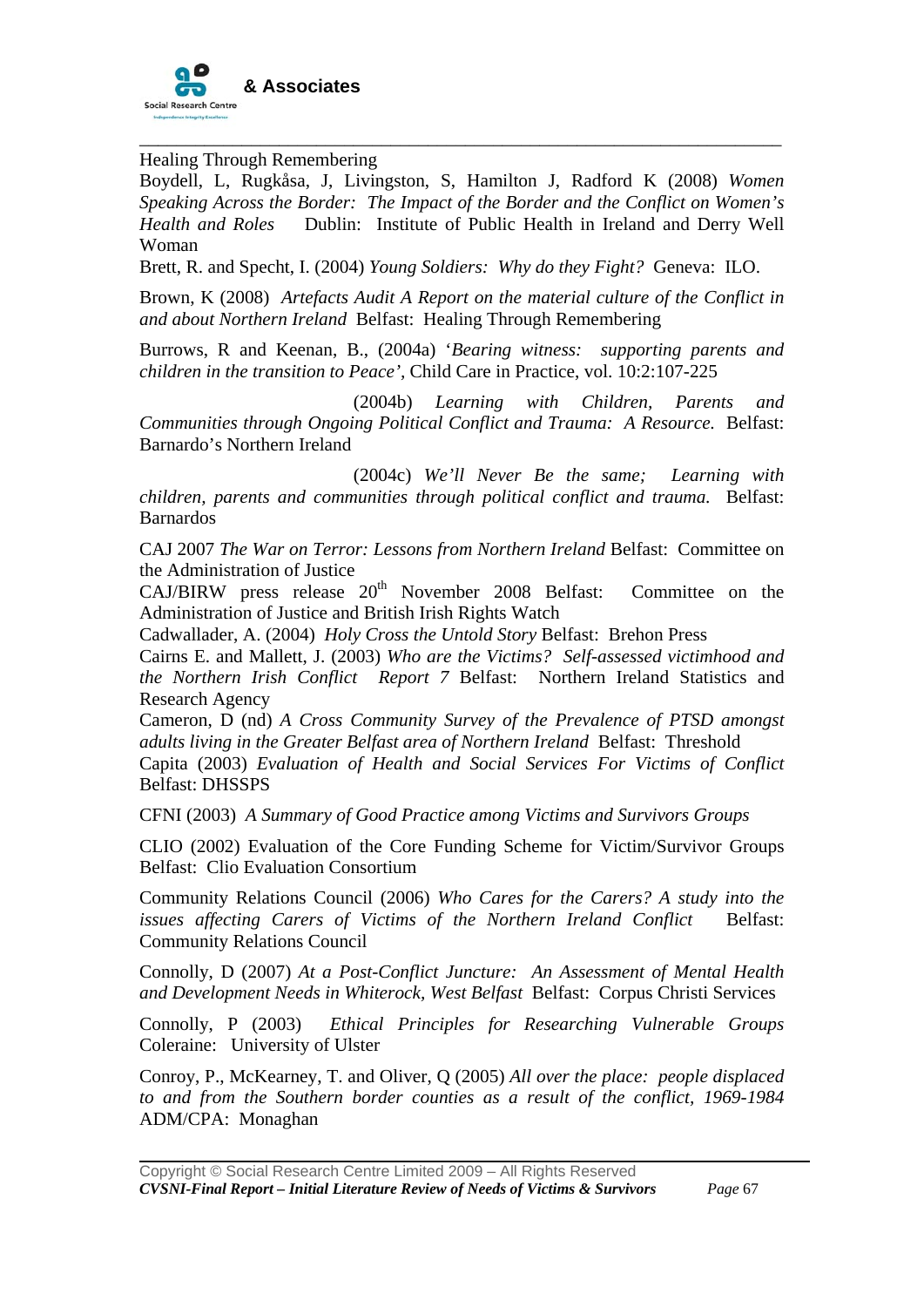Healing Through Remembering

Boydell, L, Rugkåsa, J, Livingston, S, Hamilton J, Radford K (2008) *Women Speaking Across the Border: The Impact of the Border and the Conflict on Women's Health and Roles* Dublin: Institute of Public Health in Ireland and Derry Well Woman

Brett, R. and Specht, I. (2004) *Young Soldiers: Why do they Fight?* Geneva: ILO.

Brown, K (2008) *Artefacts Audit A Report on the material culture of the Conflict in and about Northern Ireland* Belfast: Healing Through Remembering

Burrows, R and Keenan, B., (2004a) '*Bearing witness: supporting parents and children in the transition to Peace'*, Child Care in Practice, vol. 10:2:107-225

(2004b) *Learning with Children, Parents and Communities through Ongoing Political Conflict and Trauma: A Resource.* Belfast: Barnardo's Northern Ireland

(2004c) *We'll Never Be the same; Learning with children, parents and communities through political conflict and trauma.* Belfast: Barnardos

CAJ 2007 *The War on Terror: Lessons from Northern Ireland* Belfast: Committee on the Administration of Justice

CAJ/BIRW press release 20th November 2008 Belfast: Committee on the Administration of Justice and British Irish Rights Watch

Cadwallader, A. (2004) *Holy Cross the Untold Story* Belfast: Brehon Press

Cairns E. and Mallett, J. (2003) *Who are the Victims? Self-assessed victimhood and the Northern Irish Conflict Report 7* Belfast: Northern Ireland Statistics and Research Agency

Cameron, D (nd) *A Cross Community Survey of the Prevalence of PTSD amongst adults living in the Greater Belfast area of Northern Ireland* Belfast: Threshold

Capita (2003) *Evaluation of Health and Social Services For Victims of Conflict* Belfast: DHSSPS

CFNI (2003) *A Summary of Good Practice among Victims and Survivors Groups*

CLIO (2002) Evaluation of the Core Funding Scheme for Victim/Survivor Groups Belfast: Clio Evaluation Consortium

Community Relations Council (2006) *Who Cares for the Carers? A study into the issues affecting Carers of Victims of the Northern Ireland Conflict* Belfast: Community Relations Council

Connolly, D (2007) *At a Post-Conflict Juncture: An Assessment of Mental Health and Development Needs in Whiterock, West Belfast* Belfast: Corpus Christi Services

Connolly, P (2003) *Ethical Principles for Researching Vulnerable Groups* Coleraine: University of Ulster

Conroy, P., McKearney, T. and Oliver, Q (2005) *All over the place: people displaced to and from the Southern border counties as a result of the conflict, 1969-1984* ADM/CPA: Monaghan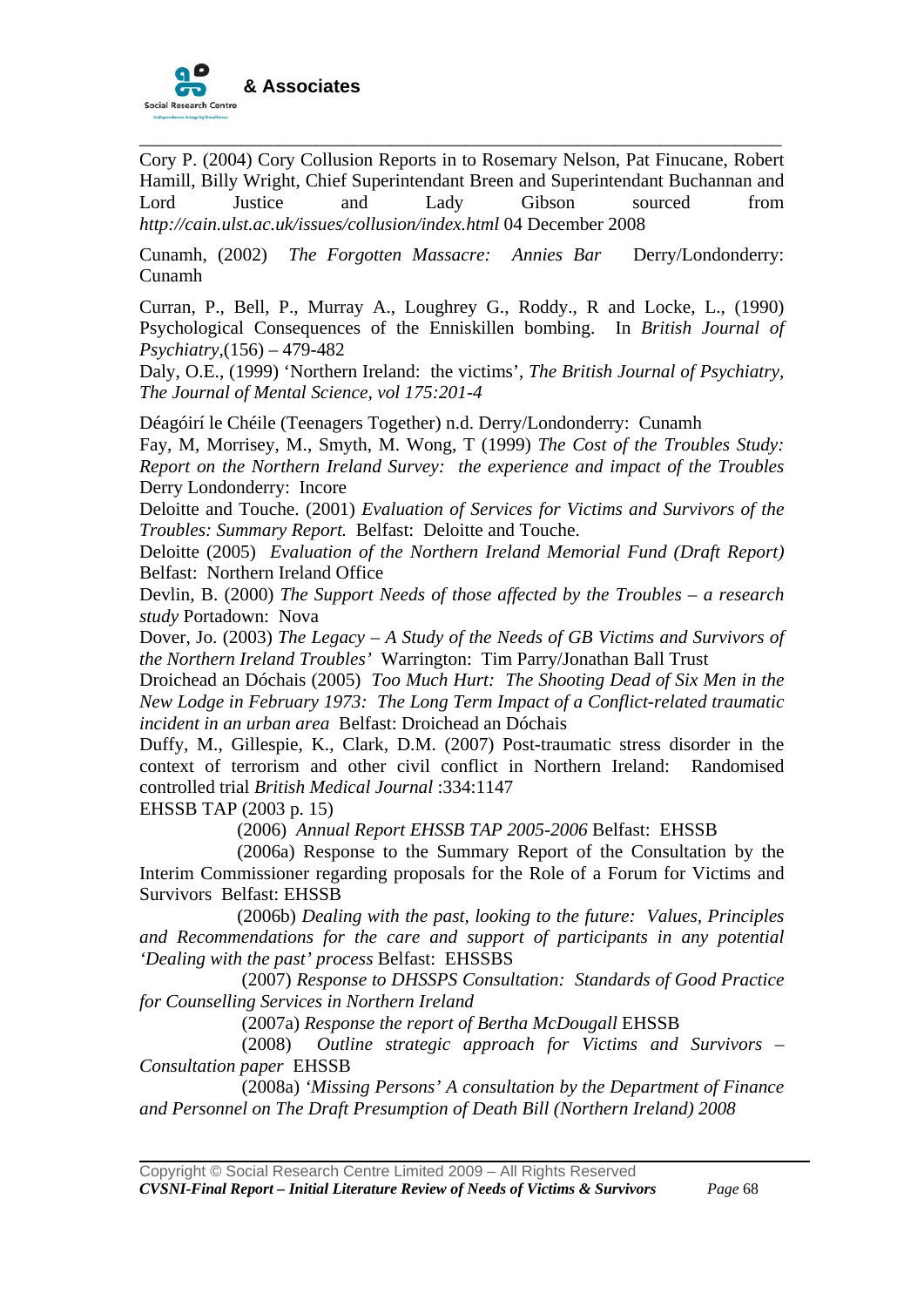Cory P. (2004) Cory Collusion Reports in to Rosemary Nelson, Pat Finucane, Robert Hamill, Billy Wright, Chief Superintendant Breen and Superintendant Buchannan and Lord Justice and Lady Gibson sourced from *http://cain.ulst.ac.uk/issues/collusion/index.html* 04 December 2008

Cunamh, (2002) *The Forgotten Massacre: Annies Bar* Derry/Londonderry: Cunamh

Curran, P., Bell, P., Murray A., Loughrey G., Roddy., R and Locke, L., (1990) Psychological Consequences of the Enniskillen bombing. In *British Journal of Psychiatry*,(156) – 479-482

Daly, O.E., (1999) 'Northern Ireland: the victims', *The British Journal of Psychiatry, The Journal of Mental Science, vol 175:201-4*

Déagóirí le Chéile (Teenagers Together) n.d. Derry/Londonderry: Cunamh

Fay, M, Morrisey, M., Smyth, M. Wong, T (1999) *The Cost of the Troubles Study: Report on the Northern Ireland Survey: the experience and impact of the Troubles* Derry Londonderry: Incore

Deloitte and Touche. (2001) *Evaluation of Services for Victims and Survivors of the Troubles: Summary Report.* Belfast: Deloitte and Touche.

Deloitte (2005) *Evaluation of the Northern Ireland Memorial Fund (Draft Report)* Belfast: Northern Ireland Office

Devlin, B. (2000) *The Support Needs of those affected by the Troubles – a research study* Portadown: Nova

Dover, Jo. (2003) *The Legacy – A Study of the Needs of GB Victims and Survivors of the Northern Ireland Troubles'* Warrington: Tim Parry/Jonathan Ball Trust

Droichead an Dóchais (2005) *Too Much Hurt: The Shooting Dead of Six Men in the New Lodge in February 1973: The Long Term Impact of a Conflict-related traumatic incident in an urban area* Belfast: Droichead an Dóchais

Duffy, M., Gillespie, K., Clark, D.M. (2007) Post-traumatic stress disorder in the context of terrorism and other civil conflict in Northern Ireland: Randomised controlled trial *British Medical Journal* :334:1147

EHSSB TAP (2003 p. 15)

(2006) *Annual Report EHSSB TAP 2005-2006* Belfast: EHSSB

(2006a) Response to the Summary Report of the Consultation by the Interim Commissioner regarding proposals for the Role of a Forum for Victims and Survivors Belfast: EHSSB

(2006b) *Dealing with the past, looking to the future: Values, Principles and Recommendations for the care and support of participants in any potential 'Dealing with the past' process* Belfast: EHSSBS

(2007) *Response to DHSSPS Consultation: Standards of Good Practice for Counselling Services in Northern Ireland*

(2007a) *Response the report of Bertha McDougall* EHSSB

(2008) *Outline strategic approach for Victims and Survivors – Consultation paper* EHSSB

(2008a) *'Missing Persons' A consultation by the Department of Finance and Personnel on The Draft Presumption of Death Bill (Northern Ireland) 2008*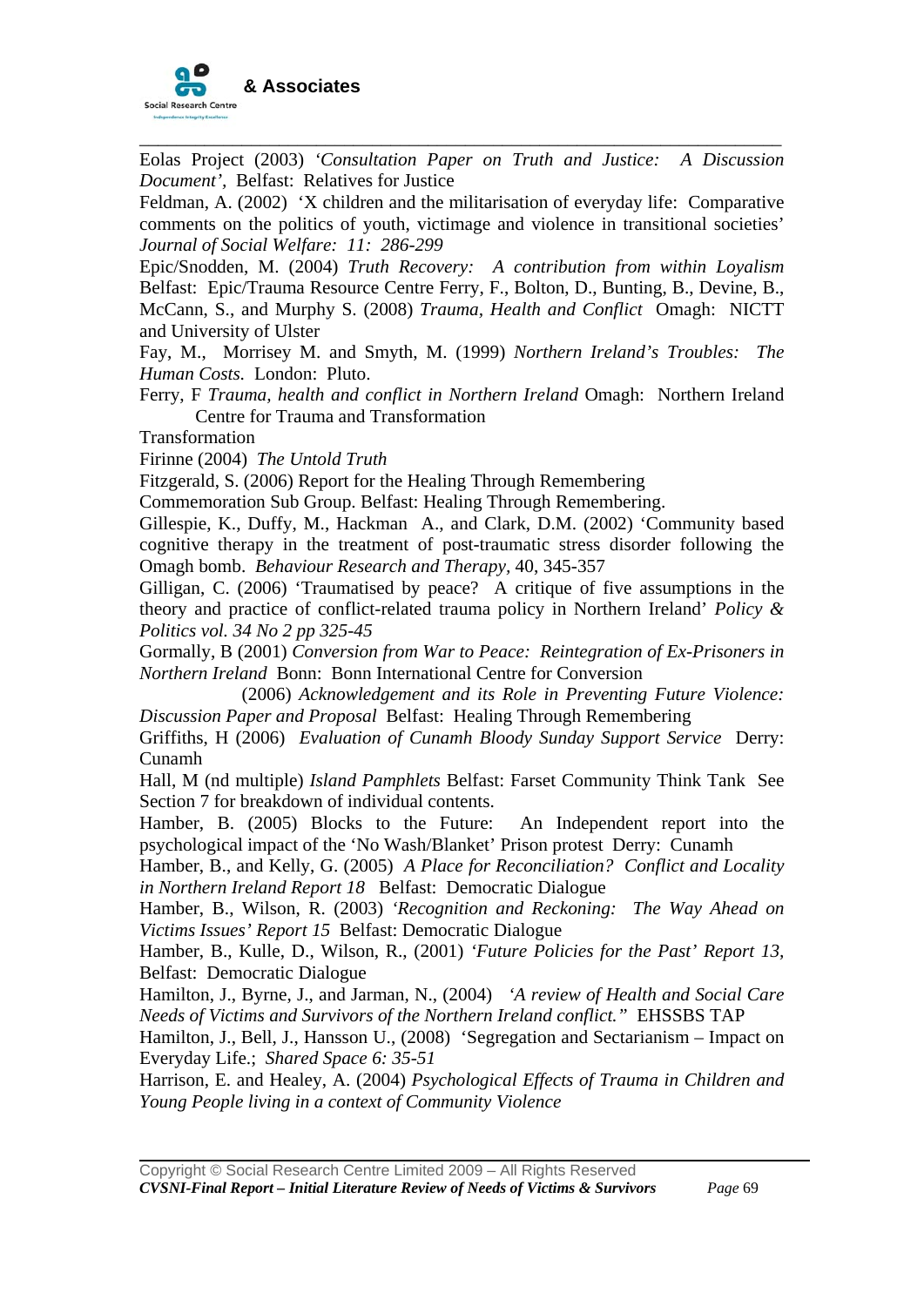Eolas Project (2003) *'Consultation Paper on Truth and Justice: A Discussion Document'*, Belfast: Relatives for Justice

Feldman, A. (2002) 'X children and the militarisation of everyday life: Comparative comments on the politics of youth, victimage and violence in transitional societies' *Journal of Social Welfare: 11: 286-299*

Epic/Snodden, M. (2004) *Truth Recovery: A contribution from within Loyalism* Belfast: Epic/Trauma Resource Centre Ferry, F., Bolton, D., Bunting, B., Devine, B., McCann, S., and Murphy S. (2008) *Trauma, Health and Conflict* Omagh: NICTT and University of Ulster

Fay, M., Morrisey M. and Smyth, M. (1999) *Northern Ireland's Troubles: The Human Costs.* London: Pluto.

Ferry, F *Trauma, health and conflict in Northern Ireland* Omagh: Northern Ireland Centre for Trauma and Transformation

Transformation

Firinne (2004) *The Untold Truth*

Fitzgerald, S. (2006) Report for the Healing Through Remembering

Commemoration Sub Group. Belfast: Healing Through Remembering.

Gillespie, K., Duffy, M., Hackman A., and Clark, D.M. (2002) 'Community based cognitive therapy in the treatment of post-traumatic stress disorder following the Omagh bomb. *Behaviour Research and Therapy*, 40, 345-357

Gilligan, C. (2006) 'Traumatised by peace? A critique of five assumptions in the theory and practice of conflict-related trauma policy in Northern Ireland' *Policy & Politics vol. 34 No 2 pp 325-45*

Gormally, B (2001) *Conversion from War to Peace: Reintegration of Ex-Prisoners in Northern Ireland* Bonn: Bonn International Centre for Conversion

(2006) *Acknowledgement and its Role in Preventing Future Violence: Discussion Paper and Proposal* Belfast: Healing Through Remembering

Griffiths, H (2006) *Evaluation of Cunamh Bloody Sunday Support Service* Derry: Cunamh

Hall, M (nd multiple) *Island Pamphlets* Belfast: Farset Community Think Tank See Section 7 for breakdown of individual contents.

Hamber, B. (2005) Blocks to the Future: An Independent report into the psychological impact of the 'No Wash/Blanket' Prison protest Derry: Cunamh

Hamber, B., and Kelly, G. (2005) *A Place for Reconciliation? Conflict and Locality in Northern Ireland Report 18* Belfast: Democratic Dialogue

Hamber, B., Wilson, R. (2003) *'Recognition and Reckoning: The Way Ahead on Victims Issues' Report 15* Belfast: Democratic Dialogue

Hamber, B., Kulle, D., Wilson, R., (2001) *'Future Policies for the Past' Report 13,* Belfast: Democratic Dialogue

Hamilton, J., Byrne, J., and Jarman, N., (2004) *'A review of Health and Social Care Needs of Victims and Survivors of the Northern Ireland conflict."* EHSSBS TAP

Hamilton, J., Bell, J., Hansson U., (2008) 'Segregation and Sectarianism – Impact on Everyday Life.; *Shared Space 6: 35-51*

Harrison, E. and Healey, A. (2004) *Psychological Effects of Trauma in Children and Young People living in a context of Community Violence*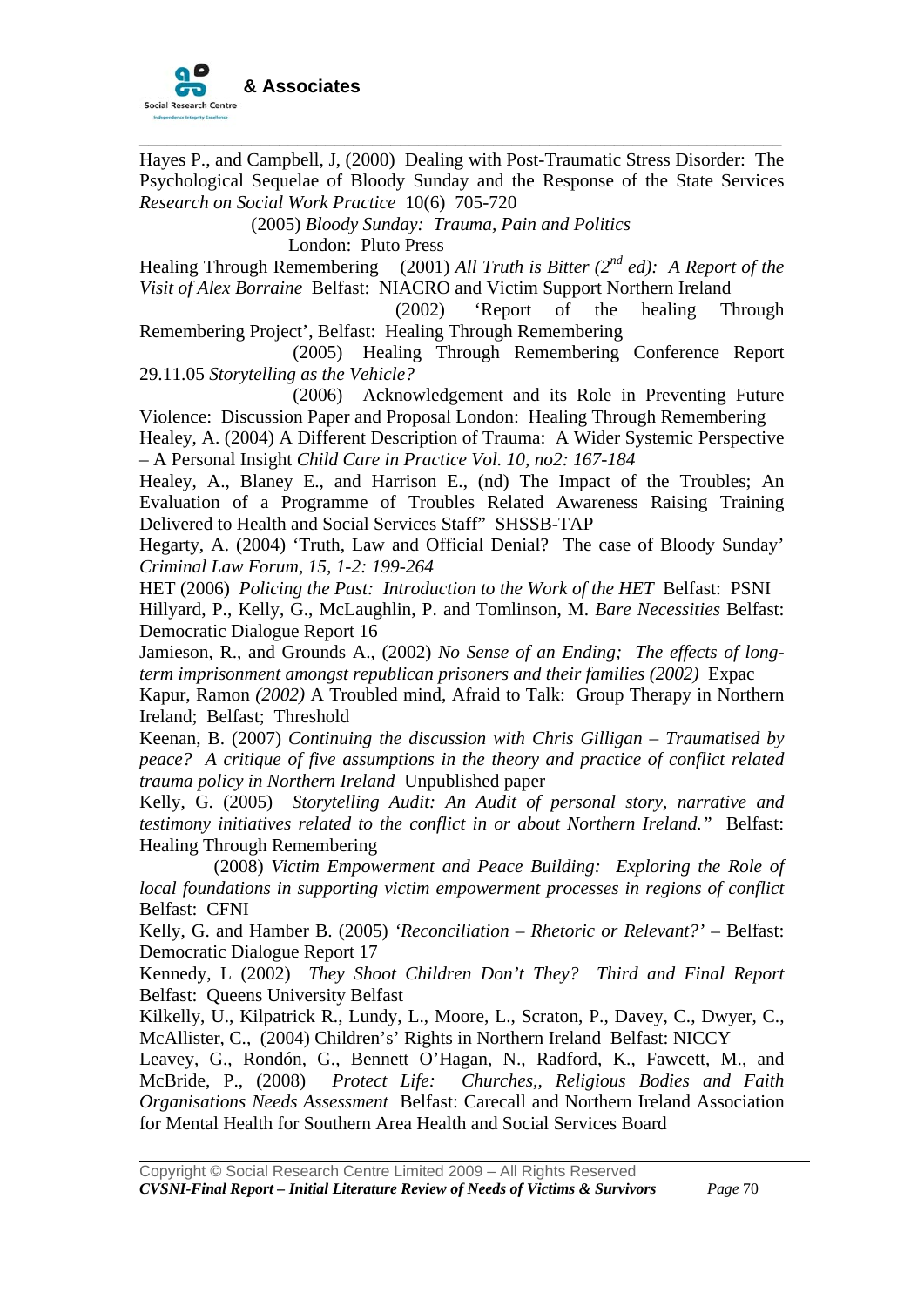Hayes P., and Campbell, J, (2000) Dealing with Post-Traumatic Stress Disorder: The Psychological Sequelae of Bloody Sunday and the Response of the State Services *Research on Social Work Practice* 10(6) 705-720

(2005) *Bloody Sunday: Trauma, Pain and Politics* London: Pluto Press

Healing Through Remembering (2001) *All Truth is Bitter (2nd ed): A Report of the Visit of Alex Borraine* Belfast: NIACRO and Victim Support Northern Ireland

(2002) 'Report of the healing Through Remembering Project', Belfast: Healing Through Remembering

(2005) Healing Through Remembering Conference Report 29.11.05 *Storytelling as the Vehicle?*

(2006) Acknowledgement and its Role in Preventing Future Violence: Discussion Paper and Proposal London: Healing Through Remembering

Healey, A. (2004) A Different Description of Trauma: A Wider Systemic Perspective – A Personal Insight *Child Care in Practice Vol. 10, no2: 167-184*

Healey, A., Blaney E., and Harrison E., (nd) The Impact of the Troubles; An Evaluation of a Programme of Troubles Related Awareness Raising Training Delivered to Health and Social Services Staff" SHSSB-TAP

Hegarty, A. (2004) 'Truth, Law and Official Denial? The case of Bloody Sunday' *Criminal Law Forum, 15, 1-2: 199-264*

HET (2006) *Policing the Past: Introduction to the Work of the HET* Belfast: PSNI

Hillyard, P., Kelly, G., McLaughlin, P. and Tomlinson, M. *Bare Necessities* Belfast: Democratic Dialogue Report 16

Jamieson, R., and Grounds A., (2002) *No Sense of an Ending; The effects of long-term imprisonment amongst republican prisoners and their families (2002)* Expac

Kapur, Ramon *(2002)* A Troubled mind, Afraid to Talk: Group Therapy in Northern Ireland; Belfast; Threshold

Keenan, B. (2007) *Continuing the discussion with Chris Gilligan – Traumatised by peace? A critique of five assumptions in the theory and practice of conflict related trauma policy in Northern Ireland* Unpublished paper

Kelly, G. (2005) *Storytelling Audit: An Audit of personal story, narrative and testimony initiatives related to the conflict in or about Northern Ireland."* Belfast: Healing Through Remembering

(2008) *Victim Empowerment and Peace Building: Exploring the Role of local foundations in supporting victim empowerment processes in regions of conflict* Belfast: CFNI

Kelly, G. and Hamber B. (2005) *'Reconciliation – Rhetoric or Relevant?'* – Belfast: Democratic Dialogue Report 17

Kennedy, L (2002) *They Shoot Children Don't They? Third and Final Report* Belfast: Queens University Belfast

Kilkelly, U., Kilpatrick R., Lundy, L., Moore, L., Scraton, P., Davey, C., Dwyer, C., McAllister, C., (2004) Children's' Rights in Northern Ireland Belfast: NICCY

Leavey, G., Rondón, G., Bennett O'Hagan, N., Radford, K., Fawcett, M., and McBride, P., (2008) *Protect Life: Churches,, Religious Bodies and Faith Organisations Needs Assessment* Belfast: Carecall and Northern Ireland Association for Mental Health for Southern Area Health and Social Services Board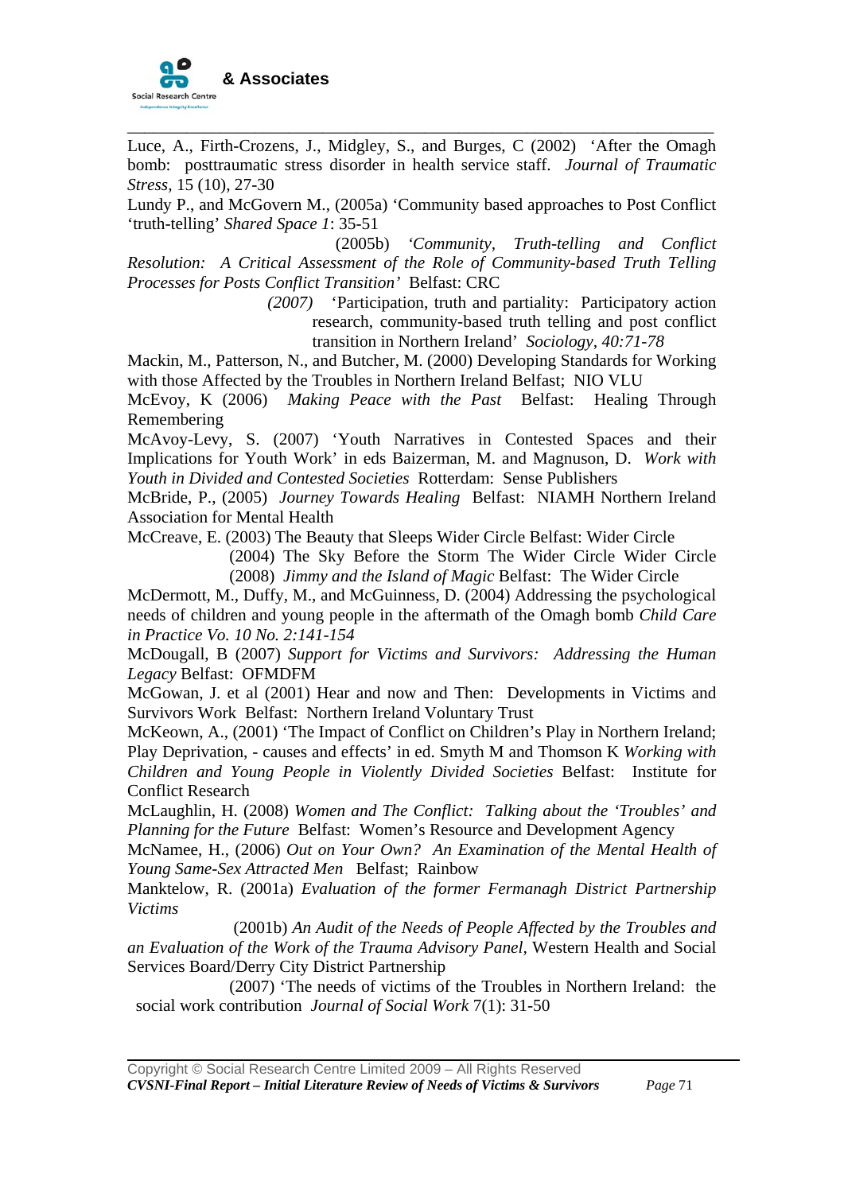Luce, A., Firth-Crozens, J., Midgley, S., and Burges, C (2002) 'After the Omagh bomb: posttraumatic stress disorder in health service staff. *Journal of Traumatic Stress*, 15 (10), 27-30

Lundy P., and McGovern M., (2005a) 'Community based approaches to Post Conflict 'truth-telling' *Shared Space 1*: 35-51

(2005b) *'Community, Truth-telling and Conflict Resolution: A Critical Assessment of the Role of Community-based Truth Telling Processes for Posts Conflict Transition'* Belfast: CRC

*(2007)* 'Participation, truth and partiality: Participatory action research, community-based truth telling and post conflict transition in Northern Ireland' *Sociology, 40:71-78*

Mackin, M., Patterson, N., and Butcher, M. (2000) Developing Standards for Working with those Affected by the Troubles in Northern Ireland Belfast; NIO VLU

McEvoy, K (2006) *Making Peace with the Past* Belfast: Healing Through Remembering

McAvoy-Levy, S. (2007) 'Youth Narratives in Contested Spaces and their Implications for Youth Work' in eds Baizerman, M. and Magnuson, D. *Work with Youth in Divided and Contested Societies* Rotterdam: Sense Publishers

McBride, P., (2005) *Journey Towards Healing* Belfast: NIAMH Northern Ireland Association for Mental Health

McCreave, E. (2003) The Beauty that Sleeps Wider Circle Belfast: Wider Circle

(2004) The Sky Before the Storm The Wider Circle Wider Circle

(2008) *Jimmy and the Island of Magic* Belfast: The Wider Circle

McDermott, M., Duffy, M., and McGuinness, D. (2004) Addressing the psychological needs of children and young people in the aftermath of the Omagh bomb *Child Care in Practice Vo. 10 No. 2:141-154*

McDougall, B (2007) *Support for Victims and Survivors: Addressing the Human Legacy* Belfast: OFMDFM

McGowan, J. et al (2001) Hear and now and Then: Developments in Victims and Survivors Work Belfast: Northern Ireland Voluntary Trust

McKeown, A., (2001) 'The Impact of Conflict on Children's Play in Northern Ireland; Play Deprivation, - causes and effects' in ed. Smyth M and Thomson K *Working with Children and Young People in Violently Divided Societies* Belfast: Institute for Conflict Research

McLaughlin, H. (2008) *Women and The Conflict: Talking about the 'Troubles' and Planning for the Future* Belfast: Women's Resource and Development Agency

McNamee, H., (2006) *Out on Your Own? An Examination of the Mental Health of Young Same-Sex Attracted Men* Belfast; Rainbow

Manktelow, R. (2001a) *Evaluation of the former Fermanagh District Partnership Victims*

(2001b) *An Audit of the Needs of People Affected by the Troubles and an Evaluation of the Work of the Trauma Advisory Panel*, Western Health and Social Services Board/Derry City District Partnership

(2007) 'The needs of victims of the Troubles in Northern Ireland: the social work contribution *Journal of Social Work* 7(1): 31-50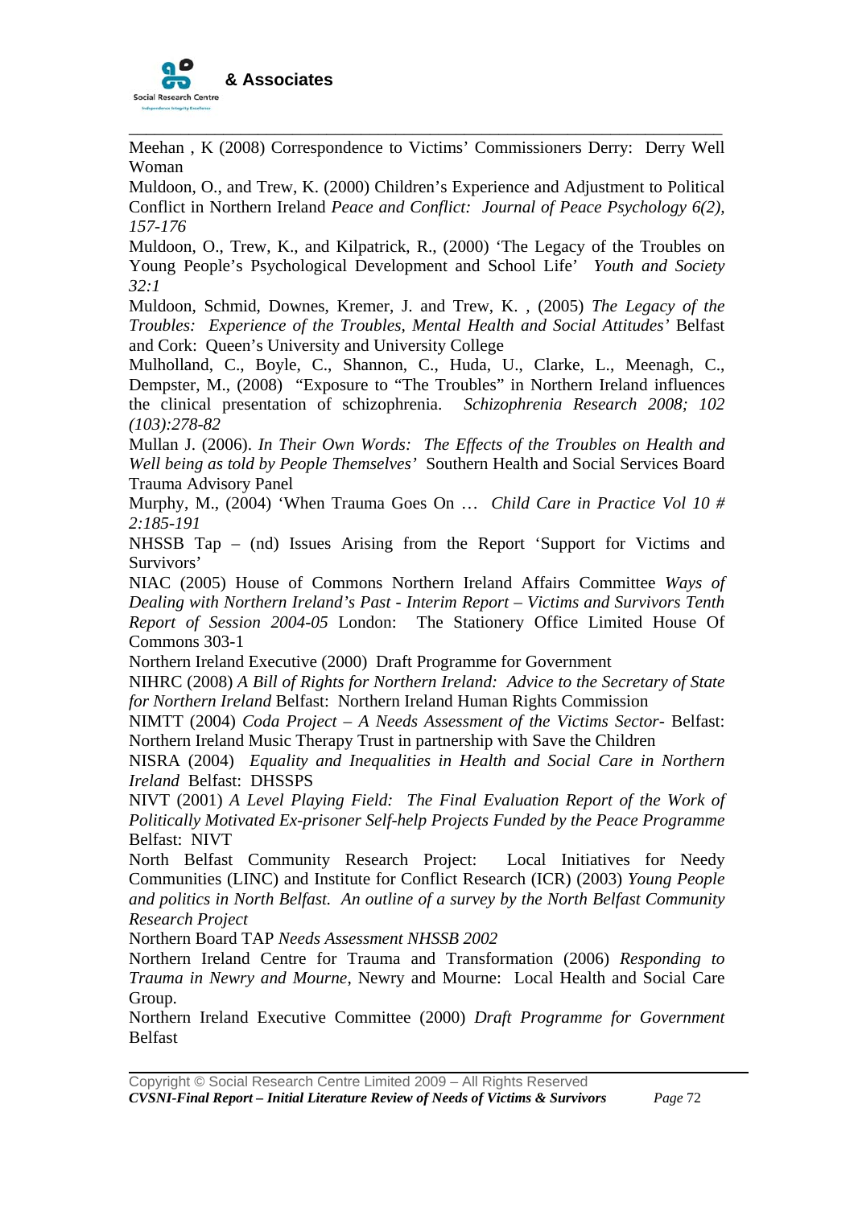Meehan , K (2008) Correspondence to Victims' Commissioners Derry: Derry Well Woman

Muldoon, O., and Trew, K. (2000) Children's Experience and Adjustment to Political Conflict in Northern Ireland *Peace and Conflict: Journal of Peace Psychology 6(2), 157-176*

Muldoon, O., Trew, K., and Kilpatrick, R., (2000) 'The Legacy of the Troubles on Young People's Psychological Development and School Life' *Youth and Society 32:1*

Muldoon, Schmid, Downes, Kremer, J. and Trew, K. , (2005) *The Legacy of the Troubles: Experience of the Troubles, Mental Health and Social Attitudes'* Belfast and Cork: Queen's University and University College

Mulholland, C., Boyle, C., Shannon, C., Huda, U., Clarke, L., Meenagh, C., Dempster, M., (2008) "Exposure to "The Troubles" in Northern Ireland influences the clinical presentation of schizophrenia. *Schizophrenia Research 2008; 102 (103):278-82*

Mullan J. (2006). *In Their Own Words: The Effects of the Troubles on Health and Well being as told by People Themselves'* Southern Health and Social Services Board Trauma Advisory Panel

Murphy, M., (2004) 'When Trauma Goes On … *Child Care in Practice Vol 10 # 2:185-191*

NHSSB Tap – (nd) Issues Arising from the Report 'Support for Victims and Survivors'

NIAC (2005) House of Commons Northern Ireland Affairs Committee *Ways of Dealing with Northern Ireland's Past - Interim Report – Victims and Survivors Tenth Report of Session 2004-05* London: The Stationery Office Limited House Of Commons 303-1

Northern Ireland Executive (2000) Draft Programme for Government

NIHRC (2008) *A Bill of Rights for Northern Ireland: Advice to the Secretary of State for Northern Ireland* Belfast: Northern Ireland Human Rights Commission

NIMTT (2004) *Coda Project – A Needs Assessment of the Victims Sector*- Belfast: Northern Ireland Music Therapy Trust in partnership with Save the Children

NISRA (2004) *Equality and Inequalities in Health and Social Care in Northern Ireland* Belfast: DHSSPS

NIVT (2001) *A Level Playing Field: The Final Evaluation Report of the Work of Politically Motivated Ex-prisoner Self-help Projects Funded by the Peace Programme* Belfast: NIVT

North Belfast Community Research Project: Local Initiatives for Needy Communities (LINC) and Institute for Conflict Research (ICR) (2003) *Young People and politics in North Belfast. An outline of a survey by the North Belfast Community Research Project*

Northern Board TAP *Needs Assessment NHSSB 2002*

Northern Ireland Centre for Trauma and Transformation (2006) *Responding to Trauma in Newry and Mourne*, Newry and Mourne: Local Health and Social Care Group.

Northern Ireland Executive Committee (2000) *Draft Programme for Government* Belfast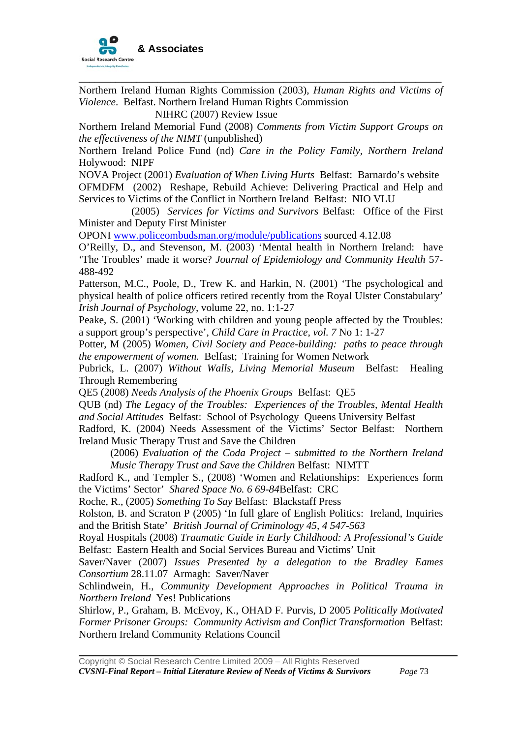Northern Ireland Human Rights Commission (2003), *Human Rights and Victims of Violence*. Belfast. Northern Ireland Human Rights Commission

NIHRC (2007) Review Issue

Northern Ireland Memorial Fund (2008) *Comments from Victim Support Groups on the effectiveness of the NIMT* (unpublished)

Northern Ireland Police Fund (nd) *Care in the Policy Family, Northern Ireland* Holywood: NIPF

NOVA Project (2001) *Evaluation of When Living Hurts* Belfast: Barnardo's website

OFMDFM (2002) Reshape, Rebuild Achieve: Delivering Practical and Help and Services to Victims of the Conflict in Northern Ireland Belfast: NIO VLU

(2005) *Services for Victims and Survivors* Belfast: Office of the First Minister and Deputy First Minister

OPONI www.policeombudsman.org/module/publications sourced 4.12.08

O'Reilly, D., and Stevenson, M. (2003) 'Mental health in Northern Ireland: have 'The Troubles' made it worse? *Journal of Epidemiology and Community Health* 57- 488-492

Patterson, M.C., Poole, D., Trew K. and Harkin, N. (2001) 'The psychological and physical health of police officers retired recently from the Royal Ulster Constabulary' *Irish Journal of Psychology*, volume 22, no. 1:1-27

Peake, S. (2001) 'Working with children and young people affected by the Troubles: a support group's perspective', *Child Care in Practice, vol. 7* No 1: 1-27

Potter, M (2005) *Women, Civil Society and Peace-building: paths to peace through the empowerment of women.* Belfast; Training for Women Network

Pubrick, L. (2007) *Without Walls, Living Memorial Museum* Belfast: Healing Through Remembering

QE5 (2008) *Needs Analysis of the Phoenix Groups* Belfast: QE5

QUB (nd) *The Legacy of the Troubles: Experiences of the Troubles, Mental Health and Social Attitudes* Belfast: School of Psychology Queens University Belfast

Radford, K. (2004) Needs Assessment of the Victims' Sector Belfast: Northern Ireland Music Therapy Trust and Save the Children

(2006) *Evaluation of the Coda Project – submitted to the Northern Ireland Music Therapy Trust and Save the Children* Belfast: NIMTT

Radford K., and Templer S., (2008) 'Women and Relationships: Experiences form the Victims' Sector' *Shared Space No. 6 69-84*Belfast: CRC

Roche, R., (2005) *Something To Say* Belfast: Blackstaff Press

Rolston, B. and Scraton P (2005) 'In full glare of English Politics: Ireland, Inquiries and the British State' *British Journal of Criminology 45, 4 547-563*

Royal Hospitals (2008) *Traumatic Guide in Early Childhood: A Professional's Guide* Belfast: Eastern Health and Social Services Bureau and Victims' Unit

Saver/Naver (2007) *Issues Presented by a delegation to the Bradley Eames Consortium* 28.11.07 Armagh: Saver/Naver

Schlindwein, H., *Community Development Approaches in Political Trauma in Northern Ireland* Yes! Publications

Shirlow, P., Graham, B. McEvoy, K., OHAD F. Purvis, D 2005 *Politically Motivated Former Prisoner Groups: Community Activism and Conflict Transformation* Belfast: Northern Ireland Community Relations Council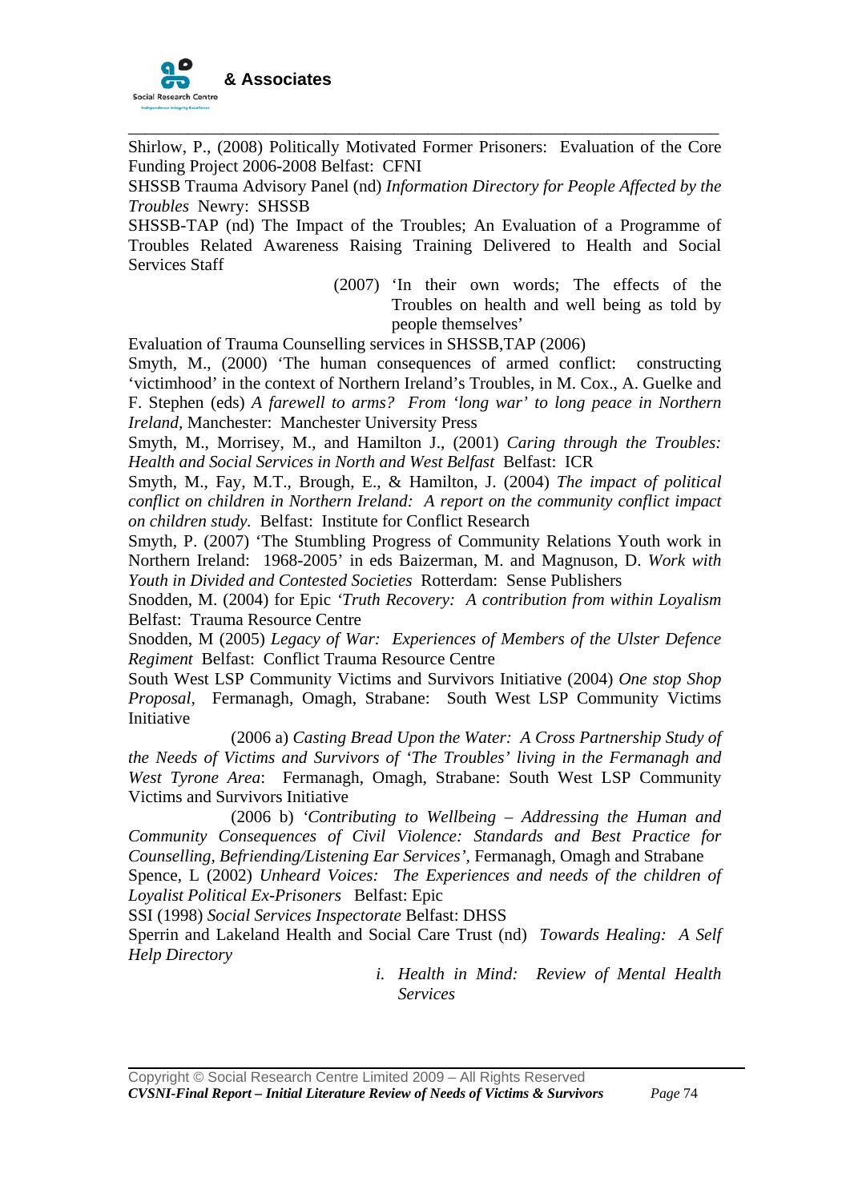Shirlow, P., (2008) Politically Motivated Former Prisoners: Evaluation of the Core Funding Project 2006-2008 Belfast: CFNI

SHSSB Trauma Advisory Panel (nd) *Information Directory for People Affected by the Troubles* Newry: SHSSB

SHSSB-TAP (nd) The Impact of the Troubles; An Evaluation of a Programme of Troubles Related Awareness Raising Training Delivered to Health and Social Services Staff

(2007) 'In their own words; The effects of the Troubles on health and well being as told by people themselves'

Evaluation of Trauma Counselling services in SHSSB,TAP (2006)

Smyth, M., (2000) 'The human consequences of armed conflict: constructing 'victimhood' in the context of Northern Ireland's Troubles, in M. Cox., A. Guelke and F. Stephen (eds) *A farewell to arms? From 'long war' to long peace in Northern Ireland,* Manchester: Manchester University Press

Smyth, M., Morrisey, M., and Hamilton J., (2001) *Caring through the Troubles: Health and Social Services in North and West Belfast* Belfast: ICR

Smyth, M., Fay, M.T., Brough, E., & Hamilton, J. (2004) *The impact of political conflict on children in Northern Ireland: A report on the community conflict impact on children study.* Belfast: Institute for Conflict Research

Smyth, P. (2007) 'The Stumbling Progress of Community Relations Youth work in Northern Ireland: 1968-2005' in eds Baizerman, M. and Magnuson, D. *Work with Youth in Divided and Contested Societies* Rotterdam: Sense Publishers

Snodden, M. (2004) for Epic *'Truth Recovery: A contribution from within Loyalism* Belfast: Trauma Resource Centre

Snodden, M (2005) *Legacy of War: Experiences of Members of the Ulster Defence Regiment* Belfast: Conflict Trauma Resource Centre

South West LSP Community Victims and Survivors Initiative (2004) *One stop Shop Proposal,* Fermanagh, Omagh, Strabane: South West LSP Community Victims Initiative

(2006 a) *Casting Bread Upon the Water: A Cross Partnership Study of the Needs of Victims and Survivors of 'The Troubles' living in the Fermanagh and West Tyrone Area*: Fermanagh, Omagh, Strabane: South West LSP Community Victims and Survivors Initiative

(2006 b) *'Contributing to Wellbeing – Addressing the Human and Community Consequences of Civil Violence: Standards and Best Practice for Counselling, Befriending/Listening Ear Services',* Fermanagh, Omagh and Strabane

Spence, L (2002) *Unheard Voices: The Experiences and needs of the children of Loyalist Political Ex-Prisoners* Belfast: Epic

SSI (1998) *Social Services Inspectorate* Belfast: DHSS

Sperrin and Lakeland Health and Social Care Trust (nd) *Towards Healing: A Self Help Directory*

i. *Health in Mind: Review of Mental Health Services*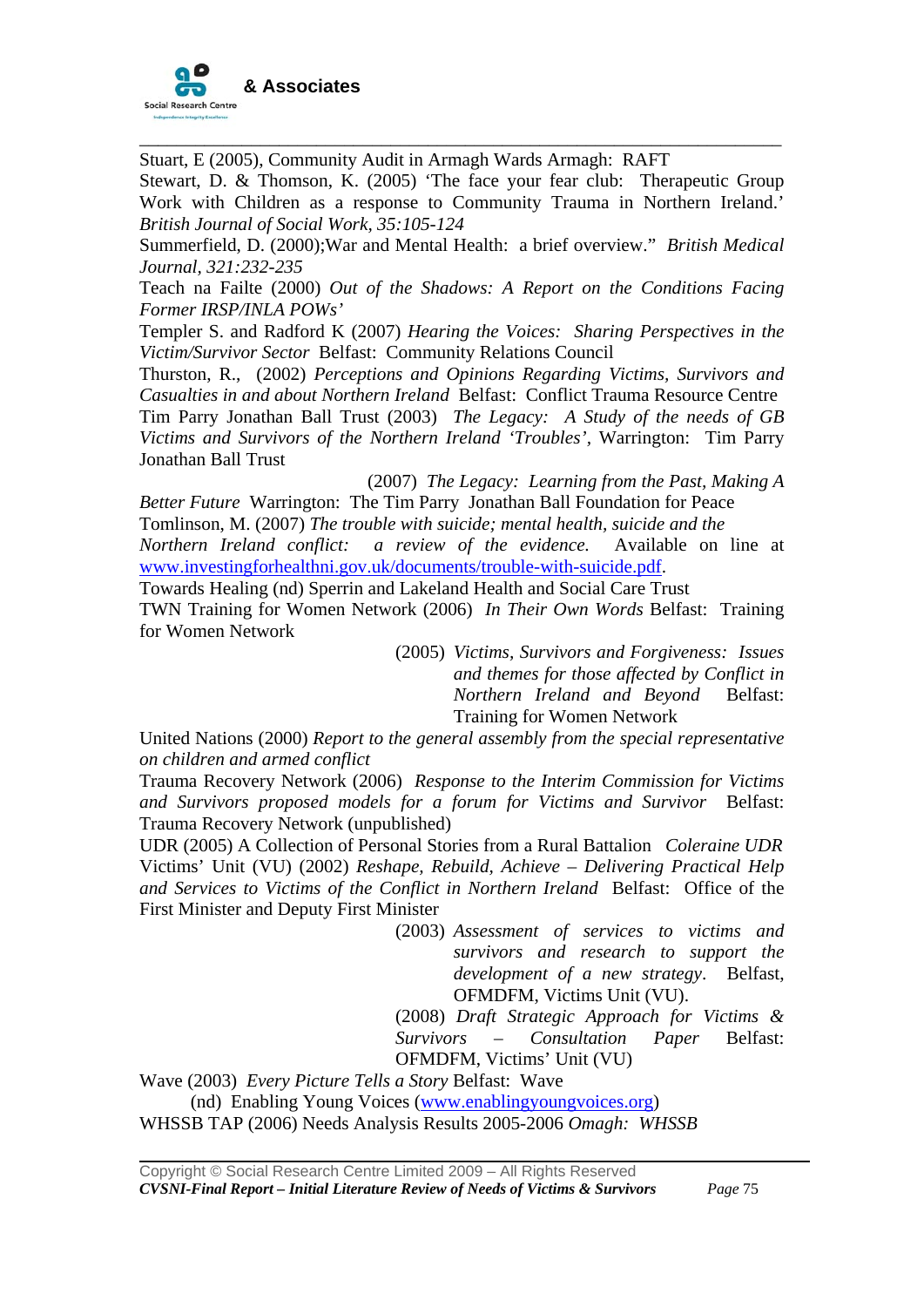Stuart, E (2005), Community Audit in Armagh Wards Armagh: RAFT

Stewart, D. & Thomson, K. (2005) 'The face your fear club: Therapeutic Group Work with Children as a response to Community Trauma in Northern Ireland.' *British Journal of Social Work, 35:105-124*

Summerfield, D. (2000);War and Mental Health: a brief overview." *British Medical Journal, 321:232-235*

Teach na Failte (2000) *Out of the Shadows: A Report on the Conditions Facing Former IRSP/INLA POWs'*

Templer S. and Radford K (2007) *Hearing the Voices: Sharing Perspectives in the Victim/Survivor Sector* Belfast: Community Relations Council

Thurston, R., (2002) *Perceptions and Opinions Regarding Victims, Survivors and Casualties in and about Northern Ireland* Belfast: Conflict Trauma Resource Centre

Tim Parry Jonathan Ball Trust (2003) *The Legacy: A Study of the needs of GB Victims and Survivors of the Northern Ireland 'Troubles'*, Warrington: Tim Parry Jonathan Ball Trust

(2007) *The Legacy: Learning from the Past, Making A Better Future* Warrington: The Tim Parry Jonathan Ball Foundation for Peace

Tomlinson, M. (2007) *The trouble with suicide; mental health, suicide and the Northern Ireland conflict: a review of the evidence.* Available on line at www.investingforhealthni.gov.uk/documents/trouble-with-suicide.pdf.

Towards Healing (nd) Sperrin and Lakeland Health and Social Care Trust

TWN Training for Women Network (2006) *In Their Own Words* Belfast: Training for Women Network

(2005) *Victims, Survivors and Forgiveness: Issues and themes for those affected by Conflict in Northern Ireland and Beyond* Belfast: Training for Women Network

United Nations (2000) *Report to the general assembly from the special representative on children and armed conflict*

Trauma Recovery Network (2006) *Response to the Interim Commission for Victims and Survivors proposed models for a forum for Victims and Survivor* Belfast: Trauma Recovery Network (unpublished)

UDR (2005) A Collection of Personal Stories from a Rural Battalion *Coleraine UDR*

Victims' Unit (VU) (2002) *Reshape, Rebuild, Achieve – Delivering Practical Help and Services to Victims of the Conflict in Northern Ireland* Belfast: Office of the First Minister and Deputy First Minister

(2003) *Assessment of services to victims and survivors and research to support the development of a new strategy*. Belfast, OFMDFM, Victims Unit (VU).

(2008) *Draft Strategic Approach for Victims & Survivors – Consultation Paper* Belfast: OFMDFM, Victims' Unit (VU)

Wave (2003) *Every Picture Tells a Story* Belfast: Wave

(nd) Enabling Young Voices (www.enablingyoungvoices.org)

WHSSB TAP (2006) Needs Analysis Results 2005-2006 *Omagh: WHSSB*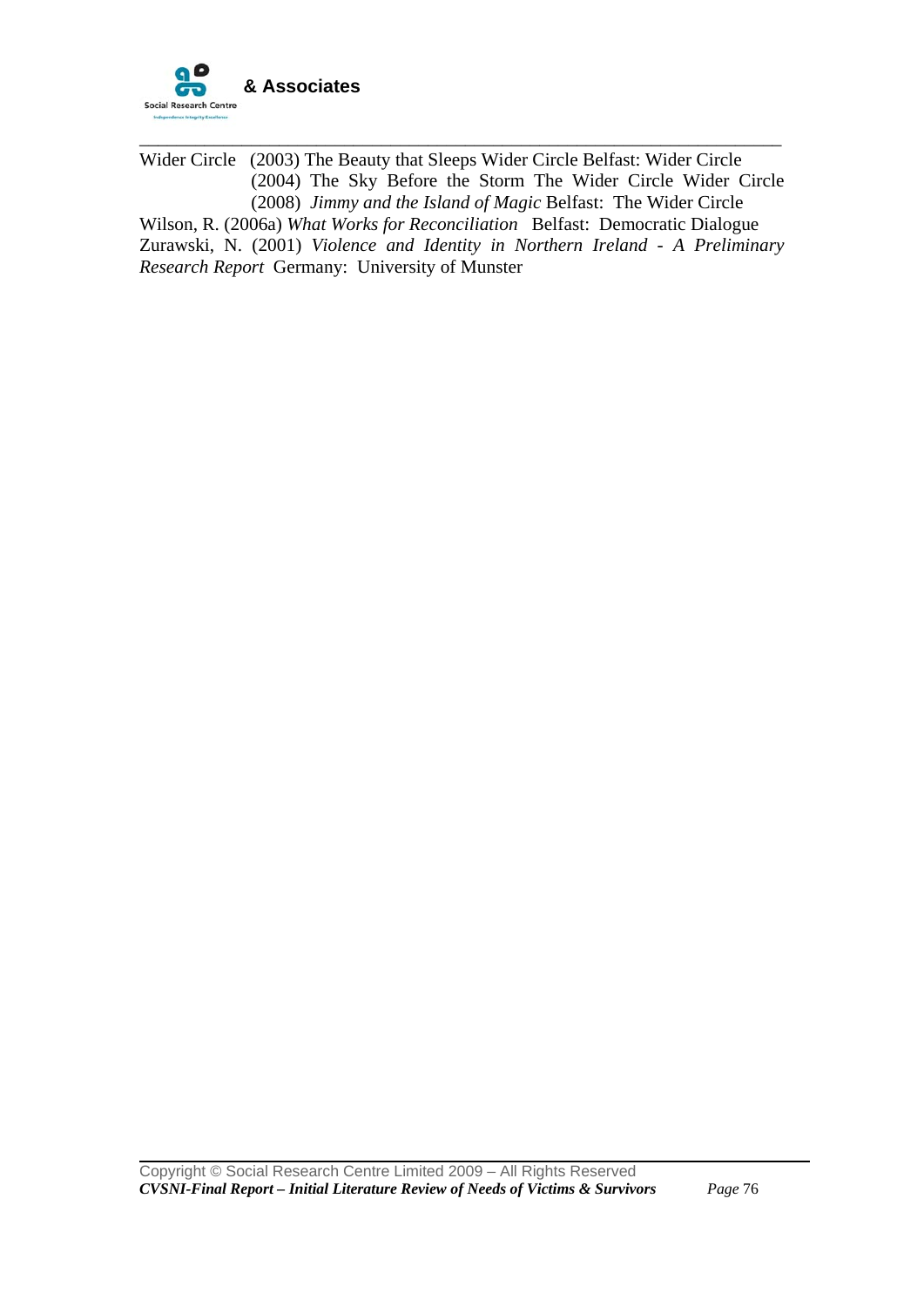Wider Circle (2003) The Beauty that Sleeps Wider Circle Belfast: Wider Circle

(2004) The Sky Before the Storm The Wider Circle Wider Circle

(2008) *Jimmy and the Island of Magic* Belfast: The Wider Circle

Wilson, R. (2006a) *What Works for Reconciliation* Belfast: Democratic Dialogue

Zurawski, N. (2001) *Violence and Identity in Northern Ireland - A Preliminary Research Report* Germany: University of Munster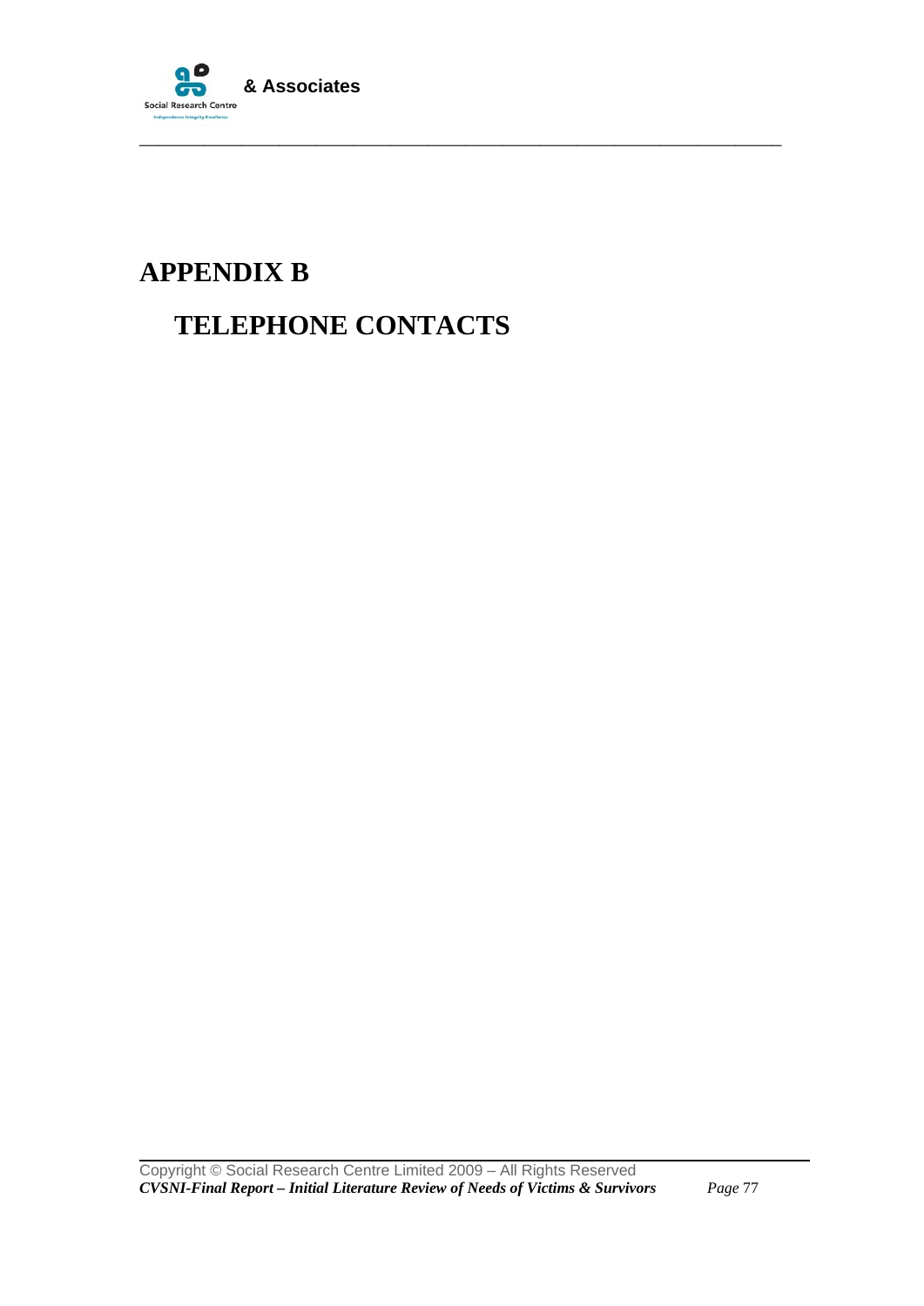# APPENDIX B

## TELEPHONE CONTACTS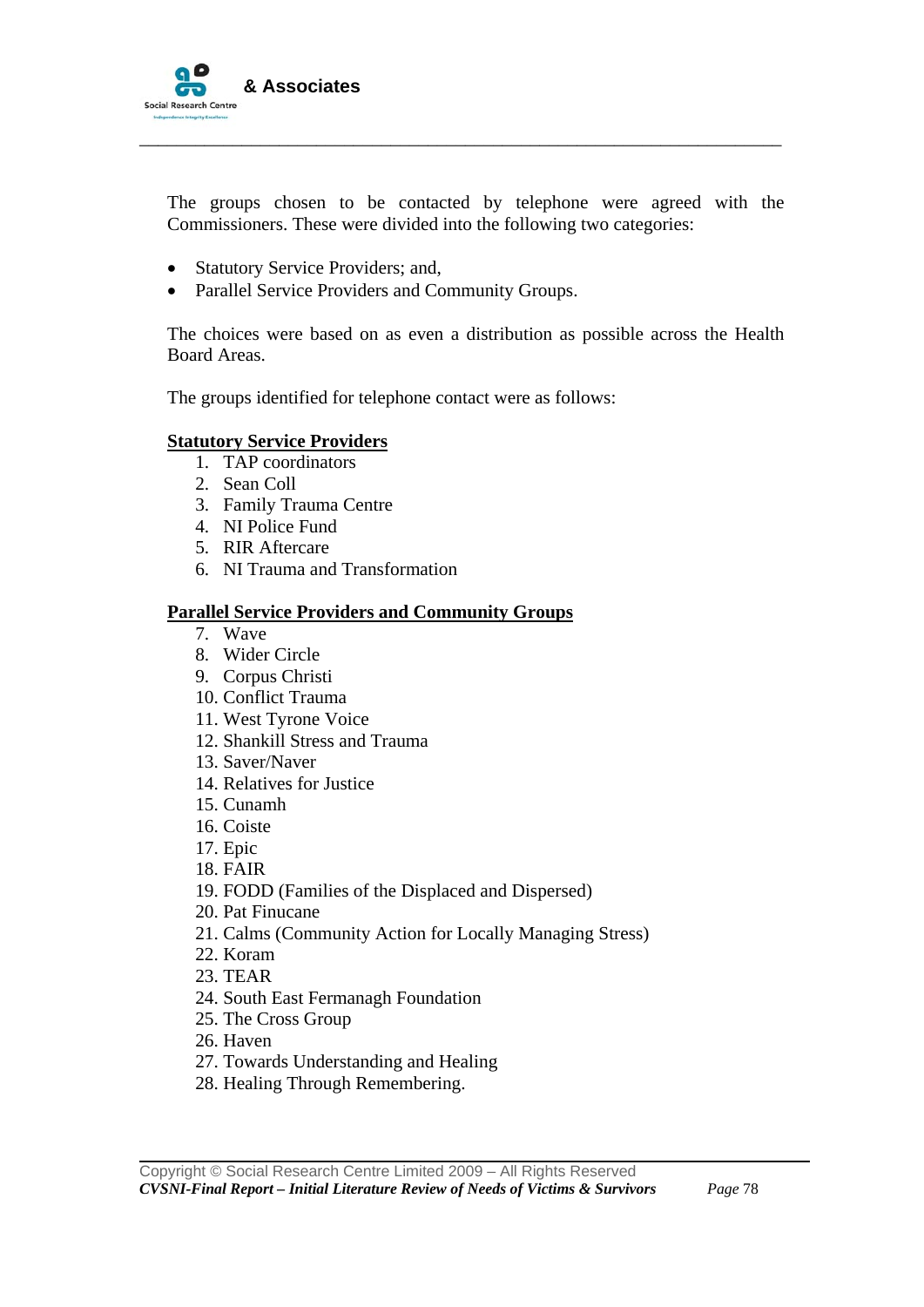The groups chosen to be contacted by telephone were agreed with the Commissioners. These were divided into the following two categories:

- Statutory Service Providers; and,
- Parallel Service Providers and Community Groups.

The choices were based on as even a distribution as possible across the Health Board Areas.

The groups identified for telephone contact were as follows:

**Statutory Service Providers**

1. TAP coordinators
2. Sean Coll
3. Family Trauma Centre
4. NI Police Fund
5. RIR Aftercare
6. NI Trauma and Transformation

**Parallel Service Providers and Community Groups**

7. Wave
8. Wider Circle
9. Corpus Christi
10. Conflict Trauma
11. West Tyrone Voice
12. Shankill Stress and Trauma
13. Saver/Naver
14. Relatives for Justice
15. Cunamh
16. Coiste
17. Epic
18. FAIR
19. FODD (Families of the Displaced and Dispersed)
20. Pat Finucane
21. Calms (Community Action for Locally Managing Stress)
22. Koram
23. TEAR
24. South East Fermanagh Foundation
25. The Cross Group
26. Haven
27. Towards Understanding and Healing
28. Healing Through Remembering.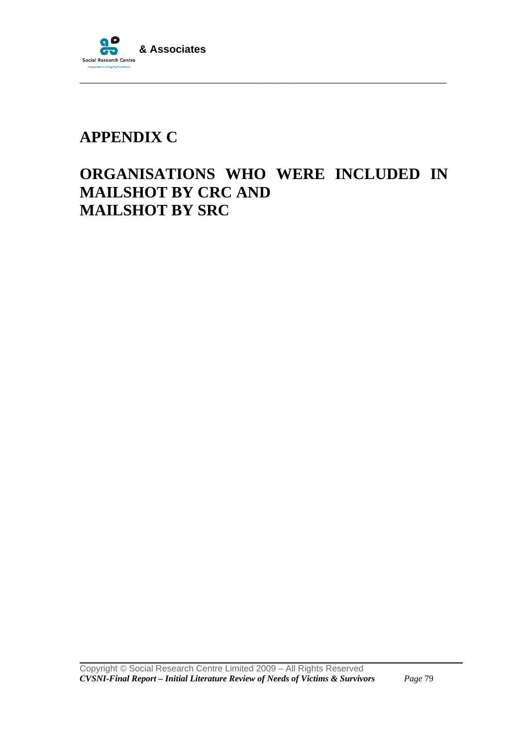# APPENDIX C

# ORGANISATIONS WHO WERE INCLUDED IN MAILSHOT BY CRC AND MAILSHOT BY SRC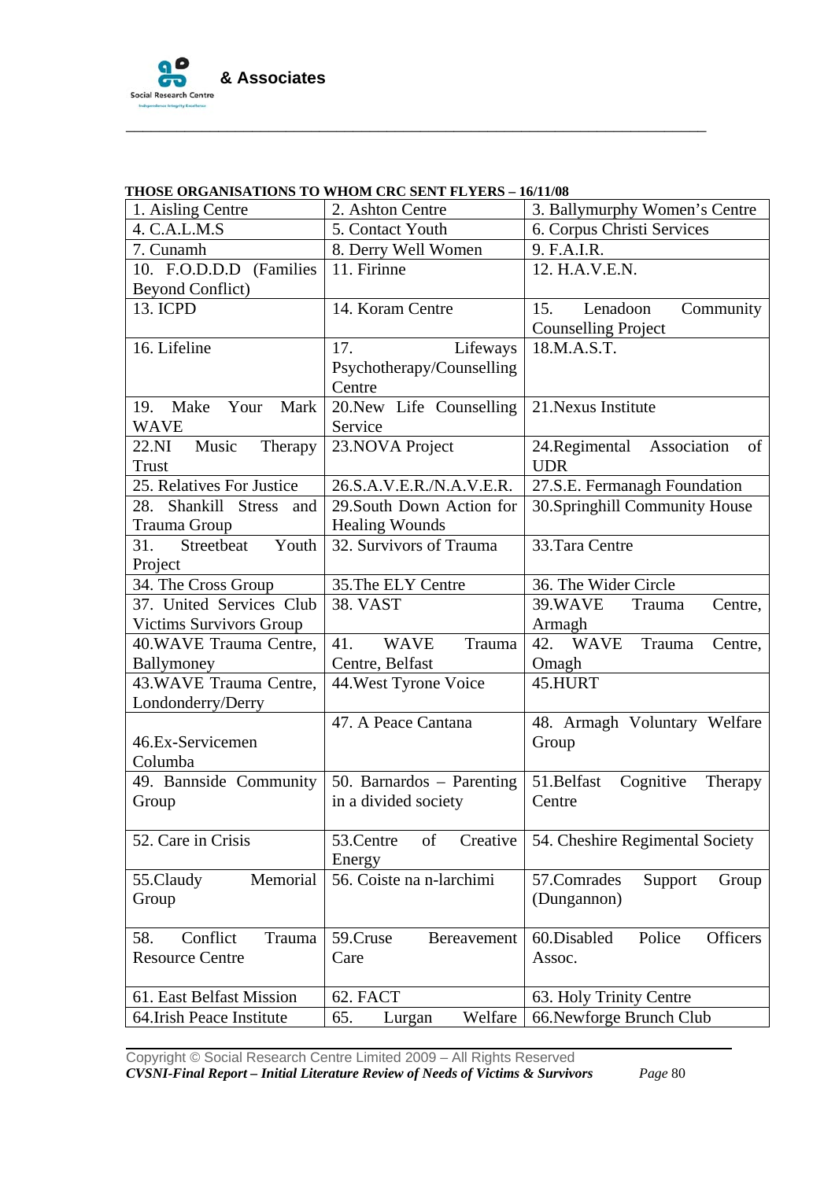**THOSE ORGANISATIONS TO WHOM CRC SENT FLYERS – 16/11/08**

| | | |
|---|---|---|
| 1. Aisling Centre | 2. Ashton Centre | 3. Ballymurphy Women's Centre |
| 4. C.A.L.M.S | 5. Contact Youth | 6. Corpus Christi Services |
| 7. Cunamh | 8. Derry Well Women | 9. F.A.I.R. |
| 10. F.O.D.D.D (Families Beyond Conflict) | 11. Firinne | 12. H.A.V.E.N. |
| 13. ICPD | 14. Koram Centre | 15. Lenadoon Community Counselling Project |
| 16. Lifeline | 17. Lifeways Psychotherapy/Counselling Centre | 18.M.A.S.T. |
| 19. Make Your Mark WAVE | 20.New Life Counselling Service | 21.Nexus Institute |
| 22.NI Music Therapy Trust | 23.NOVA Project | 24.Regimental Association of UDR |
| 25. Relatives For Justice | 26.S.A.V.E.R./N.A.V.E.R. | 27.S.E. Fermanagh Foundation |
| 28. Shankill Stress and Trauma Group | 29.South Down Action for Healing Wounds | 30.Springhill Community House |
| 31. Streetbeat Youth Project | 32. Survivors of Trauma | 33.Tara Centre |
| 34. The Cross Group | 35.The ELY Centre | 36. The Wider Circle |
| 37. United Services Club Victims Survivors Group | 38. VAST | 39.WAVE Trauma Centre, Armagh |
| 40.WAVE Trauma Centre, Ballymoney | 41. WAVE Trauma Centre, Belfast | 42. WAVE Trauma Centre, Omagh |
| 43.WAVE Trauma Centre, Londonderry/Derry | 44.West Tyrone Voice | 45.HURT |
| 46.Ex-Servicemen Columba | 47. A Peace Cantana | 48. Armagh Voluntary Welfare Group |
| 49. Bannside Community Group | 50. Barnardos – Parenting in a divided society | 51.Belfast Cognitive Therapy Centre |
| 52. Care in Crisis | 53.Centre of Creative Energy | 54. Cheshire Regimental Society |
| 55.Claudy Memorial Group | 56. Coiste na n-Iarchimi | 57.Comrades Support Group (Dungannon) |
| 58. Conflict Trauma Resource Centre | 59.Cruse Bereavement Care | 60.Disabled Police Officers Assoc. |
| 61. East Belfast Mission | 62. FACT | 63. Holy Trinity Centre |
| 64.Irish Peace Institute | 65. Lurgan Welfare | 66.Newforge Brunch Club |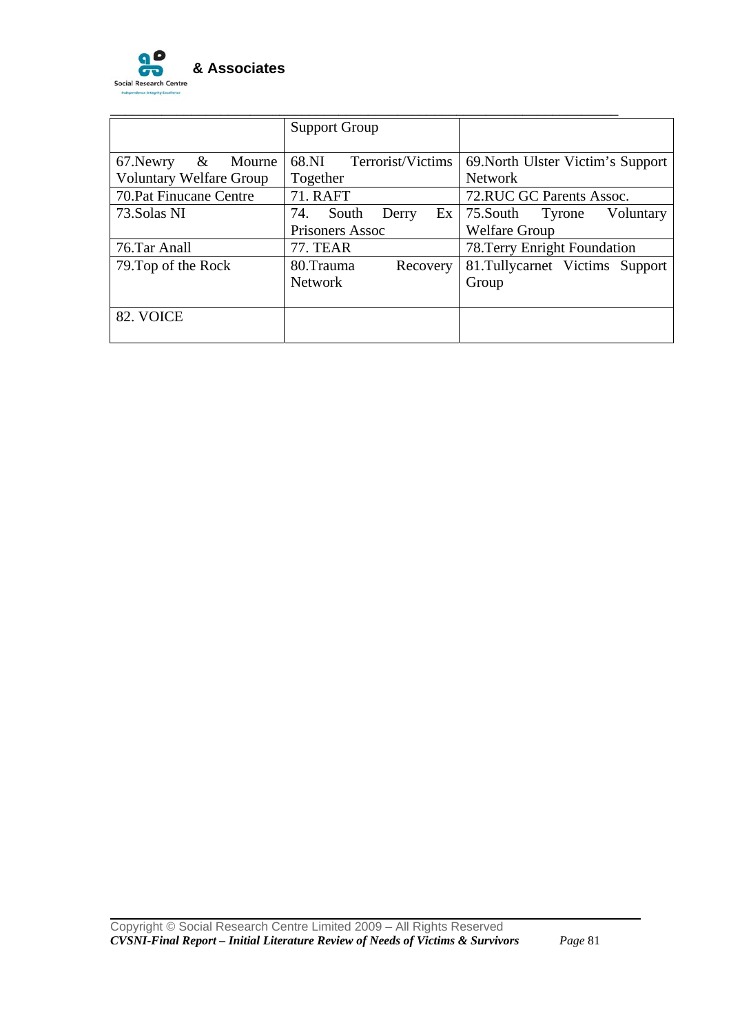| | | |
|---|---|---|
| | Support Group | |
| 67.Newry & Mourne Voluntary Welfare Group | 68.NI Terrorist/Victims Together | 69.North Ulster Victim's Support Network |
| 70.Pat Finucane Centre | 71. RAFT | 72.RUC GC Parents Assoc. |
| 73.Solas NI | 74. South Derry Ex Prisoners Assoc | 75.South Tyrone Voluntary Welfare Group |
| 76.Tar Anall | 77. TEAR | 78.Terry Enright Foundation |
| 79.Top of the Rock | 80.Trauma Recovery Network | 81.Tullycarnet Victims Support Group |
| 82. VOICE | | |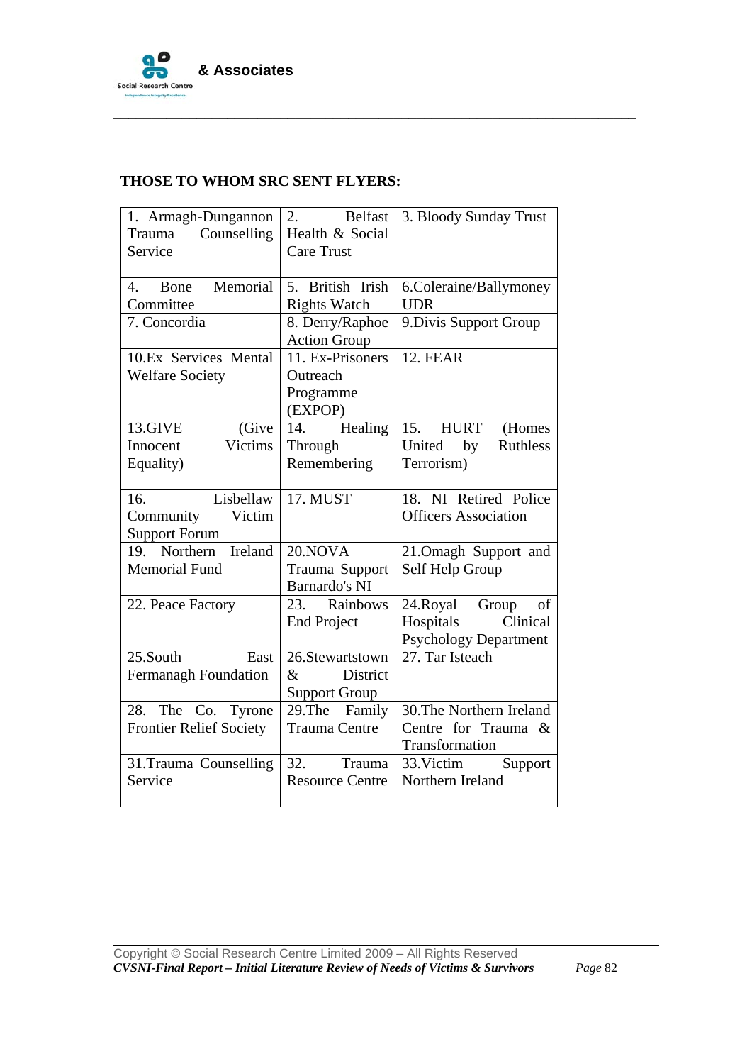**THOSE TO WHOM SRC SENT FLYERS:**

| | | |
|---|---|---|
| 1. Armagh-Dungannon Trauma Counselling Service | 2. Belfast Health & Social Care Trust | 3. Bloody Sunday Trust |
| 4. Bone Memorial Committee | 5. British Irish Rights Watch | 6.Coleraine/Ballymoney UDR |
| 7. Concordia | 8. Derry/Raphoe Action Group | 9.Divis Support Group |
| 10.Ex Services Mental Welfare Society | 11. Ex-Prisoners Outreach Programme (EXPOP) | 12. FEAR |
| 13.GIVE (Give Innocent Victims Equality) | 14. Healing Through Remembering | 15. HURT (Homes United by Ruthless Terrorism) |
| 16. Lisbellaw Community Victim Support Forum | 17. MUST | 18. NI Retired Police Officers Association |
| 19. Northern Ireland Memorial Fund | 20.NOVA Trauma Support Barnardo's NI | 21.Omagh Support and Self Help Group |
| 22. Peace Factory | 23. Rainbows End Project | 24.Royal Group of Hospitals Clinical Psychology Department |
| 25.South East Fermanagh Foundation | 26.Stewartstown & District Support Group | 27. Tar Isteach |
| 28. The Co. Tyrone Frontier Relief Society | 29.The Family Trauma Centre | 30.The Northern Ireland Centre for Trauma & Transformation |
| 31.Trauma Counselling Service | 32. Trauma Resource Centre | 33.Victim Support Northern Ireland |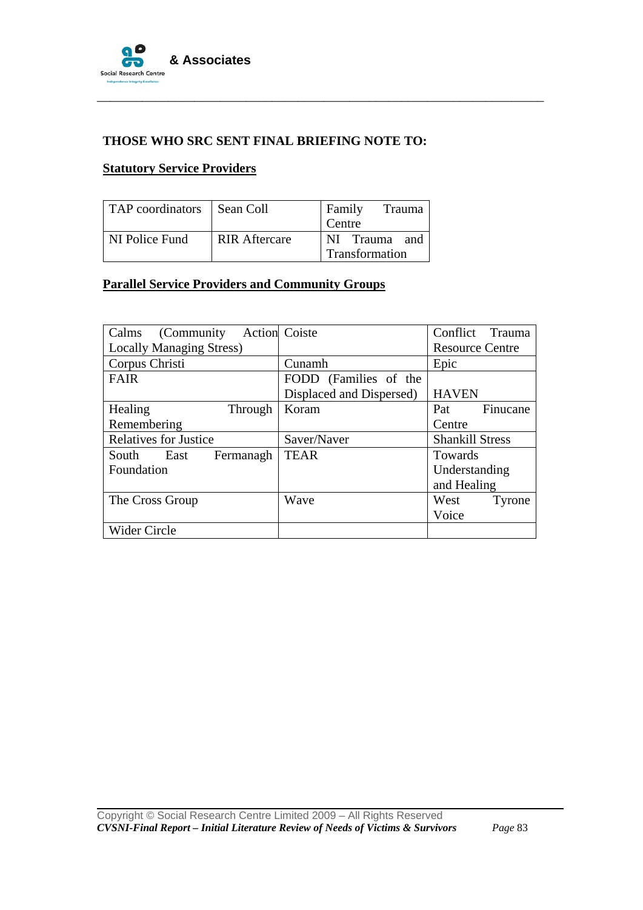**THOSE WHO SRC SENT FINAL BRIEFING NOTE TO:**

**Statutory Service Providers**

| | | |
|---|---|---|
| TAP coordinators | Sean Coll | Family Trauma Centre |
| NI Police Fund | RIR Aftercare | NI Trauma and Transformation |

**Parallel Service Providers and Community Groups**

| | | |
|---|---|---|
| Calms (Community Action Locally Managing Stress) | Coiste | Conflict Trauma Resource Centre |
| Corpus Christi | Cunamh | Epic |
| FAIR | FODD (Families of the Displaced and Dispersed) | HAVEN |
| Healing Through Remembering | Koram | Pat Finucane Centre |
| Relatives for Justice | Saver/Naver | Shankill Stress |
| South East Fermanagh Foundation | TEAR | Towards Understanding and Healing |
| The Cross Group | Wave | West Tyrone Voice |
| Wider Circle | | |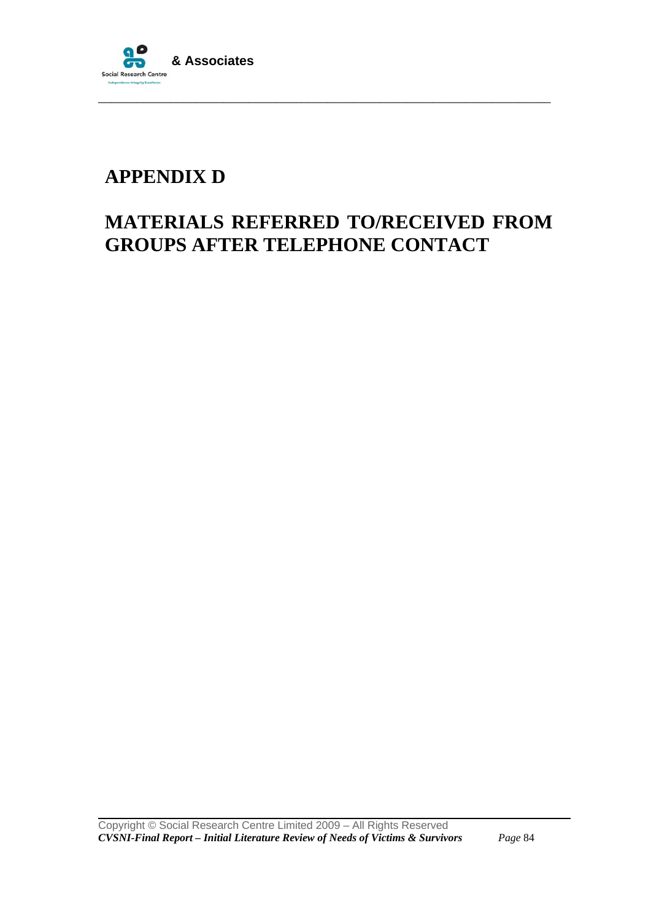# APPENDIX D

# MATERIALS REFERRED TO/RECEIVED FROM GROUPS AFTER TELEPHONE CONTACT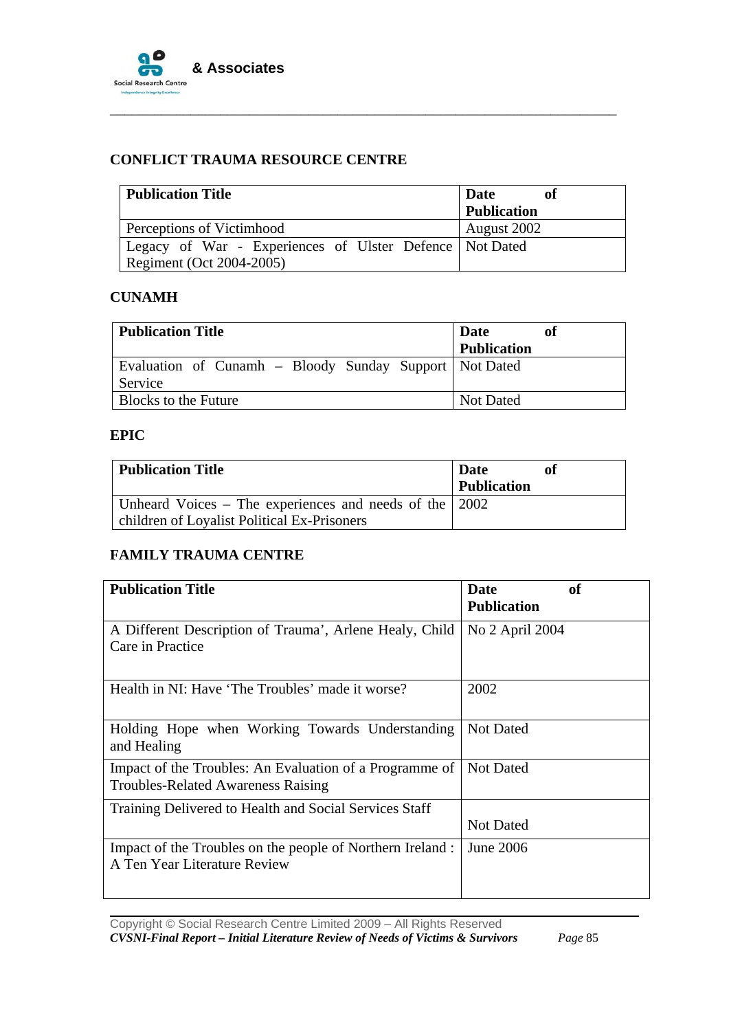### CONFLICT TRAUMA RESOURCE CENTRE

| Publication Title | Date of Publication |
|---|---|
| Perceptions of Victimhood | August 2002 |
| Legacy of War - Experiences of Ulster Defence Regiment (Oct 2004-2005) | Not Dated |

### CUNAMH

| Publication Title | Date of Publication |
|---|---|
| Evaluation of Cunamh – Bloody Sunday Support Service | Not Dated |
| Blocks to the Future | Not Dated |

### EPIC

| Publication Title | Date of Publication |
|---|---|
| Unheard Voices – The experiences and needs of the children of Loyalist Political Ex-Prisoners | 2002 |

### FAMILY TRAUMA CENTRE

| Publication Title | Date of Publication |
|---|---|
| A Different Description of Trauma', Arlene Healy, Child Care in Practice | No 2 April 2004 |
| Health in NI: Have 'The Troubles' made it worse? | 2002 |
| Holding Hope when Working Towards Understanding and Healing | Not Dated |
| Impact of the Troubles: An Evaluation of a Programme of Troubles-Related Awareness Raising | Not Dated |
| Training Delivered to Health and Social Services Staff | Not Dated |
| Impact of the Troubles on the people of Northern Ireland : A Ten Year Literature Review | June 2006 |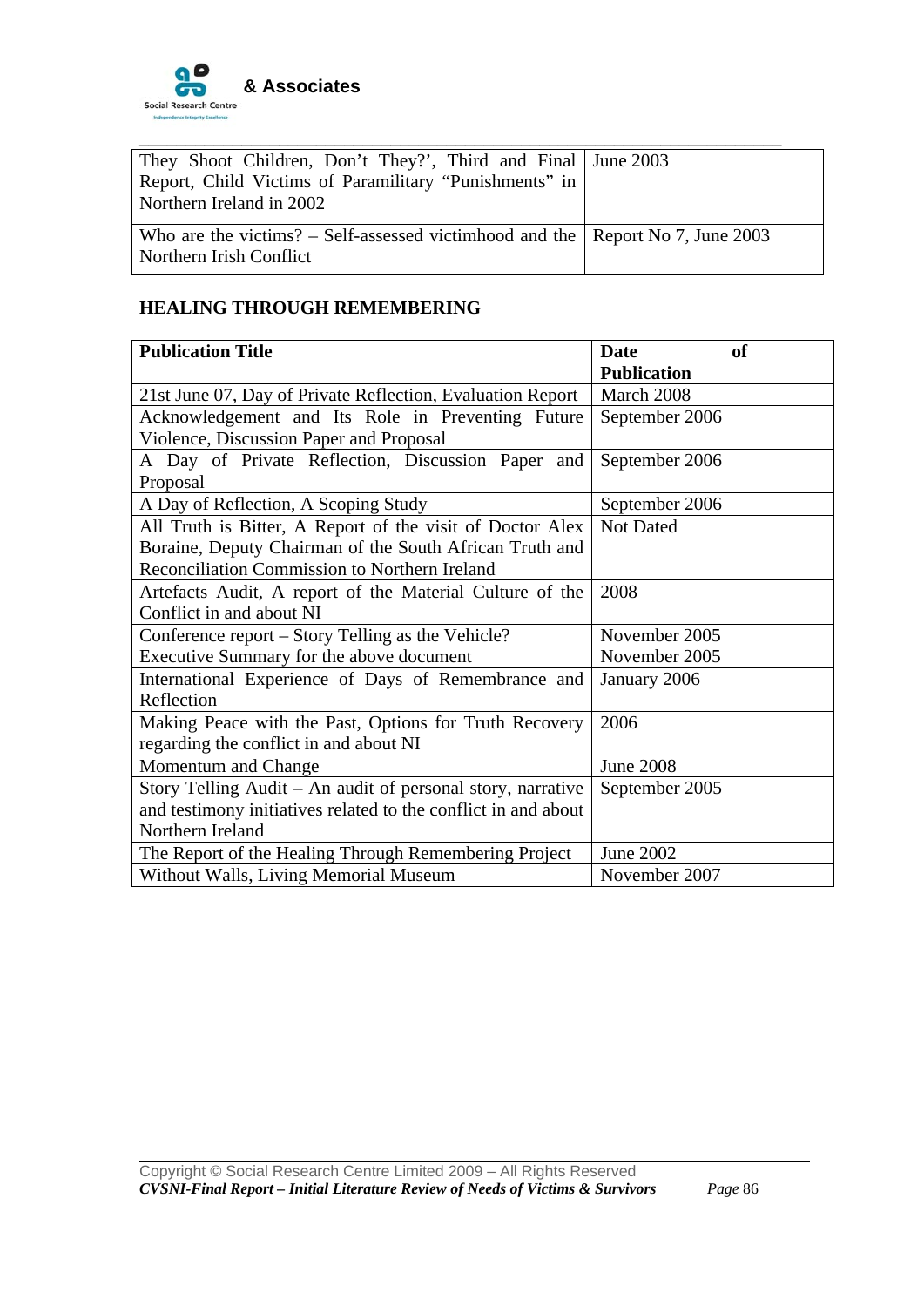| They Shoot Children, Don't They?', Third and Final Report, Child Victims of Paramilitary "Punishments" in Northern Ireland in 2002 | June 2003 |
|---|---|
| Who are the victims? – Self-assessed victimhood and the Northern Irish Conflict | Report No 7, June 2003 |

**HEALING THROUGH REMEMBERING**

| **Publication Title** | **Date of Publication** |
|---|---|
| 21st June 07, Day of Private Reflection, Evaluation Report | March 2008 |
| Acknowledgement and Its Role in Preventing Future Violence, Discussion Paper and Proposal | September 2006 |
| A Day of Private Reflection, Discussion Paper and Proposal | September 2006 |
| A Day of Reflection, A Scoping Study | September 2006 |
| All Truth is Bitter, A Report of the visit of Doctor Alex Boraine, Deputy Chairman of the South African Truth and Reconciliation Commission to Northern Ireland | Not Dated |
| Artefacts Audit, A report of the Material Culture of the Conflict in and about NI | 2008 |
| Conference report – Story Telling as the Vehicle?<br>Executive Summary for the above document | November 2005<br>November 2005 |
| International Experience of Days of Remembrance and Reflection | January 2006 |
| Making Peace with the Past, Options for Truth Recovery regarding the conflict in and about NI | 2006 |
| Momentum and Change | June 2008 |
| Story Telling Audit – An audit of personal story, narrative and testimony initiatives related to the conflict in and about Northern Ireland | September 2005 |
| The Report of the Healing Through Remembering Project | June 2002 |
| Without Walls, Living Memorial Museum | November 2007 |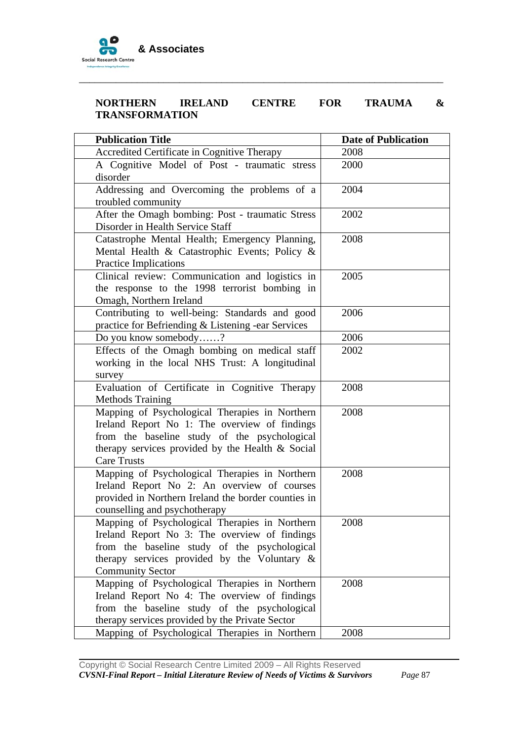**NORTHERN IRELAND CENTRE FOR TRAUMA & TRANSFORMATION**

| Publication Title | Date of Publication |
|---|---|
| Accredited Certificate in Cognitive Therapy | 2008 |
| A Cognitive Model of Post - traumatic stress disorder | 2000 |
| Addressing and Overcoming the problems of a troubled community | 2004 |
| After the Omagh bombing: Post - traumatic Stress Disorder in Health Service Staff | 2002 |
| Catastrophe Mental Health; Emergency Planning, Mental Health & Catastrophic Events; Policy & Practice Implications | 2008 |
| Clinical review: Communication and logistics in the response to the 1998 terrorist bombing in Omagh, Northern Ireland | 2005 |
| Contributing to well-being: Standards and good practice for Befriending & Listening -ear Services | 2006 |
| Do you know somebody……? | 2006 |
| Effects of the Omagh bombing on medical staff working in the local NHS Trust: A longitudinal survey | 2002 |
| Evaluation of Certificate in Cognitive Therapy Methods Training | 2008 |
| Mapping of Psychological Therapies in Northern Ireland Report No 1: The overview of findings from the baseline study of the psychological therapy services provided by the Health & Social Care Trusts | 2008 |
| Mapping of Psychological Therapies in Northern Ireland Report No 2: An overview of courses provided in Northern Ireland the border counties in counselling and psychotherapy | 2008 |
| Mapping of Psychological Therapies in Northern Ireland Report No 3: The overview of findings from the baseline study of the psychological therapy services provided by the Voluntary & Community Sector | 2008 |
| Mapping of Psychological Therapies in Northern Ireland Report No 4: The overview of findings from the baseline study of the psychological therapy services provided by the Private Sector | 2008 |
| Mapping of Psychological Therapies in Northern | 2008 |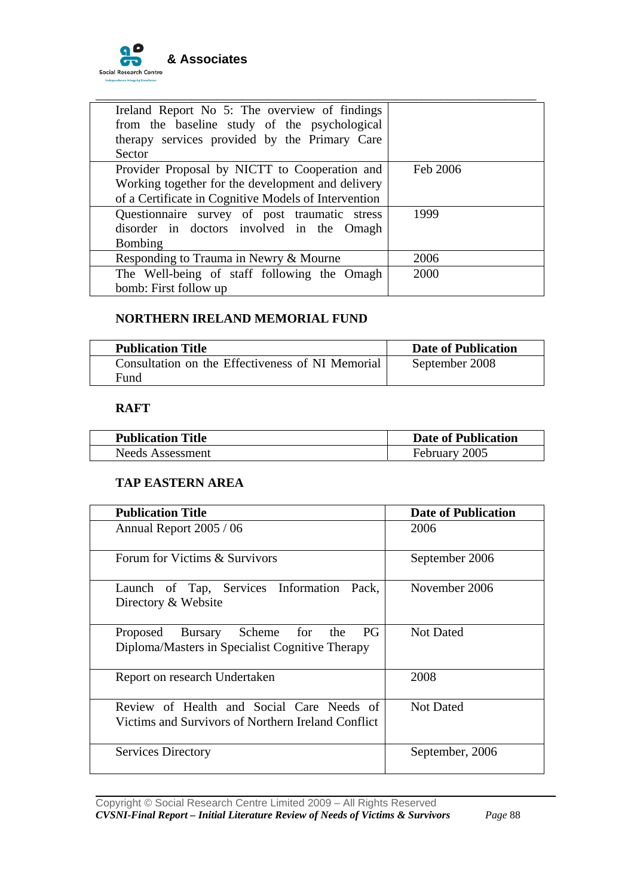| | |
|---|---|
| Ireland Report No 5: The overview of findings from the baseline study of the psychological therapy services provided by the Primary Care Sector | |
| Provider Proposal by NICTT to Cooperation and Working together for the development and delivery of a Certificate in Cognitive Models of Intervention | Feb 2006 |
| Questionnaire survey of post traumatic stress disorder in doctors involved in the Omagh Bombing | 1999 |
| Responding to Trauma in Newry & Mourne | 2006 |
| The Well-being of staff following the Omagh bomb: First follow up | 2000 |

**NORTHERN IRELAND MEMORIAL FUND**

| Publication Title | Date of Publication |
|---|---|
| Consultation on the Effectiveness of NI Memorial Fund | September 2008 |

**RAFT**

| Publication Title | Date of Publication |
|---|---|
| Needs Assessment | February 2005 |

**TAP EASTERN AREA**

| Publication Title | Date of Publication |
|---|---|
| Annual Report 2005 / 06 | 2006 |
| Forum for Victims & Survivors | September 2006 |
| Launch of Tap, Services Information Pack, Directory & Website | November 2006 |
| Proposed Bursary Scheme for the PG Diploma/Masters in Specialist Cognitive Therapy | Not Dated |
| Report on research Undertaken | 2008 |
| Review of Health and Social Care Needs of Victims and Survivors of Northern Ireland Conflict | Not Dated |
| Services Directory | September, 2006 |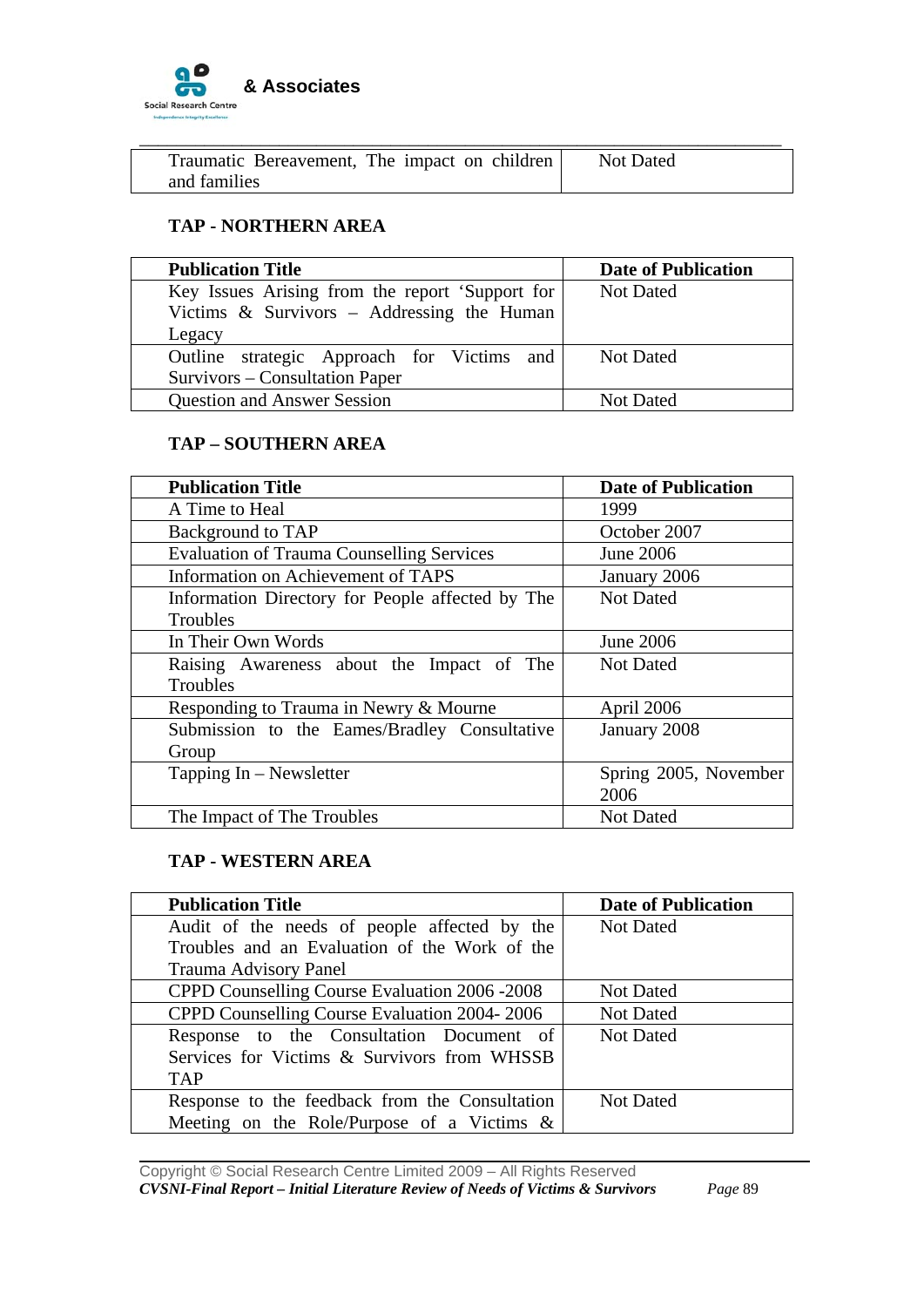| Traumatic Bereavement, The impact on children and families | Not Dated |
|---|---|

**TAP - NORTHERN AREA**

| Publication Title | Date of Publication |
|---|---|
| Key Issues Arising from the report 'Support for Victims & Survivors – Addressing the Human Legacy | Not Dated |
| Outline strategic Approach for Victims and Survivors – Consultation Paper | Not Dated |
| Question and Answer Session | Not Dated |

**TAP – SOUTHERN AREA**

| Publication Title | Date of Publication |
|---|---|
| A Time to Heal | 1999 |
| Background to TAP | October 2007 |
| Evaluation of Trauma Counselling Services | June 2006 |
| Information on Achievement of TAPS | January 2006 |
| Information Directory for People affected by The Troubles | Not Dated |
| In Their Own Words | June 2006 |
| Raising Awareness about the Impact of The Troubles | Not Dated |
| Responding to Trauma in Newry & Mourne | April 2006 |
| Submission to the Eames/Bradley Consultative Group | January 2008 |
| Tapping In – Newsletter | Spring 2005, November 2006 |
| The Impact of The Troubles | Not Dated |

**TAP - WESTERN AREA**

| Publication Title | Date of Publication |
|---|---|
| Audit of the needs of people affected by the Troubles and an Evaluation of the Work of the Trauma Advisory Panel | Not Dated |
| CPPD Counselling Course Evaluation 2006 -2008 | Not Dated |
| CPPD Counselling Course Evaluation 2004- 2006 | Not Dated |
| Response to the Consultation Document of Services for Victims & Survivors from WHSSB TAP | Not Dated |
| Response to the feedback from the Consultation Meeting on the Role/Purpose of a Victims & | Not Dated |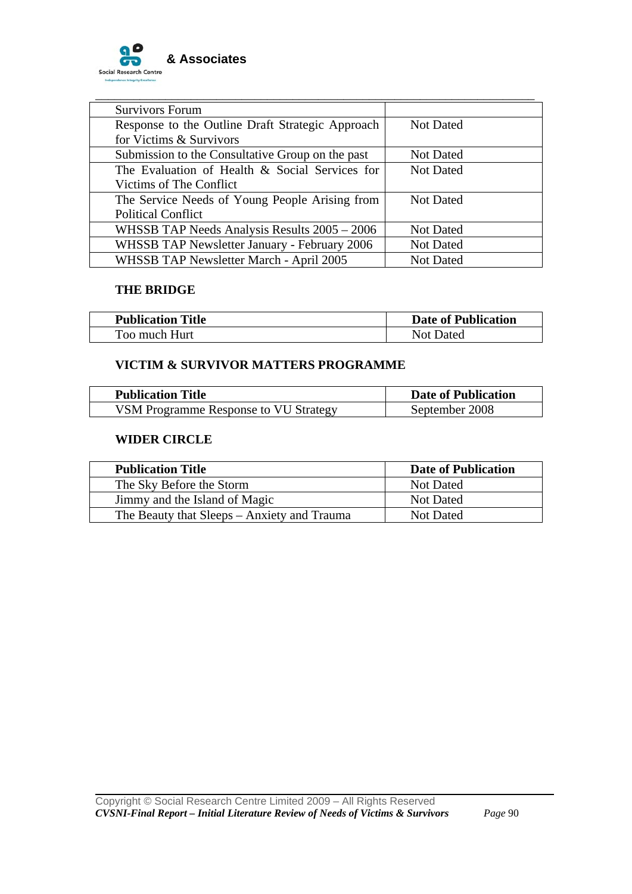| | |
|---|---|
| Survivors Forum | |
| Response to the Outline Draft Strategic Approach for Victims & Survivors | Not Dated |
| Submission to the Consultative Group on the past | Not Dated |
| The Evaluation of Health & Social Services for Victims of The Conflict | Not Dated |
| The Service Needs of Young People Arising from Political Conflict | Not Dated |
| WHSSB TAP Needs Analysis Results 2005 – 2006 | Not Dated |
| WHSSB TAP Newsletter January - February 2006 | Not Dated |
| WHSSB TAP Newsletter March - April 2005 | Not Dated |

**THE BRIDGE**

| Publication Title | Date of Publication |
|---|---|
| Too much Hurt | Not Dated |

**VICTIM & SURVIVOR MATTERS PROGRAMME**

| Publication Title | Date of Publication |
|---|---|
| VSM Programme Response to VU Strategy | September 2008 |

**WIDER CIRCLE**

| Publication Title | Date of Publication |
|---|---|
| The Sky Before the Storm | Not Dated |
| Jimmy and the Island of Magic | Not Dated |
| The Beauty that Sleeps – Anxiety and Trauma | Not Dated |